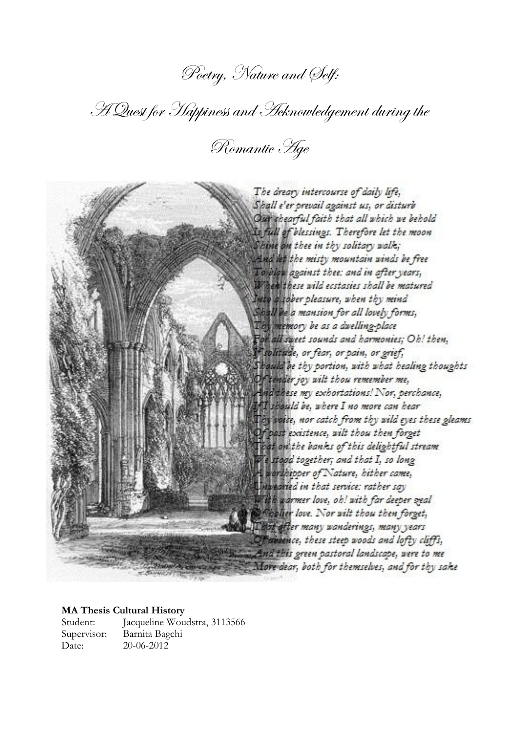# Poetry, Nature and Self:

# A Quest for Happiness and Acknowledgement during the Romantic Age

*The dreary intercourse of daily life,*
*Shall e'er prevail against us, or disturb*
*Our cheerful faith that all which we behold*
*Is full of blessings. Therefore let the moon*
*Shine on thee in thy solitary walk;*
*And let the misty mountain winds be free*
*To blow against thee: and in after years,*
*When these wild ecstasies shall be matured*
*Into a sober pleasure, when thy mind*
*Shall be a mansion for all lovely forms,*
*Thy memory be as a dwelling-place*
*For all sweet sounds and harmonies; Oh! then,*
*If solitude, or fear, or pain, or grief,*
*Should be thy portion, with what healing thoughts*
*Of tender joy wilt thou remember me,*
*And these my exhortations! Nor, perchance,*
*If I should be, where I no more can hear*
*Thy voice, nor catch from thy wild eyes these gleams*
*Of past existence, wilt thou then forget*
*That on the banks of this delightful stream*
*We stood together; and that I, so long*
*A worshipper of Nature, hither came,*
*Unwearied in that service: rather say*
*With warmer love, oh! with far deeper zeal*
*Of holier love. Nor wilt thou then forget,*
*That after many wanderings, many years*
*Of absence, these steep woods and lofty cliffs,*
*And this green pastoral landscape, were to me*
*More dear, both for themselves, and for thy sake*

**MA Thesis Cultural History**

Student: Jacqueline Woudstra, 3113566
Supervisor: Barnita Bagchi
Date: 20-06-2012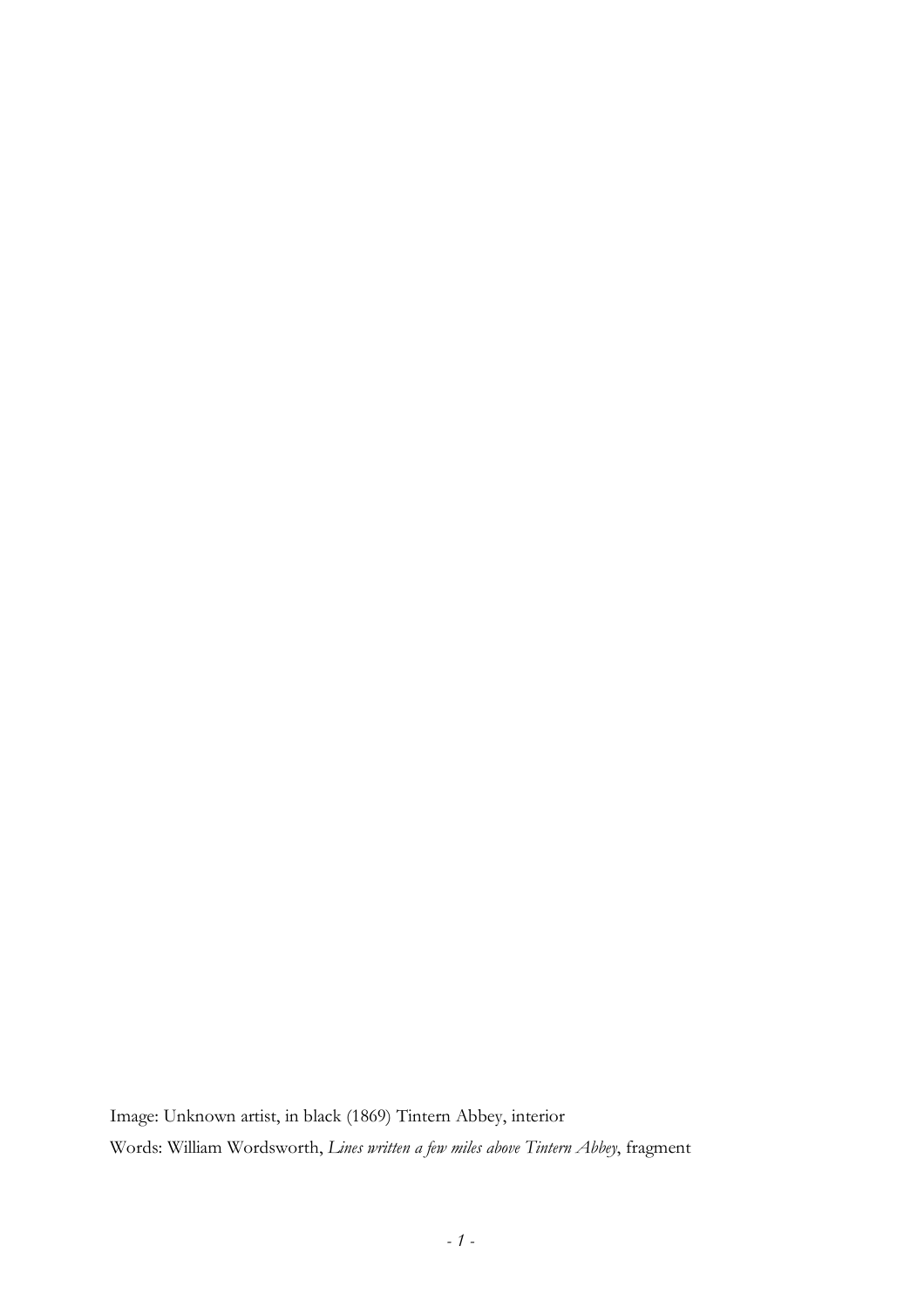Image: Unknown artist, in black (1869) Tintern Abbey, interior

Words: William Wordsworth, *Lines written a few miles above Tintern Abbey*, fragment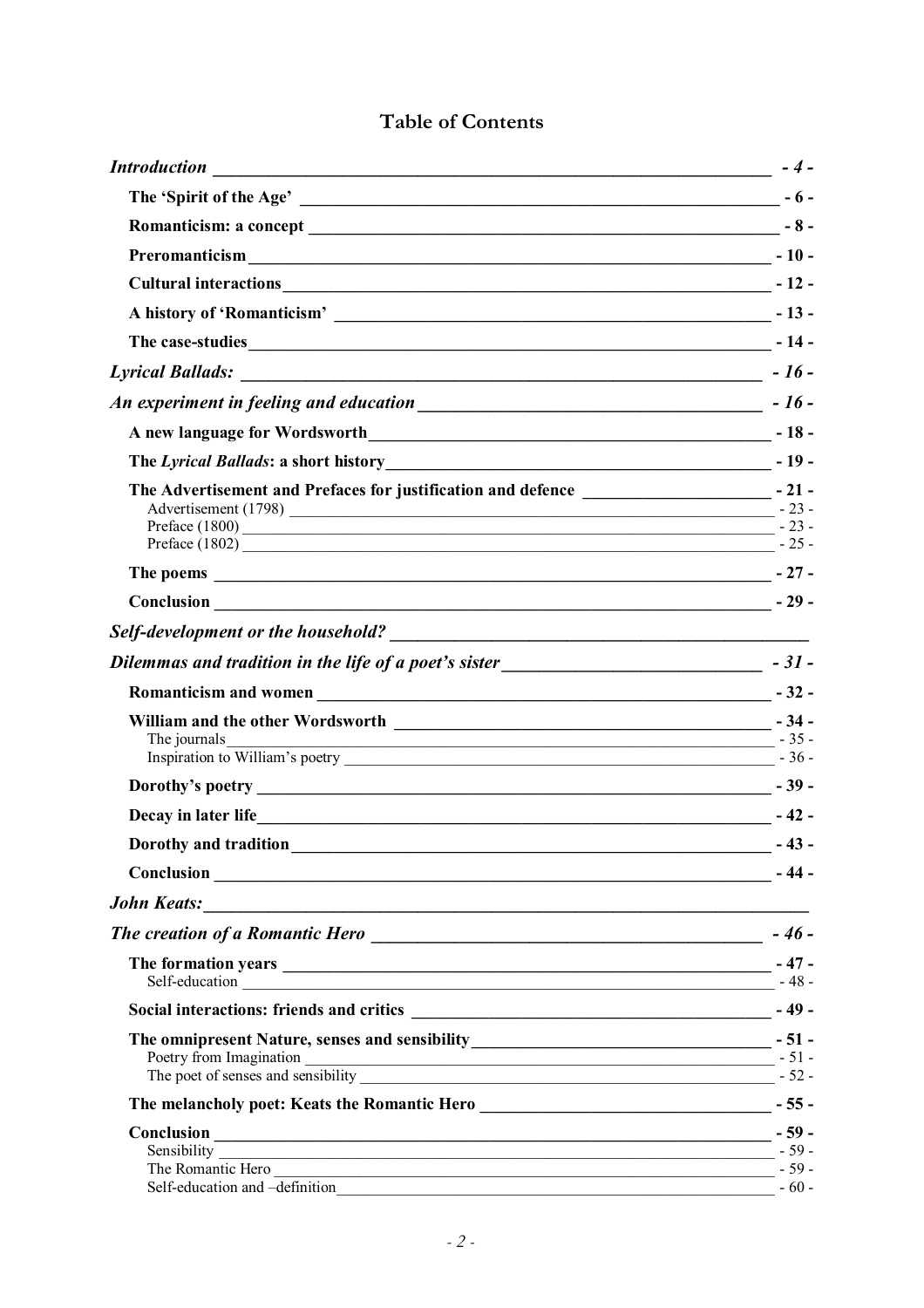# Table of Contents

*Introduction* - 4 -

**The 'Spirit of the Age'** - 6 -

**Romanticism: a concept** - 8 -

**Preromanticism** - 10 -

**Cultural interactions** - 12 -

**A history of 'Romanticism'** - 13 -

**The case-studies** - 14 -

*Lyrical Ballads:* - 16 -

*An experiment in feeling and education* - 16 -

**A new language for Wordsworth** - 18 -

**The *Lyrical Ballads*: a short history** - 19 -

**The Advertisement and Prefaces for justification and defence** - 21 -

Advertisement (1798) - 23 -

Preface (1800) - 23 -

Preface (1802) - 25 -

**The poems** - 27 -

**Conclusion** - 29 -

*Self-development or the household?*

*Dilemmas and tradition in the life of a poet's sister* - 31 -

**Romanticism and women** - 32 -

**William and the other Wordsworth** - 34 -

The journals - 35 -

Inspiration to William's poetry - 36 -

**Dorothy's poetry** - 39 -

**Decay in later life** - 42 -

**Dorothy and tradition** - 43 -

**Conclusion** - 44 -

*John Keats:*

*The creation of a Romantic Hero* - 46 -

**The formation years** - 47 -

Self-education - 48 -

**Social interactions: friends and critics** - 49 -

**The omnipresent Nature, senses and sensibility** - 51 -

Poetry from Imagination - 51 -

The poet of senses and sensibility - 52 -

**The melancholy poet: Keats the Romantic Hero** - 55 -

**Conclusion** - 59 -

Sensibility - 59 -

The Romantic Hero - 59 -

Self-education and –definition - 60 -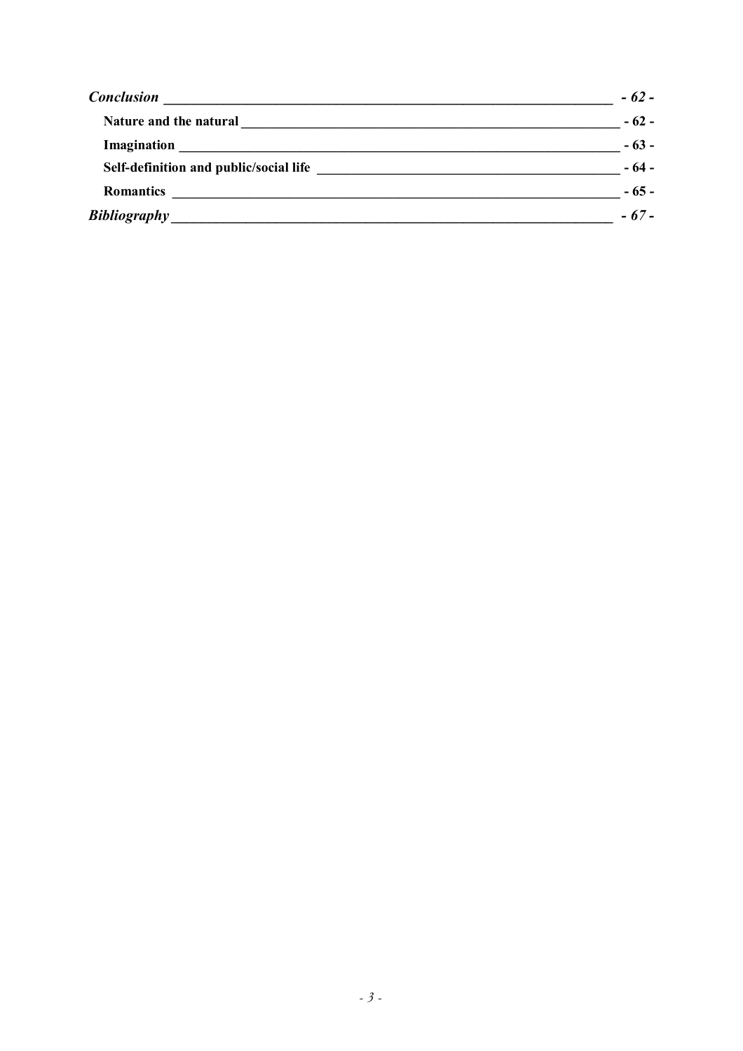*Conclusion* — *- 62 -*

**Nature and the natural** — **- 62 -**

**Imagination** — **- 63 -**

**Self-definition and public/social life** — **- 64 -**

**Romantics** — **- 65 -**

*Bibliography* — *- 67 -*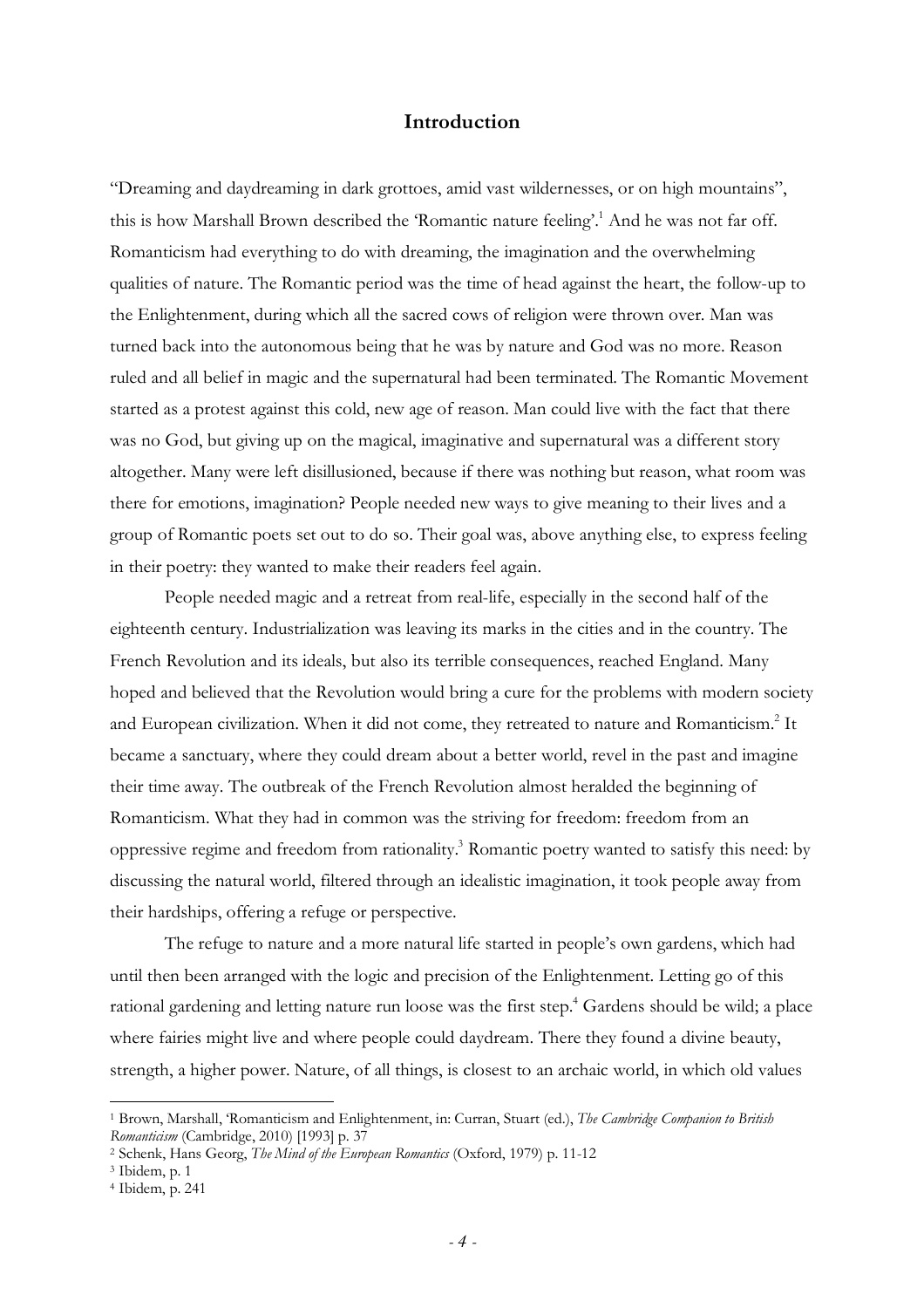# Introduction

"Dreaming and daydreaming in dark grottoes, amid vast wildernesses, or on high mountains", this is how Marshall Brown described the 'Romantic nature feeling'.[1] And he was not far off. Romanticism had everything to do with dreaming, the imagination and the overwhelming qualities of nature. The Romantic period was the time of head against the heart, the follow-up to the Enlightenment, during which all the sacred cows of religion were thrown over. Man was turned back into the autonomous being that he was by nature and God was no more. Reason ruled and all belief in magic and the supernatural had been terminated. The Romantic Movement started as a protest against this cold, new age of reason. Man could live with the fact that there was no God, but giving up on the magical, imaginative and supernatural was a different story altogether. Many were left disillusioned, because if there was nothing but reason, what room was there for emotions, imagination? People needed new ways to give meaning to their lives and a group of Romantic poets set out to do so. Their goal was, above anything else, to express feeling in their poetry: they wanted to make their readers feel again.

People needed magic and a retreat from real-life, especially in the second half of the eighteenth century. Industrialization was leaving its marks in the cities and in the country. The French Revolution and its ideals, but also its terrible consequences, reached England. Many hoped and believed that the Revolution would bring a cure for the problems with modern society and European civilization. When it did not come, they retreated to nature and Romanticism.[2] It became a sanctuary, where they could dream about a better world, revel in the past and imagine their time away. The outbreak of the French Revolution almost heralded the beginning of Romanticism. What they had in common was the striving for freedom: freedom from an oppressive regime and freedom from rationality.[3] Romantic poetry wanted to satisfy this need: by discussing the natural world, filtered through an idealistic imagination, it took people away from their hardships, offering a refuge or perspective.

The refuge to nature and a more natural life started in people's own gardens, which had until then been arranged with the logic and precision of the Enlightenment. Letting go of this rational gardening and letting nature run loose was the first step.[4] Gardens should be wild; a place where fairies might live and where people could daydream. There they found a divine beauty, strength, a higher power. Nature, of all things, is closest to an archaic world, in which old values

---

[1] Brown, Marshall, 'Romanticism and Enlightenment, in: Curran, Stuart (ed.), *The Cambridge Companion to British Romanticism* (Cambridge, 2010) [1993] p. 37

[2] Schenk, Hans Georg, *The Mind of the European Romantics* (Oxford, 1979) p. 11-12

[3] Ibidem, p. 1

[4] Ibidem, p. 241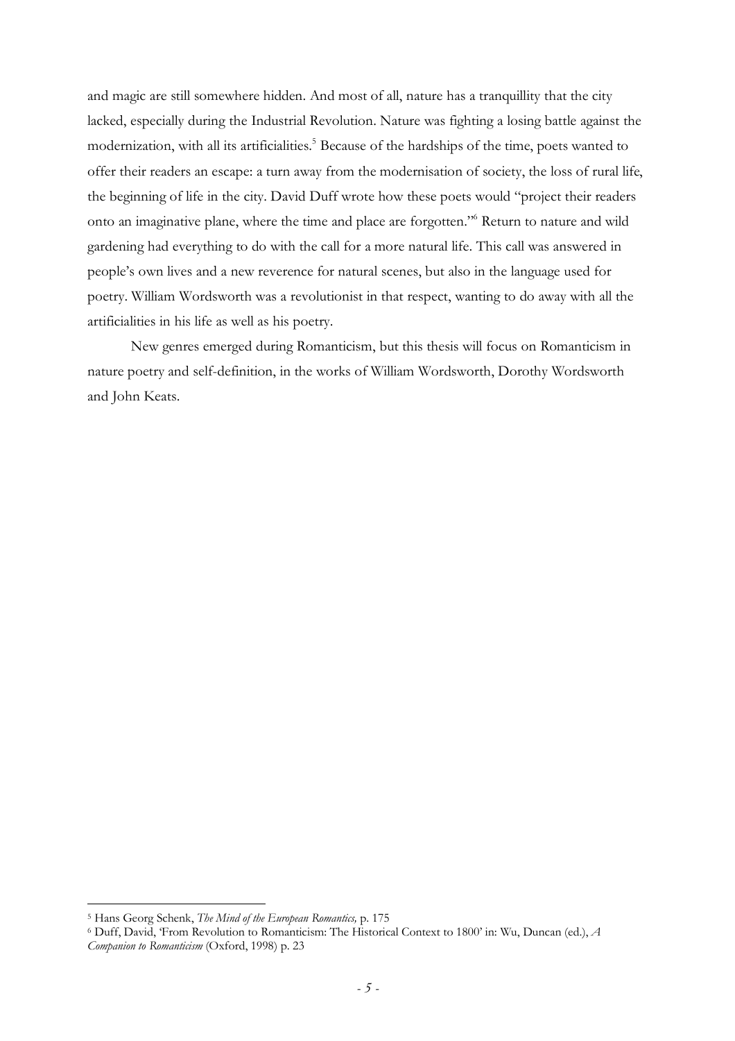and magic are still somewhere hidden. And most of all, nature has a tranquillity that the city lacked, especially during the Industrial Revolution. Nature was fighting a losing battle against the modernization, with all its artificialities.[5] Because of the hardships of the time, poets wanted to offer their readers an escape: a turn away from the modernisation of society, the loss of rural life, the beginning of life in the city. David Duff wrote how these poets would "project their readers onto an imaginative plane, where the time and place are forgotten."[6] Return to nature and wild gardening had everything to do with the call for a more natural life. This call was answered in people's own lives and a new reverence for natural scenes, but also in the language used for poetry. William Wordsworth was a revolutionist in that respect, wanting to do away with all the artificialities in his life as well as his poetry.

New genres emerged during Romanticism, but this thesis will focus on Romanticism in nature poetry and self-definition, in the works of William Wordsworth, Dorothy Wordsworth and John Keats.

---

[5] Hans Georg Schenk, *The Mind of the European Romantics,* p. 175

[6] Duff, David, 'From Revolution to Romanticism: The Historical Context to 1800' in: Wu, Duncan (ed.), *A Companion to Romanticism* (Oxford, 1998) p. 23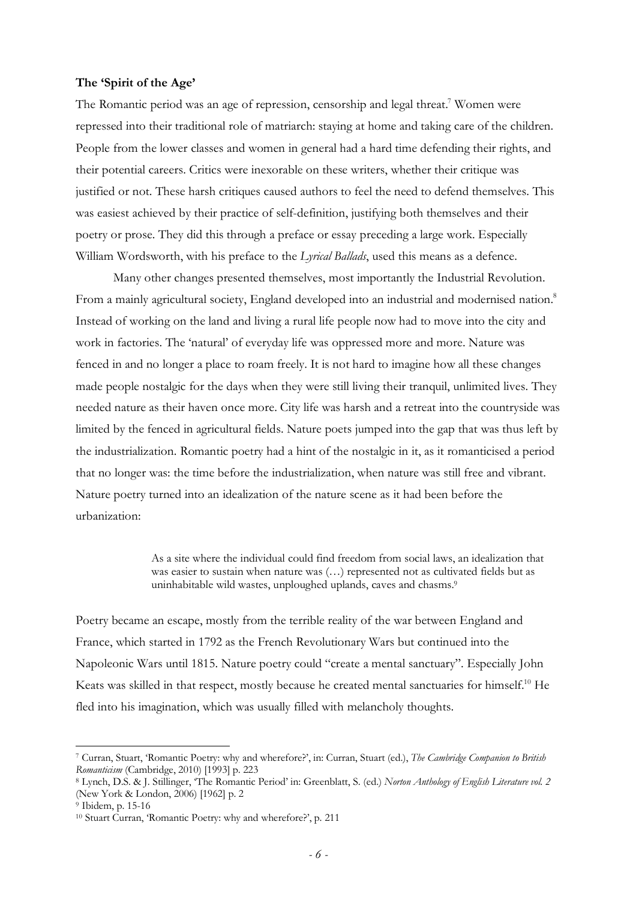### The 'Spirit of the Age'

The Romantic period was an age of repression, censorship and legal threat.[7] Women were repressed into their traditional role of matriarch: staying at home and taking care of the children. People from the lower classes and women in general had a hard time defending their rights, and their potential careers. Critics were inexorable on these writers, whether their critique was justified or not. These harsh critiques caused authors to feel the need to defend themselves. This was easiest achieved by their practice of self-definition, justifying both themselves and their poetry or prose. They did this through a preface or essay preceding a large work. Especially William Wordsworth, with his preface to the *Lyrical Ballads*, used this means as a defence.

Many other changes presented themselves, most importantly the Industrial Revolution. From a mainly agricultural society, England developed into an industrial and modernised nation.[8] Instead of working on the land and living a rural life people now had to move into the city and work in factories. The 'natural' of everyday life was oppressed more and more. Nature was fenced in and no longer a place to roam freely. It is not hard to imagine how all these changes made people nostalgic for the days when they were still living their tranquil, unlimited lives. They needed nature as their haven once more. City life was harsh and a retreat into the countryside was limited by the fenced in agricultural fields. Nature poets jumped into the gap that was thus left by the industrialization. Romantic poetry had a hint of the nostalgic in it, as it romanticised a period that no longer was: the time before the industrialization, when nature was still free and vibrant. Nature poetry turned into an idealization of the nature scene as it had been before the urbanization:

> As a site where the individual could find freedom from social laws, an idealization that was easier to sustain when nature was (…) represented not as cultivated fields but as uninhabitable wild wastes, unploughed uplands, caves and chasms.[9]

Poetry became an escape, mostly from the terrible reality of the war between England and France, which started in 1792 as the French Revolutionary Wars but continued into the Napoleonic Wars until 1815. Nature poetry could "create a mental sanctuary". Especially John Keats was skilled in that respect, mostly because he created mental sanctuaries for himself.[10] He fled into his imagination, which was usually filled with melancholy thoughts.

---

[7] Curran, Stuart, 'Romantic Poetry: why and wherefore?', in: Curran, Stuart (ed.), *The Cambridge Companion to British Romanticism* (Cambridge, 2010) [1993] p. 223

[8] Lynch, D.S. & J. Stillinger, 'The Romantic Period' in: Greenblatt, S. (ed.) *Norton Anthology of English Literature vol. 2* (New York & London, 2006) [1962] p. 2

[9] Ibidem, p. 15-16

[10] Stuart Curran, 'Romantic Poetry: why and wherefore?', p. 211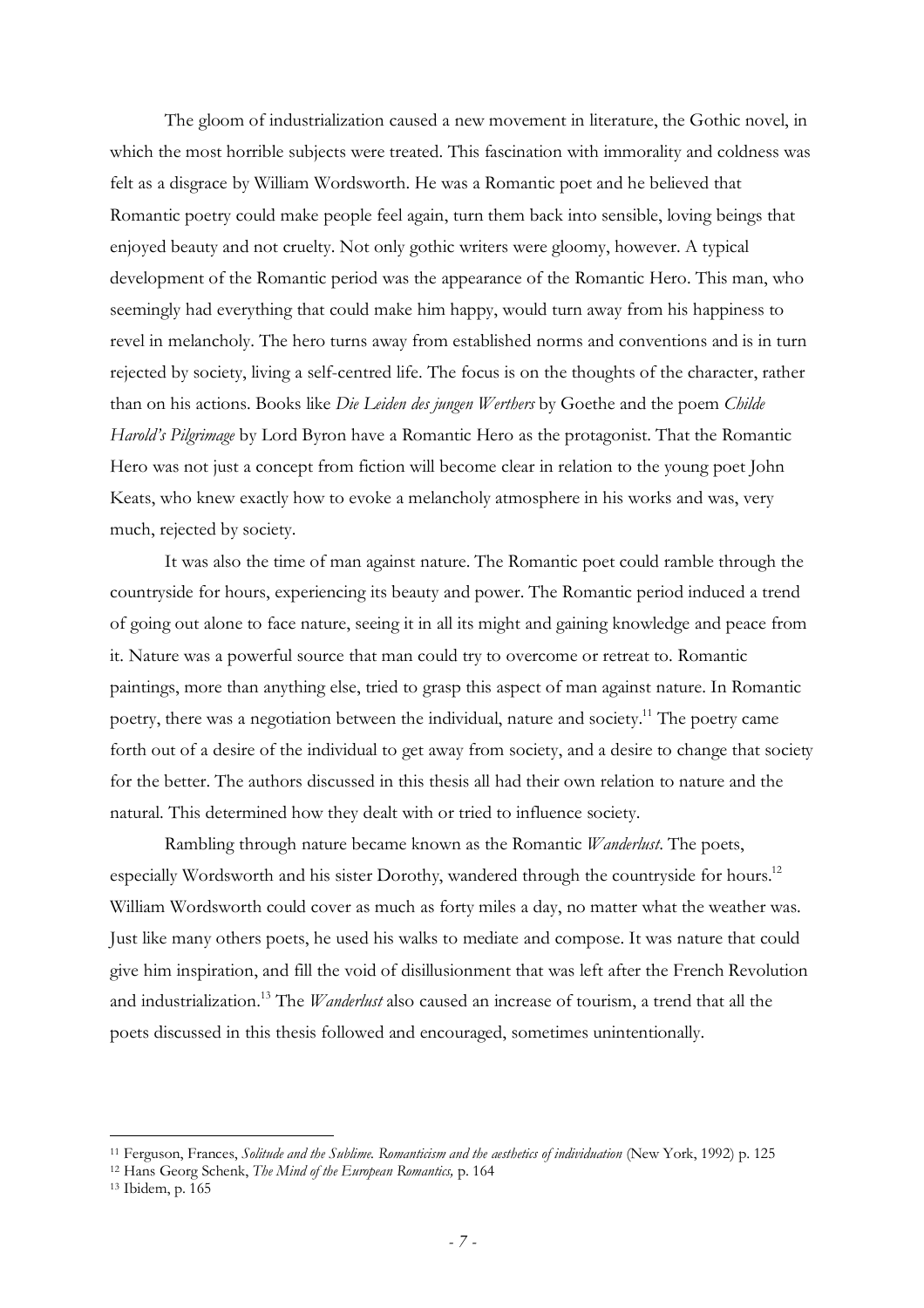The gloom of industrialization caused a new movement in literature, the Gothic novel, in which the most horrible subjects were treated. This fascination with immorality and coldness was felt as a disgrace by William Wordsworth. He was a Romantic poet and he believed that Romantic poetry could make people feel again, turn them back into sensible, loving beings that enjoyed beauty and not cruelty. Not only gothic writers were gloomy, however. A typical development of the Romantic period was the appearance of the Romantic Hero. This man, who seemingly had everything that could make him happy, would turn away from his happiness to revel in melancholy. The hero turns away from established norms and conventions and is in turn rejected by society, living a self-centred life. The focus is on the thoughts of the character, rather than on his actions. Books like *Die Leiden des jungen Werthers* by Goethe and the poem *Childe Harold's Pilgrimage* by Lord Byron have a Romantic Hero as the protagonist. That the Romantic Hero was not just a concept from fiction will become clear in relation to the young poet John Keats, who knew exactly how to evoke a melancholy atmosphere in his works and was, very much, rejected by society.

It was also the time of man against nature. The Romantic poet could ramble through the countryside for hours, experiencing its beauty and power. The Romantic period induced a trend of going out alone to face nature, seeing it in all its might and gaining knowledge and peace from it. Nature was a powerful source that man could try to overcome or retreat to. Romantic paintings, more than anything else, tried to grasp this aspect of man against nature. In Romantic poetry, there was a negotiation between the individual, nature and society.[11] The poetry came forth out of a desire of the individual to get away from society, and a desire to change that society for the better. The authors discussed in this thesis all had their own relation to nature and the natural. This determined how they dealt with or tried to influence society.

Rambling through nature became known as the Romantic *Wanderlust*. The poets, especially Wordsworth and his sister Dorothy, wandered through the countryside for hours.[12] William Wordsworth could cover as much as forty miles a day, no matter what the weather was. Just like many others poets, he used his walks to mediate and compose. It was nature that could give him inspiration, and fill the void of disillusionment that was left after the French Revolution and industrialization.[13] The *Wanderlust* also caused an increase of tourism, a trend that all the poets discussed in this thesis followed and encouraged, sometimes unintentionally.

---

[11] Ferguson, Frances, *Solitude and the Sublime. Romanticism and the aesthetics of individuation* (New York, 1992) p. 125

[12] Hans Georg Schenk, *The Mind of the European Romantics,* p. 164

[13] Ibidem, p. 165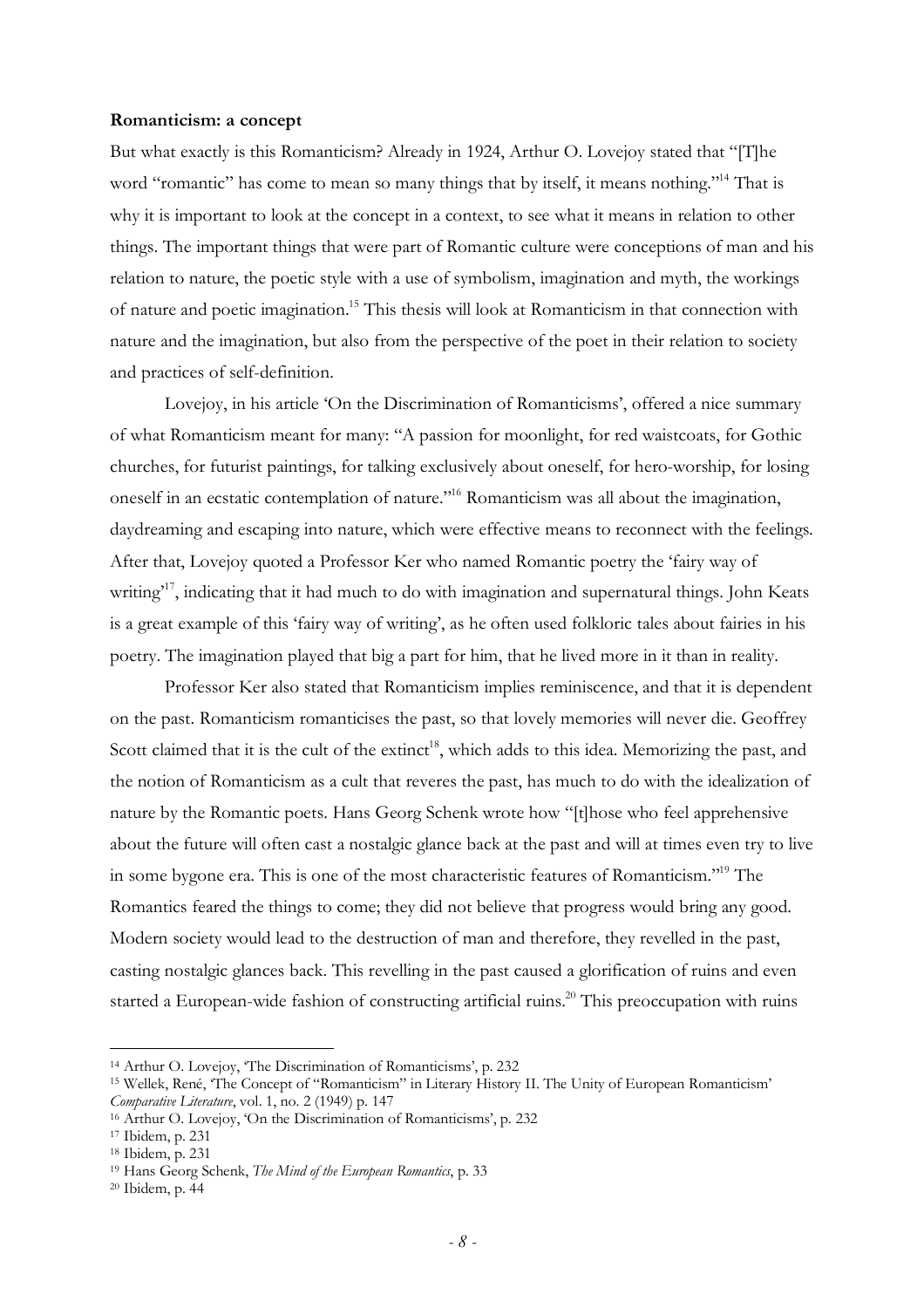**Romanticism: a concept**

But what exactly is this Romanticism? Already in 1924, Arthur O. Lovejoy stated that "[T]he word "romantic" has come to mean so many things that by itself, it means nothing."[14] That is why it is important to look at the concept in a context, to see what it means in relation to other things. The important things that were part of Romantic culture were conceptions of man and his relation to nature, the poetic style with a use of symbolism, imagination and myth, the workings of nature and poetic imagination.[15] This thesis will look at Romanticism in that connection with nature and the imagination, but also from the perspective of the poet in their relation to society and practices of self-definition.

Lovejoy, in his article 'On the Discrimination of Romanticisms', offered a nice summary of what Romanticism meant for many: "A passion for moonlight, for red waistcoats, for Gothic churches, for futurist paintings, for talking exclusively about oneself, for hero-worship, for losing oneself in an ecstatic contemplation of nature."[16] Romanticism was all about the imagination, daydreaming and escaping into nature, which were effective means to reconnect with the feelings. After that, Lovejoy quoted a Professor Ker who named Romantic poetry the 'fairy way of writing'[17], indicating that it had much to do with imagination and supernatural things. John Keats is a great example of this 'fairy way of writing', as he often used folkloric tales about fairies in his poetry. The imagination played that big a part for him, that he lived more in it than in reality.

Professor Ker also stated that Romanticism implies reminiscence, and that it is dependent on the past. Romanticism romanticises the past, so that lovely memories will never die. Geoffrey Scott claimed that it is the cult of the extinct[18], which adds to this idea. Memorizing the past, and the notion of Romanticism as a cult that reveres the past, has much to do with the idealization of nature by the Romantic poets. Hans Georg Schenk wrote how "[t]hose who feel apprehensive about the future will often cast a nostalgic glance back at the past and will at times even try to live in some bygone era. This is one of the most characteristic features of Romanticism."[19] The Romantics feared the things to come; they did not believe that progress would bring any good. Modern society would lead to the destruction of man and therefore, they revelled in the past, casting nostalgic glances back. This revelling in the past caused a glorification of ruins and even started a European-wide fashion of constructing artificial ruins.[20] This preoccupation with ruins

---

[14] Arthur O. Lovejoy, 'The Discrimination of Romanticisms', p. 232

[15] Wellek, René, 'The Concept of "Romanticism" in Literary History II. The Unity of European Romanticism' *Comparative Literature*, vol. 1, no. 2 (1949) p. 147

[16] Arthur O. Lovejoy, 'On the Discrimination of Romanticisms', p. 232

[17] Ibidem, p. 231

[18] Ibidem, p. 231

[19] Hans Georg Schenk, *The Mind of the European Romantics*, p. 33

[20] Ibidem, p. 44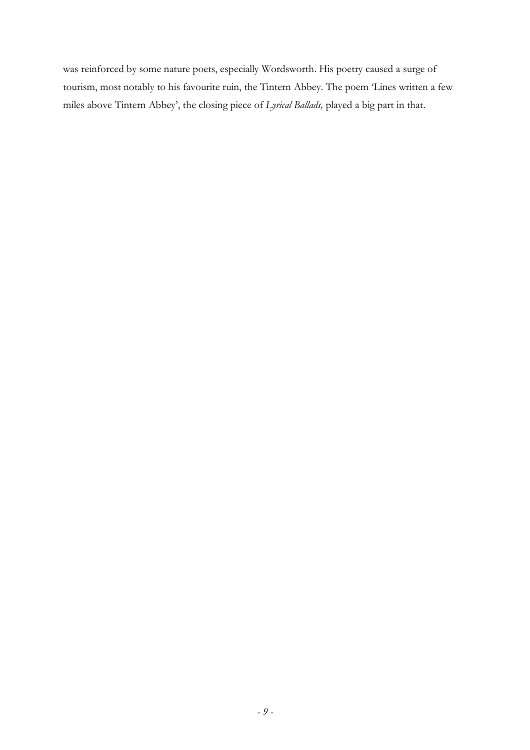was reinforced by some nature poets, especially Wordsworth. His poetry caused a surge of tourism, most notably to his favourite ruin, the Tintern Abbey. The poem 'Lines written a few miles above Tintern Abbey', the closing piece of *Lyrical Ballads,* played a big part in that.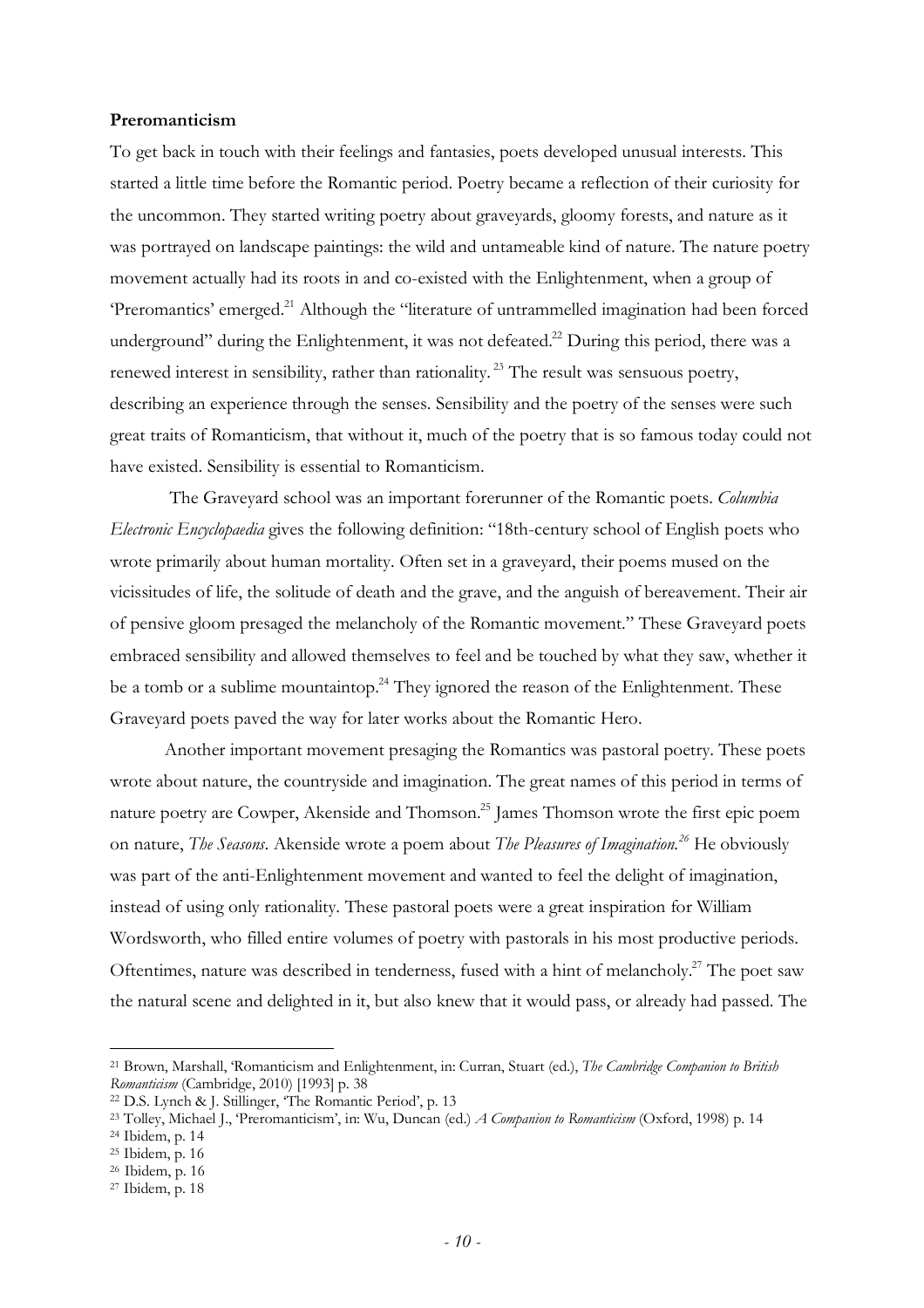**Preromanticism**

To get back in touch with their feelings and fantasies, poets developed unusual interests. This started a little time before the Romantic period. Poetry became a reflection of their curiosity for the uncommon. They started writing poetry about graveyards, gloomy forests, and nature as it was portrayed on landscape paintings: the wild and untameable kind of nature. The nature poetry movement actually had its roots in and co-existed with the Enlightenment, when a group of 'Preromantics' emerged.[21] Although the "literature of untrammelled imagination had been forced underground" during the Enlightenment, it was not defeated.[22] During this period, there was a renewed interest in sensibility, rather than rationality.[23] The result was sensuous poetry, describing an experience through the senses. Sensibility and the poetry of the senses were such great traits of Romanticism, that without it, much of the poetry that is so famous today could not have existed. Sensibility is essential to Romanticism.

The Graveyard school was an important forerunner of the Romantic poets. *Columbia Electronic Encyclopaedia* gives the following definition: "18th-century school of English poets who wrote primarily about human mortality. Often set in a graveyard, their poems mused on the vicissitudes of life, the solitude of death and the grave, and the anguish of bereavement. Their air of pensive gloom presaged the melancholy of the Romantic movement." These Graveyard poets embraced sensibility and allowed themselves to feel and be touched by what they saw, whether it be a tomb or a sublime mountaintop.[24] They ignored the reason of the Enlightenment. These Graveyard poets paved the way for later works about the Romantic Hero.

Another important movement presaging the Romantics was pastoral poetry. These poets wrote about nature, the countryside and imagination. The great names of this period in terms of nature poetry are Cowper, Akenside and Thomson.[25] James Thomson wrote the first epic poem on nature, *The Seasons*. Akenside wrote a poem about *The Pleasures of Imagination.*[26] He obviously was part of the anti-Enlightenment movement and wanted to feel the delight of imagination, instead of using only rationality. These pastoral poets were a great inspiration for William Wordsworth, who filled entire volumes of poetry with pastorals in his most productive periods. Oftentimes, nature was described in tenderness, fused with a hint of melancholy.[27] The poet saw the natural scene and delighted in it, but also knew that it would pass, or already had passed. The

---

[21] Brown, Marshall, 'Romanticism and Enlightenment, in: Curran, Stuart (ed.), *The Cambridge Companion to British Romanticism* (Cambridge, 2010) [1993] p. 38

[22] D.S. Lynch & J. Stillinger, 'The Romantic Period', p. 13

[23] Tolley, Michael J., 'Preromanticism', in: Wu, Duncan (ed.) *A Companion to Romanticism* (Oxford, 1998) p. 14

[24] Ibidem, p. 14

[25] Ibidem, p. 16

[26] Ibidem, p. 16

[27] Ibidem, p. 18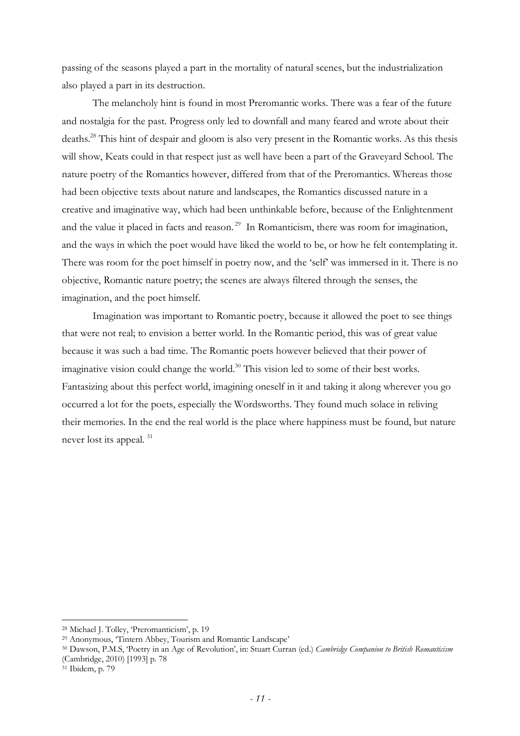passing of the seasons played a part in the mortality of natural scenes, but the industrialization also played a part in its destruction.

The melancholy hint is found in most Preromantic works. There was a fear of the future and nostalgia for the past. Progress only led to downfall and many feared and wrote about their deaths.[28] This hint of despair and gloom is also very present in the Romantic works. As this thesis will show, Keats could in that respect just as well have been a part of the Graveyard School. The nature poetry of the Romantics however, differed from that of the Preromantics. Whereas those had been objective texts about nature and landscapes, the Romantics discussed nature in a creative and imaginative way, which had been unthinkable before, because of the Enlightenment and the value it placed in facts and reason.[29] In Romanticism, there was room for imagination, and the ways in which the poet would have liked the world to be, or how he felt contemplating it. There was room for the poet himself in poetry now, and the 'self' was immersed in it. There is no objective, Romantic nature poetry; the scenes are always filtered through the senses, the imagination, and the poet himself.

Imagination was important to Romantic poetry, because it allowed the poet to see things that were not real; to envision a better world. In the Romantic period, this was of great value because it was such a bad time. The Romantic poets however believed that their power of imaginative vision could change the world.[30] This vision led to some of their best works. Fantasizing about this perfect world, imagining oneself in it and taking it along wherever you go occurred a lot for the poets, especially the Wordsworths. They found much solace in reliving their memories. In the end the real world is the place where happiness must be found, but nature never lost its appeal.[31]

---

[28] Michael J. Tolley, 'Preromanticism', p. 19

[29] Anonymous, 'Tintern Abbey, Tourism and Romantic Landscape'

[30] Dawson, P.M.S, 'Poetry in an Age of Revolution', in: Stuart Curran (ed.) *Cambridge Companion to British Romanticism* (Cambridge, 2010) [1993] p. 78

[31] Ibidem, p. 79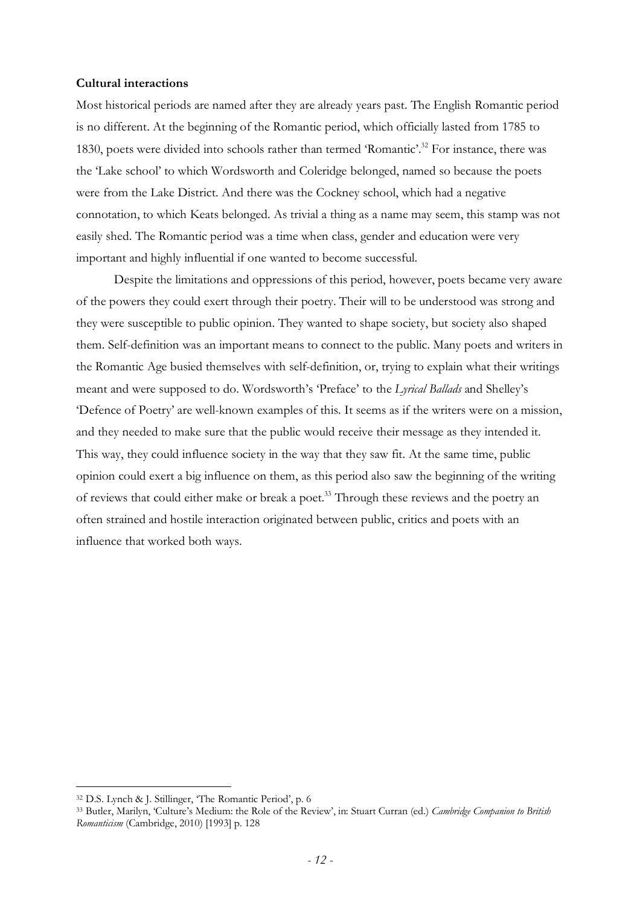**Cultural interactions**

Most historical periods are named after they are already years past. The English Romantic period is no different. At the beginning of the Romantic period, which officially lasted from 1785 to 1830, poets were divided into schools rather than termed 'Romantic'.[32] For instance, there was the 'Lake school' to which Wordsworth and Coleridge belonged, named so because the poets were from the Lake District. And there was the Cockney school, which had a negative connotation, to which Keats belonged. As trivial a thing as a name may seem, this stamp was not easily shed. The Romantic period was a time when class, gender and education were very important and highly influential if one wanted to become successful.

Despite the limitations and oppressions of this period, however, poets became very aware of the powers they could exert through their poetry. Their will to be understood was strong and they were susceptible to public opinion. They wanted to shape society, but society also shaped them. Self-definition was an important means to connect to the public. Many poets and writers in the Romantic Age busied themselves with self-definition, or, trying to explain what their writings meant and were supposed to do. Wordsworth's 'Preface' to the *Lyrical Ballads* and Shelley's 'Defence of Poetry' are well-known examples of this. It seems as if the writers were on a mission, and they needed to make sure that the public would receive their message as they intended it. This way, they could influence society in the way that they saw fit. At the same time, public opinion could exert a big influence on them, as this period also saw the beginning of the writing of reviews that could either make or break a poet.[33] Through these reviews and the poetry an often strained and hostile interaction originated between public, critics and poets with an influence that worked both ways.

---

[32] D.S. Lynch & J. Stillinger, 'The Romantic Period', p. 6

[33] Butler, Marilyn, 'Culture's Medium: the Role of the Review', in: Stuart Curran (ed.) *Cambridge Companion to British Romanticism* (Cambridge, 2010) [1993] p. 128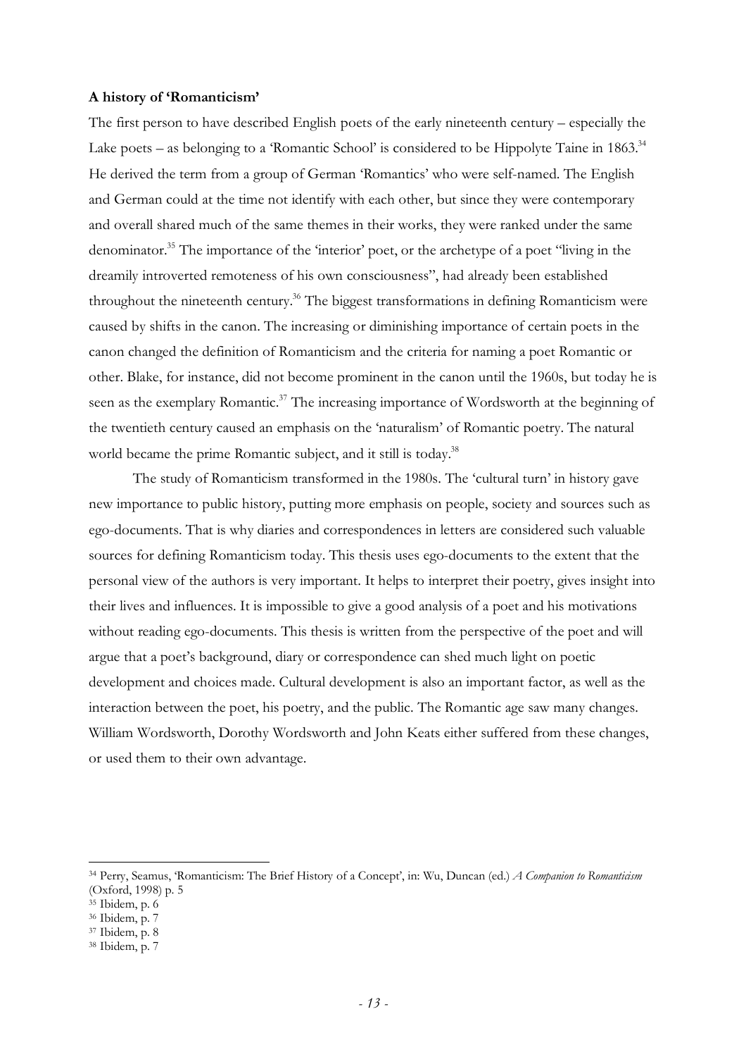**A history of 'Romanticism'**

The first person to have described English poets of the early nineteenth century – especially the Lake poets – as belonging to a 'Romantic School' is considered to be Hippolyte Taine in 1863.[34] He derived the term from a group of German 'Romantics' who were self-named. The English and German could at the time not identify with each other, but since they were contemporary and overall shared much of the same themes in their works, they were ranked under the same denominator.[35] The importance of the 'interior' poet, or the archetype of a poet "living in the dreamily introverted remoteness of his own consciousness", had already been established throughout the nineteenth century.[36] The biggest transformations in defining Romanticism were caused by shifts in the canon. The increasing or diminishing importance of certain poets in the canon changed the definition of Romanticism and the criteria for naming a poet Romantic or other. Blake, for instance, did not become prominent in the canon until the 1960s, but today he is seen as the exemplary Romantic.[37] The increasing importance of Wordsworth at the beginning of the twentieth century caused an emphasis on the 'naturalism' of Romantic poetry. The natural world became the prime Romantic subject, and it still is today.[38]

The study of Romanticism transformed in the 1980s. The 'cultural turn' in history gave new importance to public history, putting more emphasis on people, society and sources such as ego-documents. That is why diaries and correspondences in letters are considered such valuable sources for defining Romanticism today. This thesis uses ego-documents to the extent that the personal view of the authors is very important. It helps to interpret their poetry, gives insight into their lives and influences. It is impossible to give a good analysis of a poet and his motivations without reading ego-documents. This thesis is written from the perspective of the poet and will argue that a poet's background, diary or correspondence can shed much light on poetic development and choices made. Cultural development is also an important factor, as well as the interaction between the poet, his poetry, and the public. The Romantic age saw many changes. William Wordsworth, Dorothy Wordsworth and John Keats either suffered from these changes, or used them to their own advantage.

---

[34] Perry, Seamus, 'Romanticism: The Brief History of a Concept', in: Wu, Duncan (ed.) *A Companion to Romanticism* (Oxford, 1998) p. 5

[35] Ibidem, p. 6

[36] Ibidem, p. 7

[37] Ibidem, p. 8

[38] Ibidem, p. 7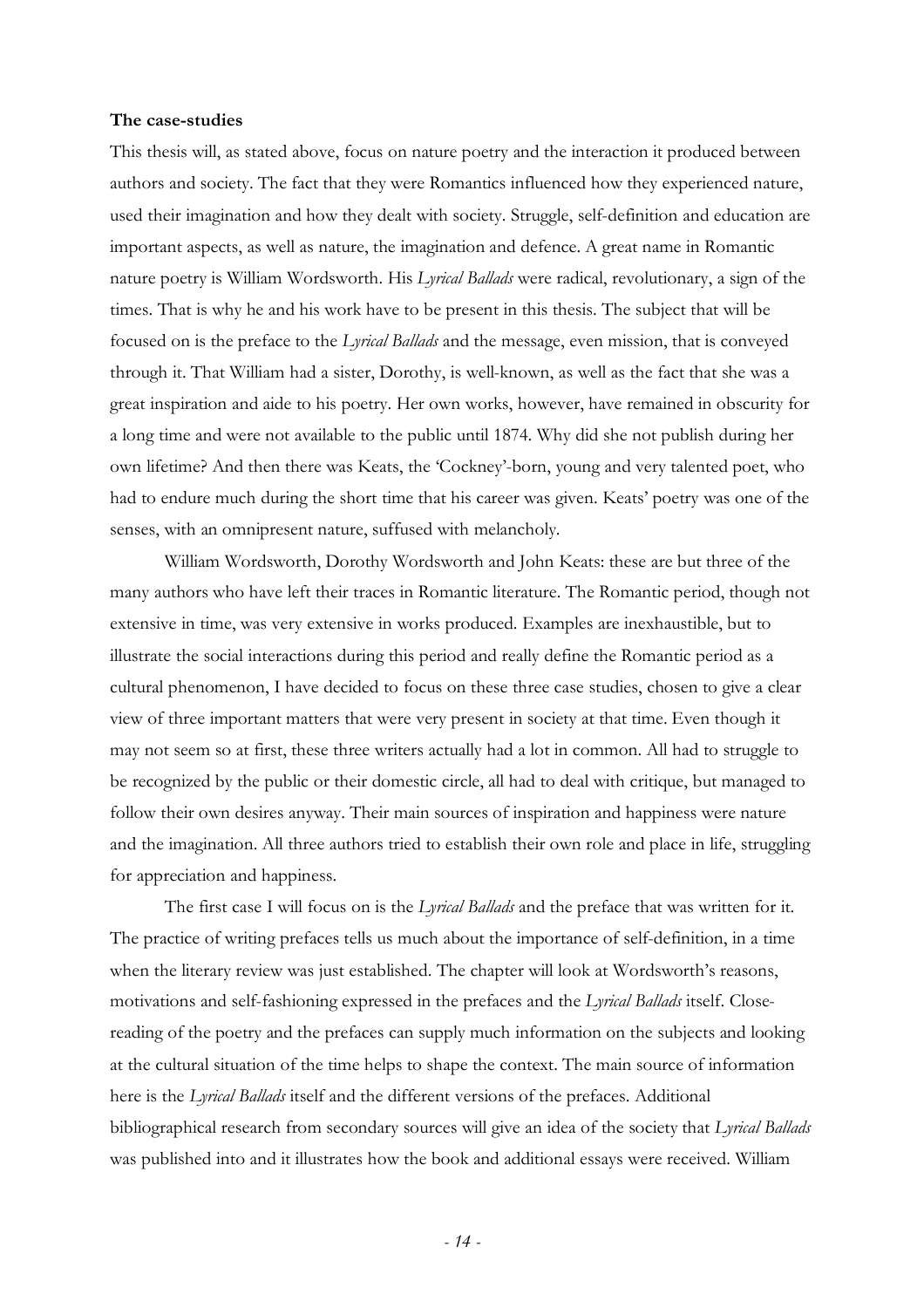**The case-studies**

This thesis will, as stated above, focus on nature poetry and the interaction it produced between authors and society. The fact that they were Romantics influenced how they experienced nature, used their imagination and how they dealt with society. Struggle, self-definition and education are important aspects, as well as nature, the imagination and defence. A great name in Romantic nature poetry is William Wordsworth. His *Lyrical Ballads* were radical, revolutionary, a sign of the times. That is why he and his work have to be present in this thesis. The subject that will be focused on is the preface to the *Lyrical Ballads* and the message, even mission, that is conveyed through it. That William had a sister, Dorothy, is well-known, as well as the fact that she was a great inspiration and aide to his poetry. Her own works, however, have remained in obscurity for a long time and were not available to the public until 1874. Why did she not publish during her own lifetime? And then there was Keats, the 'Cockney'-born, young and very talented poet, who had to endure much during the short time that his career was given. Keats' poetry was one of the senses, with an omnipresent nature, suffused with melancholy.

William Wordsworth, Dorothy Wordsworth and John Keats: these are but three of the many authors who have left their traces in Romantic literature. The Romantic period, though not extensive in time, was very extensive in works produced. Examples are inexhaustible, but to illustrate the social interactions during this period and really define the Romantic period as a cultural phenomenon, I have decided to focus on these three case studies, chosen to give a clear view of three important matters that were very present in society at that time. Even though it may not seem so at first, these three writers actually had a lot in common. All had to struggle to be recognized by the public or their domestic circle, all had to deal with critique, but managed to follow their own desires anyway. Their main sources of inspiration and happiness were nature and the imagination. All three authors tried to establish their own role and place in life, struggling for appreciation and happiness.

The first case I will focus on is the *Lyrical Ballads* and the preface that was written for it. The practice of writing prefaces tells us much about the importance of self-definition, in a time when the literary review was just established. The chapter will look at Wordsworth's reasons, motivations and self-fashioning expressed in the prefaces and the *Lyrical Ballads* itself. Close-reading of the poetry and the prefaces can supply much information on the subjects and looking at the cultural situation of the time helps to shape the context. The main source of information here is the *Lyrical Ballads* itself and the different versions of the prefaces. Additional bibliographical research from secondary sources will give an idea of the society that *Lyrical Ballads* was published into and it illustrates how the book and additional essays were received. William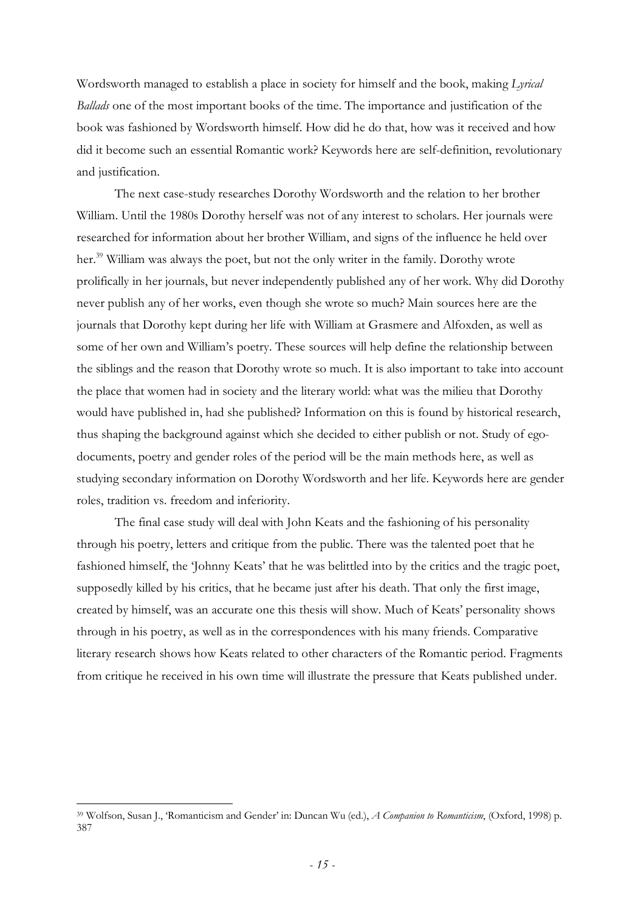Wordsworth managed to establish a place in society for himself and the book, making *Lyrical Ballads* one of the most important books of the time. The importance and justification of the book was fashioned by Wordsworth himself. How did he do that, how was it received and how did it become such an essential Romantic work? Keywords here are self-definition, revolutionary and justification.

The next case-study researches Dorothy Wordsworth and the relation to her brother William. Until the 1980s Dorothy herself was not of any interest to scholars. Her journals were researched for information about her brother William, and signs of the influence he held over her.[39] William was always the poet, but not the only writer in the family. Dorothy wrote prolifically in her journals, but never independently published any of her work. Why did Dorothy never publish any of her works, even though she wrote so much? Main sources here are the journals that Dorothy kept during her life with William at Grasmere and Alfoxden, as well as some of her own and William's poetry. These sources will help define the relationship between the siblings and the reason that Dorothy wrote so much. It is also important to take into account the place that women had in society and the literary world: what was the milieu that Dorothy would have published in, had she published? Information on this is found by historical research, thus shaping the background against which she decided to either publish or not. Study of ego-documents, poetry and gender roles of the period will be the main methods here, as well as studying secondary information on Dorothy Wordsworth and her life. Keywords here are gender roles, tradition vs. freedom and inferiority.

The final case study will deal with John Keats and the fashioning of his personality through his poetry, letters and critique from the public. There was the talented poet that he fashioned himself, the 'Johnny Keats' that he was belittled into by the critics and the tragic poet, supposedly killed by his critics, that he became just after his death. That only the first image, created by himself, was an accurate one this thesis will show. Much of Keats' personality shows through in his poetry, as well as in the correspondences with his many friends. Comparative literary research shows how Keats related to other characters of the Romantic period. Fragments from critique he received in his own time will illustrate the pressure that Keats published under.

---

[39] Wolfson, Susan J., 'Romanticism and Gender' in: Duncan Wu (ed.), *A Companion to Romanticism*, (Oxford, 1998) p. 387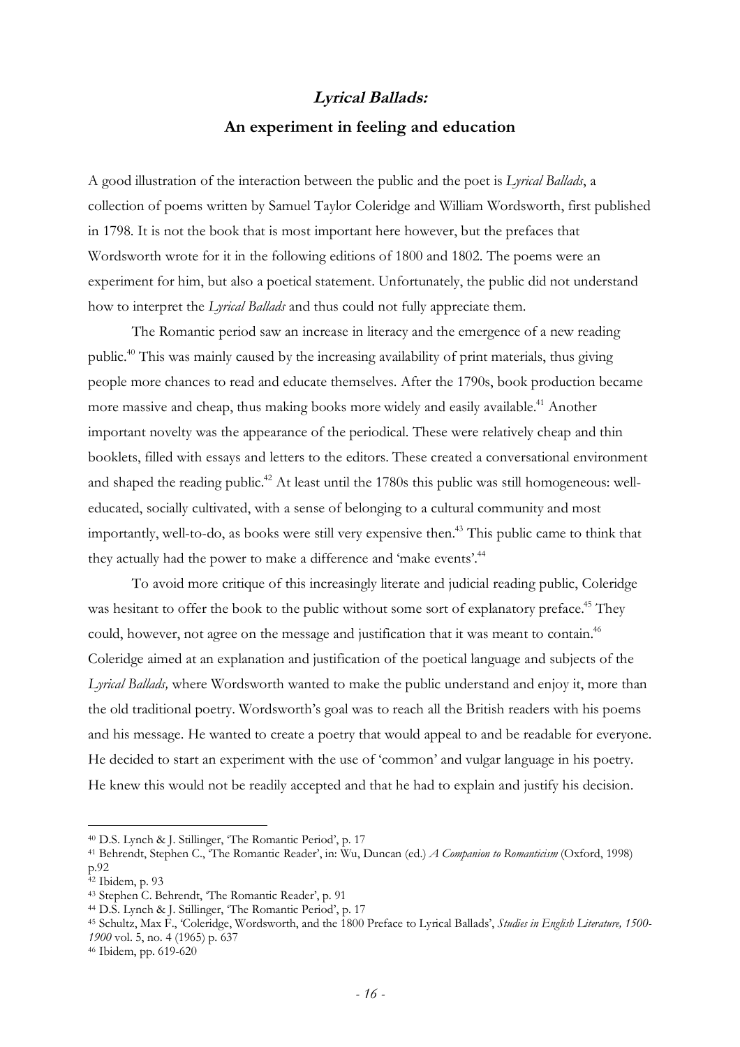## *Lyrical Ballads:*
## An experiment in feeling and education

A good illustration of the interaction between the public and the poet is *Lyrical Ballads*, a collection of poems written by Samuel Taylor Coleridge and William Wordsworth, first published in 1798. It is not the book that is most important here however, but the prefaces that Wordsworth wrote for it in the following editions of 1800 and 1802. The poems were an experiment for him, but also a poetical statement. Unfortunately, the public did not understand how to interpret the *Lyrical Ballads* and thus could not fully appreciate them.

The Romantic period saw an increase in literacy and the emergence of a new reading public.[40] This was mainly caused by the increasing availability of print materials, thus giving people more chances to read and educate themselves. After the 1790s, book production became more massive and cheap, thus making books more widely and easily available.[41] Another important novelty was the appearance of the periodical. These were relatively cheap and thin booklets, filled with essays and letters to the editors. These created a conversational environment and shaped the reading public.[42] At least until the 1780s this public was still homogeneous: well-educated, socially cultivated, with a sense of belonging to a cultural community and most importantly, well-to-do, as books were still very expensive then.[43] This public came to think that they actually had the power to make a difference and 'make events'.[44]

To avoid more critique of this increasingly literate and judicial reading public, Coleridge was hesitant to offer the book to the public without some sort of explanatory preface.[45] They could, however, not agree on the message and justification that it was meant to contain.[46] Coleridge aimed at an explanation and justification of the poetical language and subjects of the *Lyrical Ballads,* where Wordsworth wanted to make the public understand and enjoy it, more than the old traditional poetry. Wordsworth's goal was to reach all the British readers with his poems and his message. He wanted to create a poetry that would appeal to and be readable for everyone. He decided to start an experiment with the use of 'common' and vulgar language in his poetry. He knew this would not be readily accepted and that he had to explain and justify his decision.

---

[40] D.S. Lynch & J. Stillinger, 'The Romantic Period', p. 17

[41] Behrendt, Stephen C., 'The Romantic Reader', in: Wu, Duncan (ed.) *A Companion to Romanticism* (Oxford, 1998) p.92

[42] Ibidem, p. 93

[43] Stephen C. Behrendt, 'The Romantic Reader', p. 91

[44] D.S. Lynch & J. Stillinger, 'The Romantic Period', p. 17

[45] Schultz, Max F., 'Coleridge, Wordsworth, and the 1800 Preface to Lyrical Ballads', *Studies in English Literature, 1500-1900* vol. 5, no. 4 (1965) p. 637

[46] Ibidem, pp. 619-620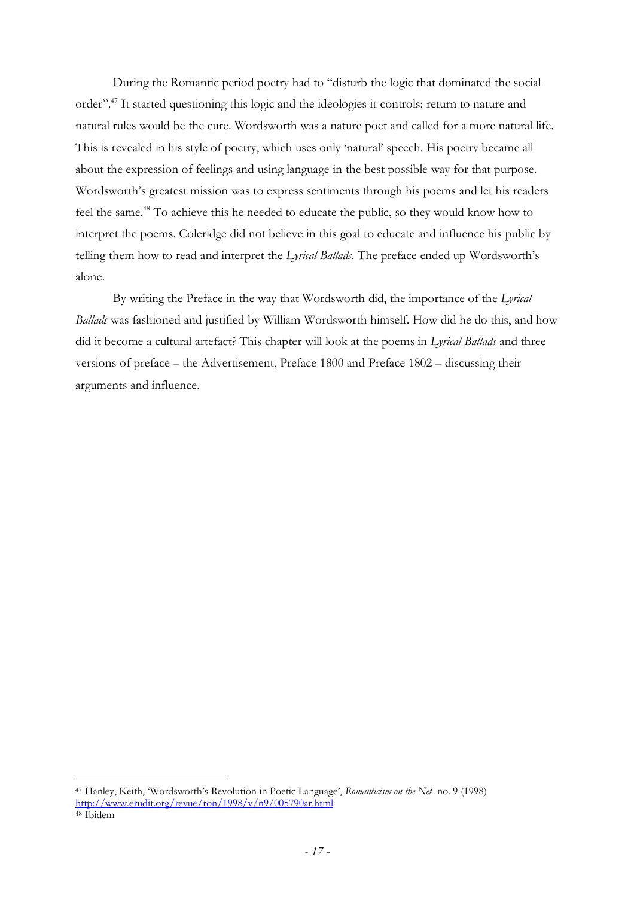During the Romantic period poetry had to "disturb the logic that dominated the social order".[47] It started questioning this logic and the ideologies it controls: return to nature and natural rules would be the cure. Wordsworth was a nature poet and called for a more natural life. This is revealed in his style of poetry, which uses only 'natural' speech. His poetry became all about the expression of feelings and using language in the best possible way for that purpose. Wordsworth's greatest mission was to express sentiments through his poems and let his readers feel the same.[48] To achieve this he needed to educate the public, so they would know how to interpret the poems. Coleridge did not believe in this goal to educate and influence his public by telling them how to read and interpret the *Lyrical Ballads*. The preface ended up Wordsworth's alone.

By writing the Preface in the way that Wordsworth did, the importance of the *Lyrical Ballads* was fashioned and justified by William Wordsworth himself. How did he do this, and how did it become a cultural artefact? This chapter will look at the poems in *Lyrical Ballads* and three versions of preface – the Advertisement, Preface 1800 and Preface 1802 – discussing their arguments and influence.

---

[47] Hanley, Keith, 'Wordsworth's Revolution in Poetic Language', *Romanticism on the Net* no. 9 (1998) http://www.erudit.org/revue/ron/1998/v/n9/005790ar.html

[48] Ibidem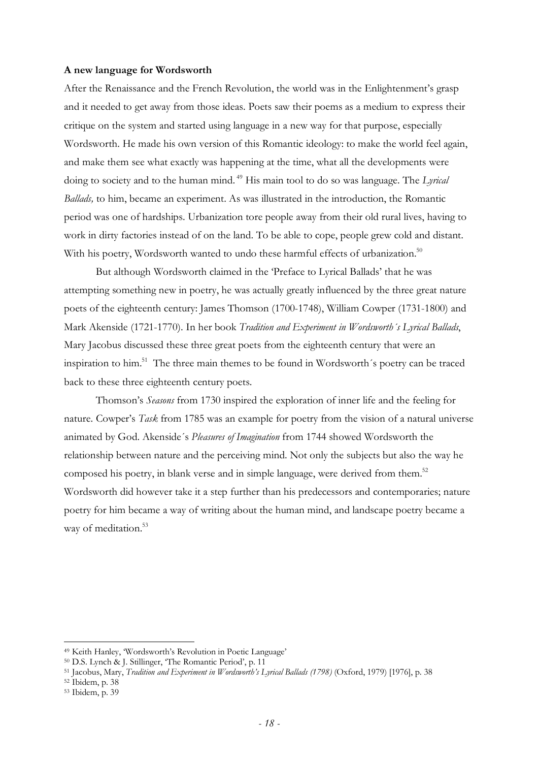**A new language for Wordsworth**

After the Renaissance and the French Revolution, the world was in the Enlightenment's grasp and it needed to get away from those ideas. Poets saw their poems as a medium to express their critique on the system and started using language in a new way for that purpose, especially Wordsworth. He made his own version of this Romantic ideology: to make the world feel again, and make them see what exactly was happening at the time, what all the developments were doing to society and to the human mind.[49] His main tool to do so was language. The *Lyrical Ballads,* to him, became an experiment. As was illustrated in the introduction, the Romantic period was one of hardships. Urbanization tore people away from their old rural lives, having to work in dirty factories instead of on the land. To be able to cope, people grew cold and distant. With his poetry, Wordsworth wanted to undo these harmful effects of urbanization.[50]

But although Wordsworth claimed in the 'Preface to Lyrical Ballads' that he was attempting something new in poetry, he was actually greatly influenced by the three great nature poets of the eighteenth century: James Thomson (1700-1748), William Cowper (1731-1800) and Mark Akenside (1721-1770). In her book *Tradition and Experiment in Wordsworth´s Lyrical Ballads*, Mary Jacobus discussed these three great poets from the eighteenth century that were an inspiration to him.[51] The three main themes to be found in Wordsworth´s poetry can be traced back to these three eighteenth century poets.

Thomson's *Seasons* from 1730 inspired the exploration of inner life and the feeling for nature. Cowper's *Task* from 1785 was an example for poetry from the vision of a natural universe animated by God. Akenside´s *Pleasures of Imagination* from 1744 showed Wordsworth the relationship between nature and the perceiving mind. Not only the subjects but also the way he composed his poetry, in blank verse and in simple language, were derived from them.[52] Wordsworth did however take it a step further than his predecessors and contemporaries; nature poetry for him became a way of writing about the human mind, and landscape poetry became a way of meditation.[53]

---

[49] Keith Hanley, 'Wordsworth's Revolution in Poetic Language'

[50] D.S. Lynch & J. Stillinger, 'The Romantic Period', p. 11

[51] Jacobus, Mary, *Tradition and Experiment in Wordsworth's Lyrical Ballads (1798)* (Oxford, 1979) [1976], p. 38

[52] Ibidem, p. 38

[53] Ibidem, p. 39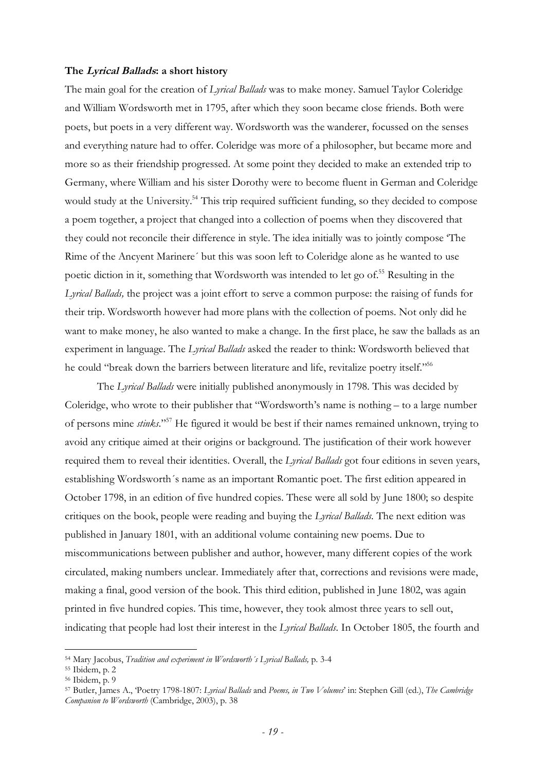### The *Lyrical Ballads*: a short history

The main goal for the creation of *Lyrical Ballads* was to make money. Samuel Taylor Coleridge and William Wordsworth met in 1795, after which they soon became close friends. Both were poets, but poets in a very different way. Wordsworth was the wanderer, focussed on the senses and everything nature had to offer. Coleridge was more of a philosopher, but became more and more so as their friendship progressed. At some point they decided to make an extended trip to Germany, where William and his sister Dorothy were to become fluent in German and Coleridge would study at the University.[54] This trip required sufficient funding, so they decided to compose a poem together, a project that changed into a collection of poems when they discovered that they could not reconcile their difference in style. The idea initially was to jointly compose 'The Rime of the Ancyent Marinere´ but this was soon left to Coleridge alone as he wanted to use poetic diction in it, something that Wordsworth was intended to let go of.[55] Resulting in the *Lyrical Ballads,* the project was a joint effort to serve a common purpose: the raising of funds for their trip. Wordsworth however had more plans with the collection of poems. Not only did he want to make money, he also wanted to make a change. In the first place, he saw the ballads as an experiment in language. The *Lyrical Ballads* asked the reader to think: Wordsworth believed that he could "break down the barriers between literature and life, revitalize poetry itself."[56]

The *Lyrical Ballads* were initially published anonymously in 1798. This was decided by Coleridge, who wrote to their publisher that "Wordsworth's name is nothing – to a large number of persons mine *stinks*."[57] He figured it would be best if their names remained unknown, trying to avoid any critique aimed at their origins or background. The justification of their work however required them to reveal their identities. Overall, the *Lyrical Ballads* got four editions in seven years, establishing Wordsworth´s name as an important Romantic poet. The first edition appeared in October 1798, in an edition of five hundred copies. These were all sold by June 1800; so despite critiques on the book, people were reading and buying the *Lyrical Ballads*. The next edition was published in January 1801, with an additional volume containing new poems. Due to miscommunications between publisher and author, however, many different copies of the work circulated, making numbers unclear. Immediately after that, corrections and revisions were made, making a final, good version of the book. This third edition, published in June 1802, was again printed in five hundred copies. This time, however, they took almost three years to sell out, indicating that people had lost their interest in the *Lyrical Ballads*. In October 1805, the fourth and

---

[54] Mary Jacobus, *Tradition and experiment in Wordsworth´s Lyrical Ballads,* p. 3-4

[55] Ibidem, p. 2

[56] Ibidem, p. 9

[57] Butler, James A., 'Poetry 1798-1807: *Lyrical Ballads* and *Poems, in Two Volumes*' in: Stephen Gill (ed.), *The Cambridge Companion to Wordsworth* (Cambridge, 2003), p. 38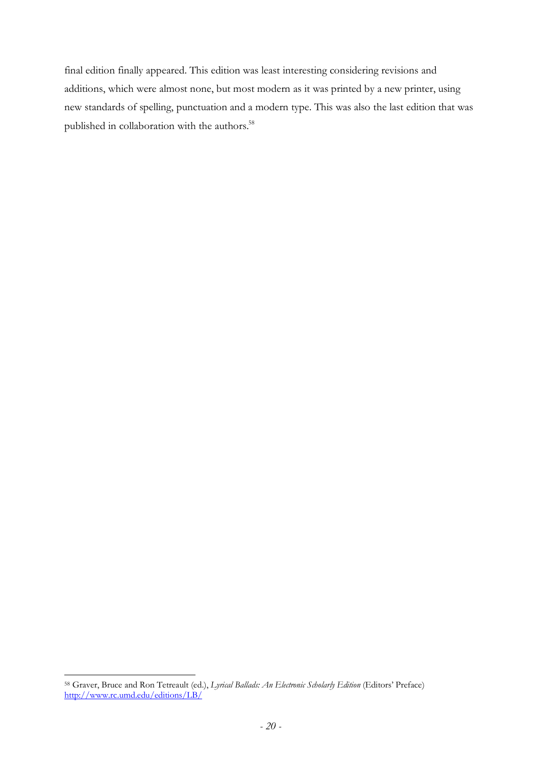final edition finally appeared. This edition was least interesting considering revisions and additions, which were almost none, but most modern as it was printed by a new printer, using new standards of spelling, punctuation and a modern type. This was also the last edition that was published in collaboration with the authors.[58]

---

[58] Graver, Bruce and Ron Tetreault (ed.), *Lyrical Ballads: An Electronic Scholarly Edition* (Editors' Preface) http://www.rc.umd.edu/editions/LB/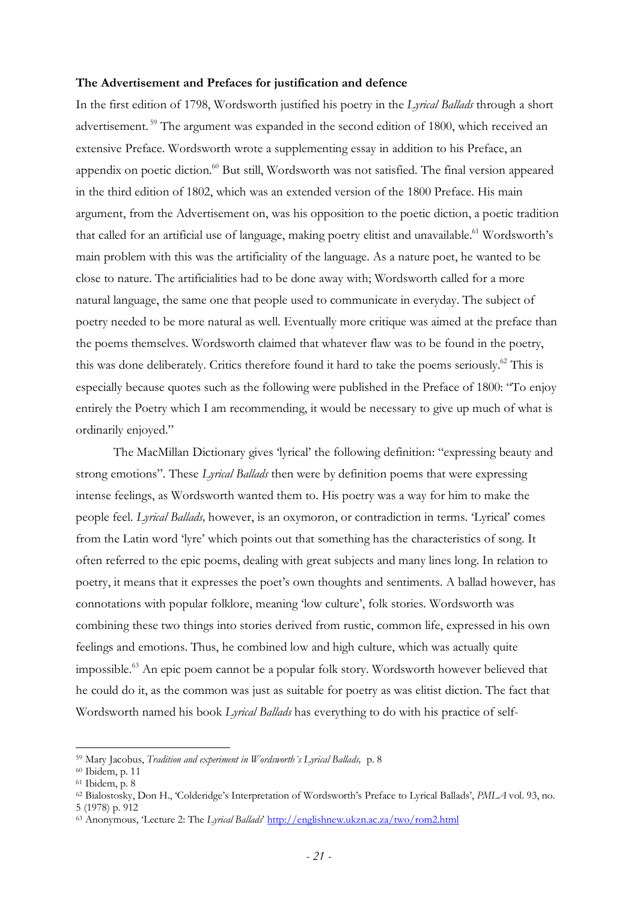**The Advertisement and Prefaces for justification and defence**

In the first edition of 1798, Wordsworth justified his poetry in the *Lyrical Ballads* through a short advertisement.[59] The argument was expanded in the second edition of 1800, which received an extensive Preface. Wordsworth wrote a supplementing essay in addition to his Preface, an appendix on poetic diction.[60] But still, Wordsworth was not satisfied. The final version appeared in the third edition of 1802, which was an extended version of the 1800 Preface. His main argument, from the Advertisement on, was his opposition to the poetic diction, a poetic tradition that called for an artificial use of language, making poetry elitist and unavailable.[61] Wordsworth's main problem with this was the artificiality of the language. As a nature poet, he wanted to be close to nature. The artificialities had to be done away with; Wordsworth called for a more natural language, the same one that people used to communicate in everyday. The subject of poetry needed to be more natural as well. Eventually more critique was aimed at the preface than the poems themselves. Wordsworth claimed that whatever flaw was to be found in the poetry, this was done deliberately. Critics therefore found it hard to take the poems seriously.[62] This is especially because quotes such as the following were published in the Preface of 1800: "To enjoy entirely the Poetry which I am recommending, it would be necessary to give up much of what is ordinarily enjoyed."

The MacMillan Dictionary gives 'lyrical' the following definition: "expressing beauty and strong emotions". These *Lyrical Ballads* then were by definition poems that were expressing intense feelings, as Wordsworth wanted them to. His poetry was a way for him to make the people feel. *Lyrical Ballads,* however, is an oxymoron, or contradiction in terms. 'Lyrical' comes from the Latin word 'lyre' which points out that something has the characteristics of song. It often referred to the epic poems, dealing with great subjects and many lines long. In relation to poetry, it means that it expresses the poet's own thoughts and sentiments. A ballad however, has connotations with popular folklore, meaning 'low culture', folk stories. Wordsworth was combining these two things into stories derived from rustic, common life, expressed in his own feelings and emotions. Thus, he combined low and high culture, which was actually quite impossible.[63] An epic poem cannot be a popular folk story. Wordsworth however believed that he could do it, as the common was just as suitable for poetry as was elitist diction. The fact that Wordsworth named his book *Lyrical Ballads* has everything to do with his practice of self-

---

[59] Mary Jacobus, *Tradition and experiment in Wordsworth´s Lyrical Ballads,* p. 8

[60] Ibidem, p. 11

[61] Ibidem, p. 8

[62] Bialostosky, Don H., 'Colderidge's Interpretation of Wordsworth's Preface to Lyrical Ballads', *PMLA* vol. 93, no. 5 (1978) p. 912

[63] Anonymous, 'Lecture 2: The *Lyrical Ballads*' http://englishnew.ukzn.ac.za/two/rom2.html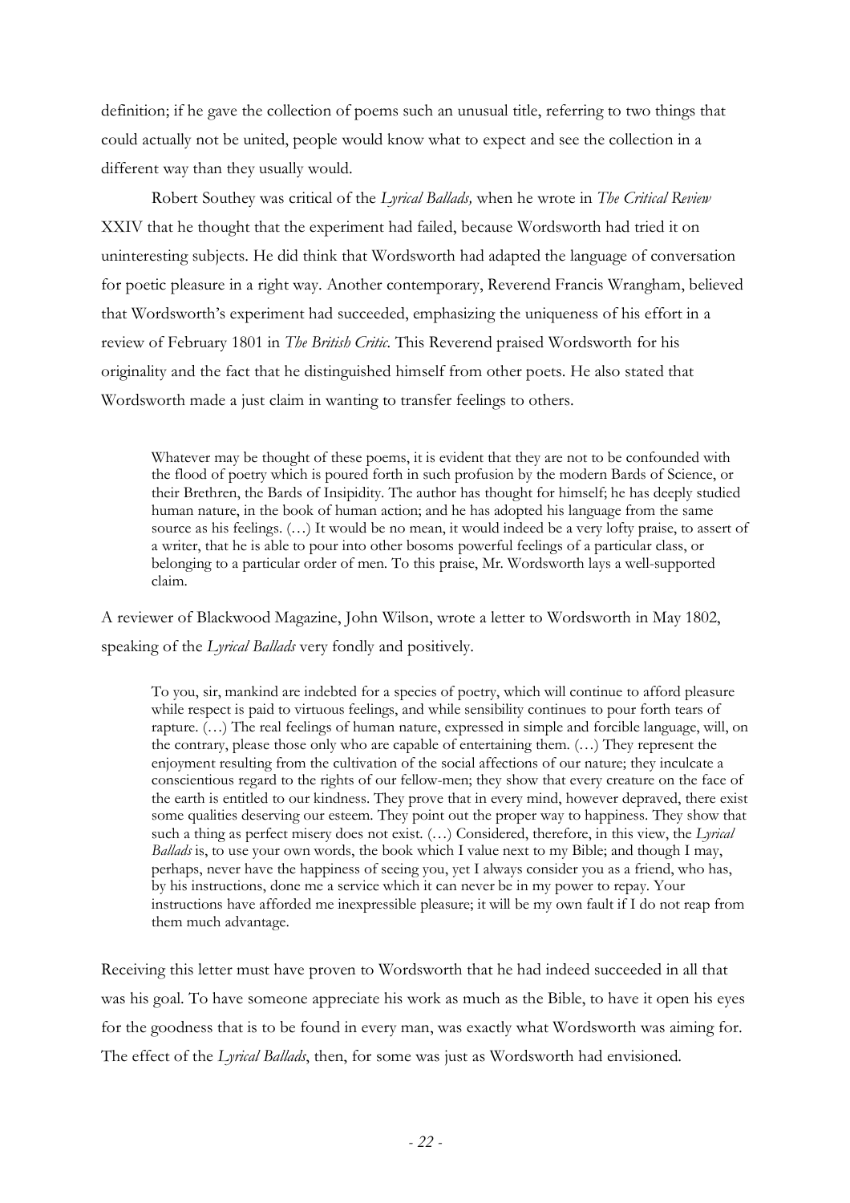definition; if he gave the collection of poems such an unusual title, referring to two things that could actually not be united, people would know what to expect and see the collection in a different way than they usually would.

Robert Southey was critical of the *Lyrical Ballads,* when he wrote in *The Critical Review* XXIV that he thought that the experiment had failed, because Wordsworth had tried it on uninteresting subjects. He did think that Wordsworth had adapted the language of conversation for poetic pleasure in a right way. Another contemporary, Reverend Francis Wrangham, believed that Wordsworth's experiment had succeeded, emphasizing the uniqueness of his effort in a review of February 1801 in *The British Critic*. This Reverend praised Wordsworth for his originality and the fact that he distinguished himself from other poets. He also stated that Wordsworth made a just claim in wanting to transfer feelings to others.

> Whatever may be thought of these poems, it is evident that they are not to be confounded with the flood of poetry which is poured forth in such profusion by the modern Bards of Science, or their Brethren, the Bards of Insipidity. The author has thought for himself; he has deeply studied human nature, in the book of human action; and he has adopted his language from the same source as his feelings. (…) It would be no mean, it would indeed be a very lofty praise, to assert of a writer, that he is able to pour into other bosoms powerful feelings of a particular class, or belonging to a particular order of men. To this praise, Mr. Wordsworth lays a well-supported claim.

A reviewer of Blackwood Magazine, John Wilson, wrote a letter to Wordsworth in May 1802, speaking of the *Lyrical Ballads* very fondly and positively.

> To you, sir, mankind are indebted for a species of poetry, which will continue to afford pleasure while respect is paid to virtuous feelings, and while sensibility continues to pour forth tears of rapture. (…) The real feelings of human nature, expressed in simple and forcible language, will, on the contrary, please those only who are capable of entertaining them. (…) They represent the enjoyment resulting from the cultivation of the social affections of our nature; they inculcate a conscientious regard to the rights of our fellow-men; they show that every creature on the face of the earth is entitled to our kindness. They prove that in every mind, however depraved, there exist some qualities deserving our esteem. They point out the proper way to happiness. They show that such a thing as perfect misery does not exist. (…) Considered, therefore, in this view, the *Lyrical Ballads* is, to use your own words, the book which I value next to my Bible; and though I may, perhaps, never have the happiness of seeing you, yet I always consider you as a friend, who has, by his instructions, done me a service which it can never be in my power to repay. Your instructions have afforded me inexpressible pleasure; it will be my own fault if I do not reap from them much advantage.

Receiving this letter must have proven to Wordsworth that he had indeed succeeded in all that was his goal. To have someone appreciate his work as much as the Bible, to have it open his eyes for the goodness that is to be found in every man, was exactly what Wordsworth was aiming for. The effect of the *Lyrical Ballads*, then, for some was just as Wordsworth had envisioned.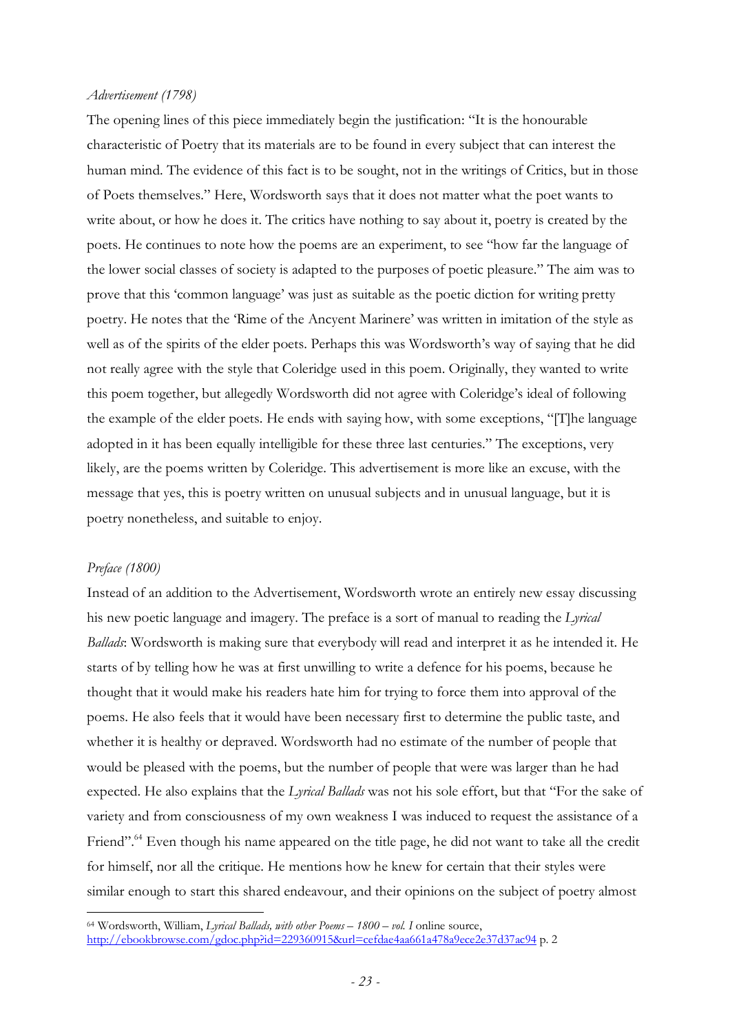*Advertisement (1798)*

The opening lines of this piece immediately begin the justification: "It is the honourable characteristic of Poetry that its materials are to be found in every subject that can interest the human mind. The evidence of this fact is to be sought, not in the writings of Critics, but in those of Poets themselves." Here, Wordsworth says that it does not matter what the poet wants to write about, or how he does it. The critics have nothing to say about it, poetry is created by the poets. He continues to note how the poems are an experiment, to see "how far the language of the lower social classes of society is adapted to the purposes of poetic pleasure." The aim was to prove that this 'common language' was just as suitable as the poetic diction for writing pretty poetry. He notes that the 'Rime of the Ancyent Marinere' was written in imitation of the style as well as of the spirits of the elder poets. Perhaps this was Wordsworth's way of saying that he did not really agree with the style that Coleridge used in this poem. Originally, they wanted to write this poem together, but allegedly Wordsworth did not agree with Coleridge's ideal of following the example of the elder poets. He ends with saying how, with some exceptions, "[T]he language adopted in it has been equally intelligible for these three last centuries." The exceptions, very likely, are the poems written by Coleridge. This advertisement is more like an excuse, with the message that yes, this is poetry written on unusual subjects and in unusual language, but it is poetry nonetheless, and suitable to enjoy.

*Preface (1800)*

Instead of an addition to the Advertisement, Wordsworth wrote an entirely new essay discussing his new poetic language and imagery. The preface is a sort of manual to reading the *Lyrical Ballads*: Wordsworth is making sure that everybody will read and interpret it as he intended it. He starts of by telling how he was at first unwilling to write a defence for his poems, because he thought that it would make his readers hate him for trying to force them into approval of the poems. He also feels that it would have been necessary first to determine the public taste, and whether it is healthy or depraved. Wordsworth had no estimate of the number of people that would be pleased with the poems, but the number of people that were was larger than he had expected. He also explains that the *Lyrical Ballads* was not his sole effort, but that "For the sake of variety and from consciousness of my own weakness I was induced to request the assistance of a Friend".[64] Even though his name appeared on the title page, he did not want to take all the credit for himself, nor all the critique. He mentions how he knew for certain that their styles were similar enough to start this shared endeavour, and their opinions on the subject of poetry almost

[64] Wordsworth, William, *Lyrical Ballads, with other Poems – 1800 – vol. I* online source, http://ebookbrowse.com/gdoc.php?id=229360915&url=cefdae4aa661a478a9ece2e37d37ac94 p. 2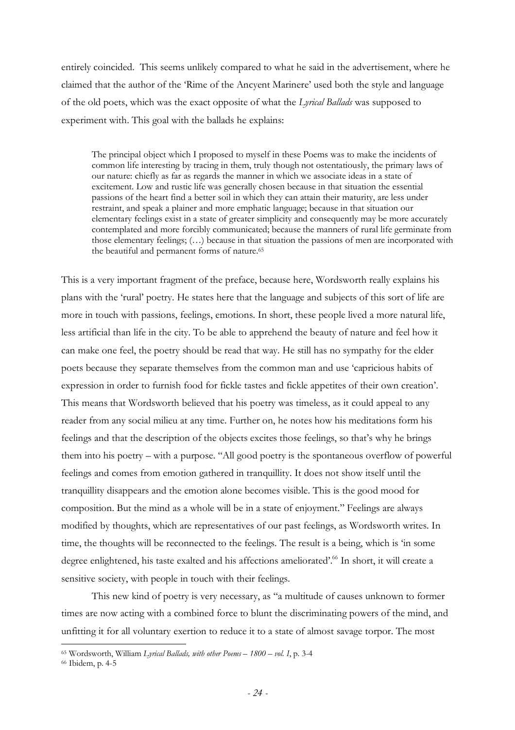entirely coincided. This seems unlikely compared to what he said in the advertisement, where he claimed that the author of the 'Rime of the Ancyent Marinere' used both the style and language of the old poets, which was the exact opposite of what the *Lyrical Ballads* was supposed to experiment with. This goal with the ballads he explains:

> The principal object which I proposed to myself in these Poems was to make the incidents of common life interesting by tracing in them, truly though not ostentatiously, the primary laws of our nature: chiefly as far as regards the manner in which we associate ideas in a state of excitement. Low and rustic life was generally chosen because in that situation the essential passions of the heart find a better soil in which they can attain their maturity, are less under restraint, and speak a plainer and more emphatic language; because in that situation our elementary feelings exist in a state of greater simplicity and consequently may be more accurately contemplated and more forcibly communicated; because the manners of rural life germinate from those elementary feelings; (…) because in that situation the passions of men are incorporated with the beautiful and permanent forms of nature.[65]

This is a very important fragment of the preface, because here, Wordsworth really explains his plans with the 'rural' poetry. He states here that the language and subjects of this sort of life are more in touch with passions, feelings, emotions. In short, these people lived a more natural life, less artificial than life in the city. To be able to apprehend the beauty of nature and feel how it can make one feel, the poetry should be read that way. He still has no sympathy for the elder poets because they separate themselves from the common man and use 'capricious habits of expression in order to furnish food for fickle tastes and fickle appetites of their own creation'. This means that Wordsworth believed that his poetry was timeless, as it could appeal to any reader from any social milieu at any time. Further on, he notes how his meditations form his feelings and that the description of the objects excites those feelings, so that's why he brings them into his poetry – with a purpose. "All good poetry is the spontaneous overflow of powerful feelings and comes from emotion gathered in tranquillity. It does not show itself until the tranquillity disappears and the emotion alone becomes visible. This is the good mood for composition. But the mind as a whole will be in a state of enjoyment." Feelings are always modified by thoughts, which are representatives of our past feelings, as Wordsworth writes. In time, the thoughts will be reconnected to the feelings. The result is a being, which is 'in some degree enlightened, his taste exalted and his affections ameliorated'.[66] In short, it will create a sensitive society, with people in touch with their feelings.

This new kind of poetry is very necessary, as "a multitude of causes unknown to former times are now acting with a combined force to blunt the discriminating powers of the mind, and unfitting it for all voluntary exertion to reduce it to a state of almost savage torpor. The most

---

[65] Wordsworth, William *Lyrical Ballads, with other Poems – 1800 – vol. I*, p. 3-4

[66] Ibidem, p. 4-5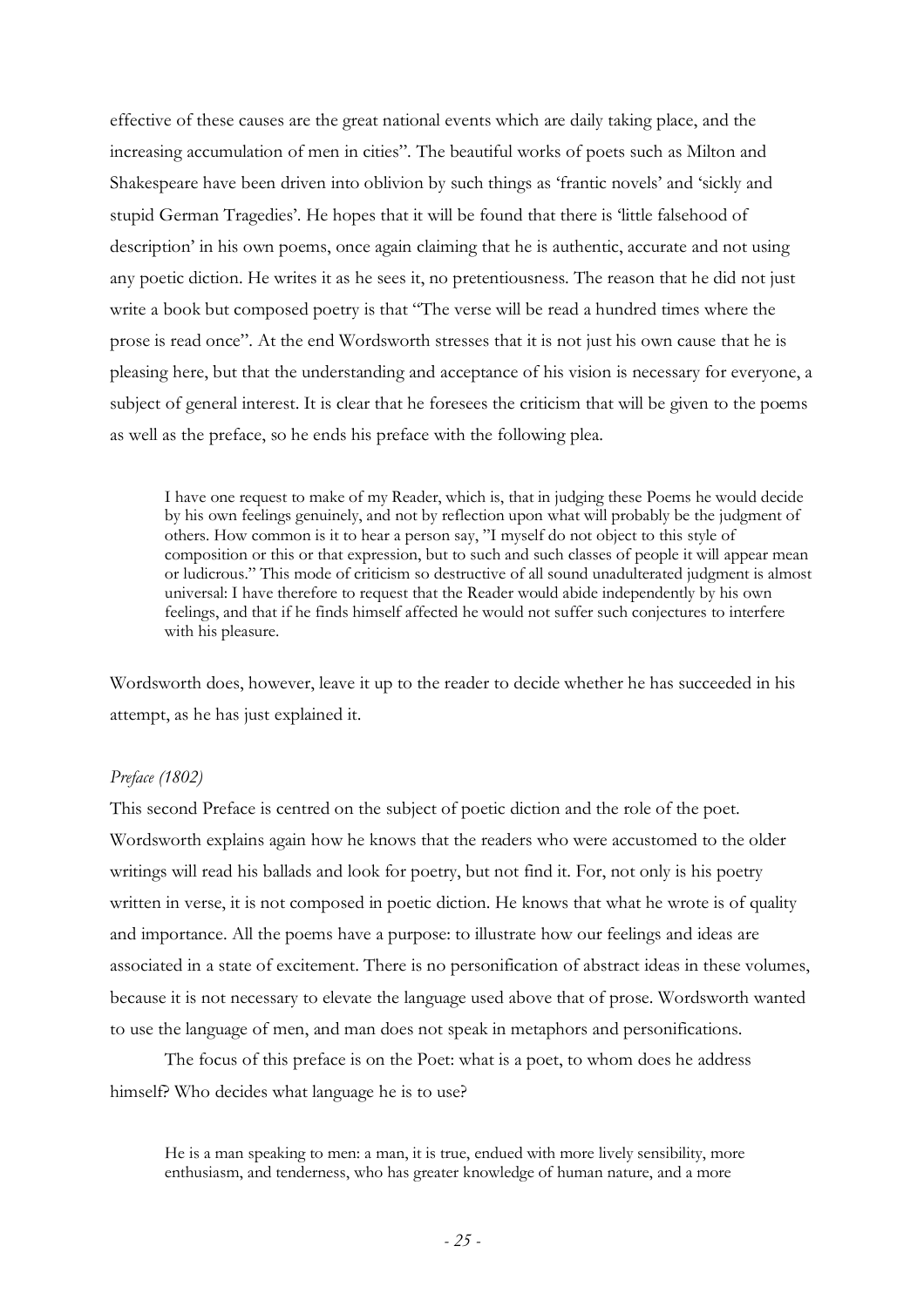effective of these causes are the great national events which are daily taking place, and the increasing accumulation of men in cities". The beautiful works of poets such as Milton and Shakespeare have been driven into oblivion by such things as 'frantic novels' and 'sickly and stupid German Tragedies'. He hopes that it will be found that there is 'little falsehood of description' in his own poems, once again claiming that he is authentic, accurate and not using any poetic diction. He writes it as he sees it, no pretentiousness. The reason that he did not just write a book but composed poetry is that "The verse will be read a hundred times where the prose is read once". At the end Wordsworth stresses that it is not just his own cause that he is pleasing here, but that the understanding and acceptance of his vision is necessary for everyone, a subject of general interest. It is clear that he foresees the criticism that will be given to the poems as well as the preface, so he ends his preface with the following plea.

> I have one request to make of my Reader, which is, that in judging these Poems he would decide by his own feelings genuinely, and not by reflection upon what will probably be the judgment of others. How common is it to hear a person say, "I myself do not object to this style of composition or this or that expression, but to such and such classes of people it will appear mean or ludicrous." This mode of criticism so destructive of all sound unadulterated judgment is almost universal: I have therefore to request that the Reader would abide independently by his own feelings, and that if he finds himself affected he would not suffer such conjectures to interfere with his pleasure.

Wordsworth does, however, leave it up to the reader to decide whether he has succeeded in his attempt, as he has just explained it.

*Preface (1802)*

This second Preface is centred on the subject of poetic diction and the role of the poet. Wordsworth explains again how he knows that the readers who were accustomed to the older writings will read his ballads and look for poetry, but not find it. For, not only is his poetry written in verse, it is not composed in poetic diction. He knows that what he wrote is of quality and importance. All the poems have a purpose: to illustrate how our feelings and ideas are associated in a state of excitement. There is no personification of abstract ideas in these volumes, because it is not necessary to elevate the language used above that of prose. Wordsworth wanted to use the language of men, and man does not speak in metaphors and personifications.

The focus of this preface is on the Poet: what is a poet, to whom does he address himself? Who decides what language he is to use?

> He is a man speaking to men: a man, it is true, endued with more lively sensibility, more enthusiasm, and tenderness, who has greater knowledge of human nature, and a more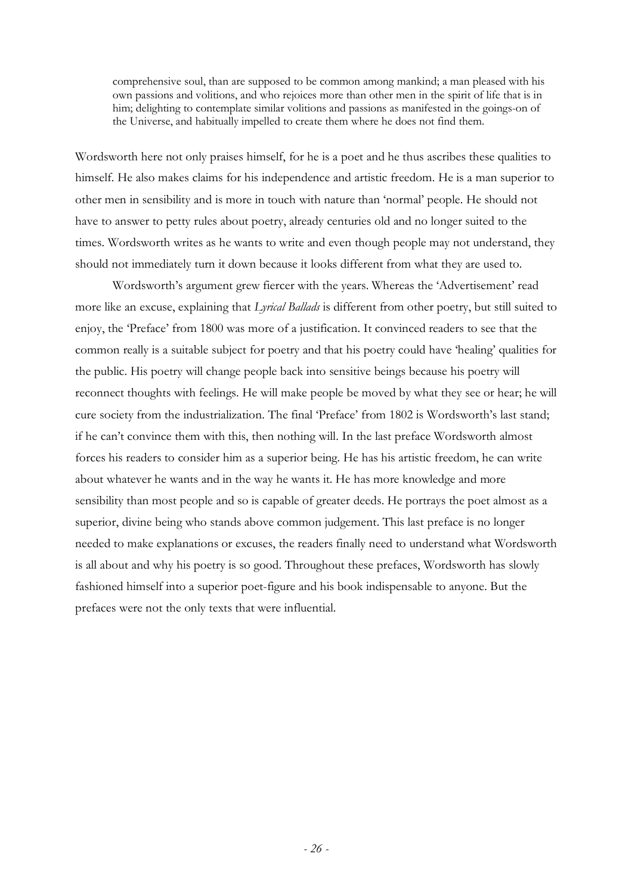> comprehensive soul, than are supposed to be common among mankind; a man pleased with his own passions and volitions, and who rejoices more than other men in the spirit of life that is in him; delighting to contemplate similar volitions and passions as manifested in the goings-on of the Universe, and habitually impelled to create them where he does not find them.

Wordsworth here not only praises himself, for he is a poet and he thus ascribes these qualities to himself. He also makes claims for his independence and artistic freedom. He is a man superior to other men in sensibility and is more in touch with nature than 'normal' people. He should not have to answer to petty rules about poetry, already centuries old and no longer suited to the times. Wordsworth writes as he wants to write and even though people may not understand, they should not immediately turn it down because it looks different from what they are used to.

Wordsworth's argument grew fiercer with the years. Whereas the 'Advertisement' read more like an excuse, explaining that *Lyrical Ballads* is different from other poetry, but still suited to enjoy, the 'Preface' from 1800 was more of a justification. It convinced readers to see that the common really is a suitable subject for poetry and that his poetry could have 'healing' qualities for the public. His poetry will change people back into sensitive beings because his poetry will reconnect thoughts with feelings. He will make people be moved by what they see or hear; he will cure society from the industrialization. The final 'Preface' from 1802 is Wordsworth's last stand; if he can't convince them with this, then nothing will. In the last preface Wordsworth almost forces his readers to consider him as a superior being. He has his artistic freedom, he can write about whatever he wants and in the way he wants it. He has more knowledge and more sensibility than most people and so is capable of greater deeds. He portrays the poet almost as a superior, divine being who stands above common judgement. This last preface is no longer needed to make explanations or excuses, the readers finally need to understand what Wordsworth is all about and why his poetry is so good. Throughout these prefaces, Wordsworth has slowly fashioned himself into a superior poet-figure and his book indispensable to anyone. But the prefaces were not the only texts that were influential.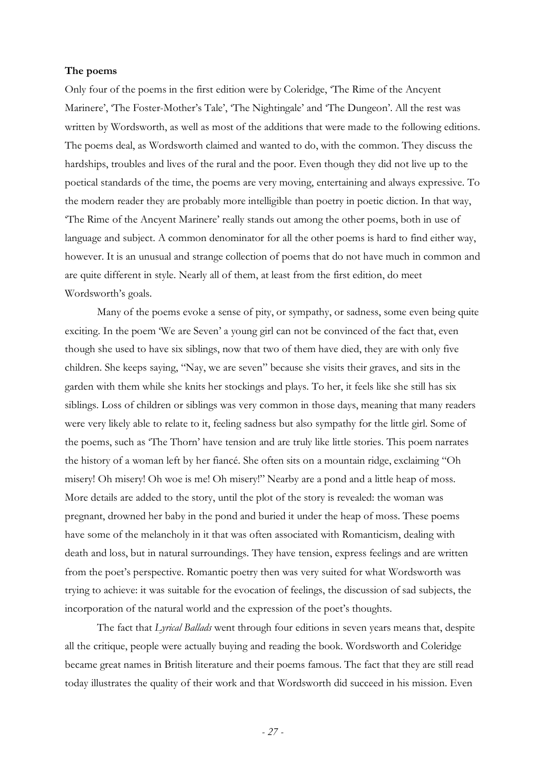**The poems**

Only four of the poems in the first edition were by Coleridge, 'The Rime of the Ancyent Marinere', 'The Foster-Mother's Tale', 'The Nightingale' and 'The Dungeon'. All the rest was written by Wordsworth, as well as most of the additions that were made to the following editions. The poems deal, as Wordsworth claimed and wanted to do, with the common. They discuss the hardships, troubles and lives of the rural and the poor. Even though they did not live up to the poetical standards of the time, the poems are very moving, entertaining and always expressive. To the modern reader they are probably more intelligible than poetry in poetic diction. In that way, 'The Rime of the Ancyent Marinere' really stands out among the other poems, both in use of language and subject. A common denominator for all the other poems is hard to find either way, however. It is an unusual and strange collection of poems that do not have much in common and are quite different in style. Nearly all of them, at least from the first edition, do meet Wordsworth's goals.

Many of the poems evoke a sense of pity, or sympathy, or sadness, some even being quite exciting. In the poem 'We are Seven' a young girl can not be convinced of the fact that, even though she used to have six siblings, now that two of them have died, they are with only five children. She keeps saying, "Nay, we are seven" because she visits their graves, and sits in the garden with them while she knits her stockings and plays. To her, it feels like she still has six siblings. Loss of children or siblings was very common in those days, meaning that many readers were very likely able to relate to it, feeling sadness but also sympathy for the little girl. Some of the poems, such as 'The Thorn' have tension and are truly like little stories. This poem narrates the history of a woman left by her fiancé. She often sits on a mountain ridge, exclaiming "Oh misery! Oh misery! Oh woe is me! Oh misery!" Nearby are a pond and a little heap of moss. More details are added to the story, until the plot of the story is revealed: the woman was pregnant, drowned her baby in the pond and buried it under the heap of moss. These poems have some of the melancholy in it that was often associated with Romanticism, dealing with death and loss, but in natural surroundings. They have tension, express feelings and are written from the poet's perspective. Romantic poetry then was very suited for what Wordsworth was trying to achieve: it was suitable for the evocation of feelings, the discussion of sad subjects, the incorporation of the natural world and the expression of the poet's thoughts.

The fact that *Lyrical Ballads* went through four editions in seven years means that, despite all the critique, people were actually buying and reading the book. Wordsworth and Coleridge became great names in British literature and their poems famous. The fact that they are still read today illustrates the quality of their work and that Wordsworth did succeed in his mission. Even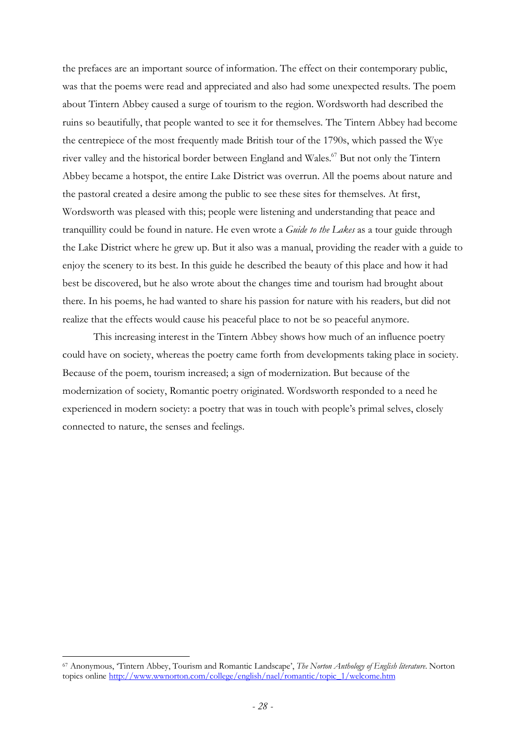the prefaces are an important source of information. The effect on their contemporary public, was that the poems were read and appreciated and also had some unexpected results. The poem about Tintern Abbey caused a surge of tourism to the region. Wordsworth had described the ruins so beautifully, that people wanted to see it for themselves. The Tintern Abbey had become the centrepiece of the most frequently made British tour of the 1790s, which passed the Wye river valley and the historical border between England and Wales.[67] But not only the Tintern Abbey became a hotspot, the entire Lake District was overrun. All the poems about nature and the pastoral created a desire among the public to see these sites for themselves. At first, Wordsworth was pleased with this; people were listening and understanding that peace and tranquillity could be found in nature. He even wrote a *Guide to the Lakes* as a tour guide through the Lake District where he grew up. But it also was a manual, providing the reader with a guide to enjoy the scenery to its best. In this guide he described the beauty of this place and how it had best be discovered, but he also wrote about the changes time and tourism had brought about there. In his poems, he had wanted to share his passion for nature with his readers, but did not realize that the effects would cause his peaceful place to not be so peaceful anymore.

This increasing interest in the Tintern Abbey shows how much of an influence poetry could have on society, whereas the poetry came forth from developments taking place in society. Because of the poem, tourism increased; a sign of modernization. But because of the modernization of society, Romantic poetry originated. Wordsworth responded to a need he experienced in modern society: a poetry that was in touch with people's primal selves, closely connected to nature, the senses and feelings.

---

[67] Anonymous, 'Tintern Abbey, Tourism and Romantic Landscape', *The Norton Anthology of English literature*. Norton topics online http://www.wwnorton.com/college/english/nael/romantic/topic_1/welcome.htm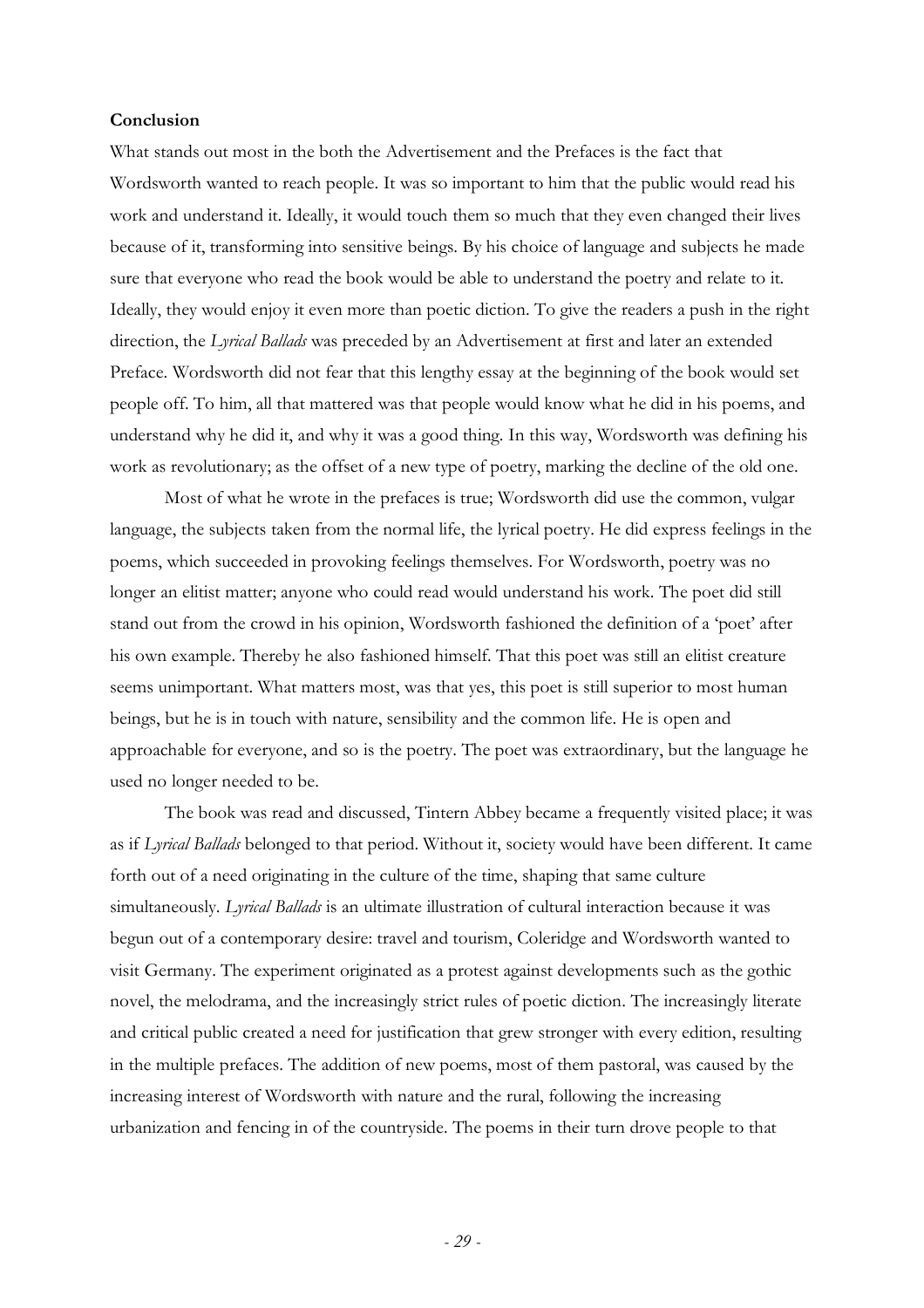## Conclusion

What stands out most in the both the Advertisement and the Prefaces is the fact that Wordsworth wanted to reach people. It was so important to him that the public would read his work and understand it. Ideally, it would touch them so much that they even changed their lives because of it, transforming into sensitive beings. By his choice of language and subjects he made sure that everyone who read the book would be able to understand the poetry and relate to it. Ideally, they would enjoy it even more than poetic diction. To give the readers a push in the right direction, the *Lyrical Ballads* was preceded by an Advertisement at first and later an extended Preface. Wordsworth did not fear that this lengthy essay at the beginning of the book would set people off. To him, all that mattered was that people would know what he did in his poems, and understand why he did it, and why it was a good thing. In this way, Wordsworth was defining his work as revolutionary; as the offset of a new type of poetry, marking the decline of the old one.

Most of what he wrote in the prefaces is true; Wordsworth did use the common, vulgar language, the subjects taken from the normal life, the lyrical poetry. He did express feelings in the poems, which succeeded in provoking feelings themselves. For Wordsworth, poetry was no longer an elitist matter; anyone who could read would understand his work. The poet did still stand out from the crowd in his opinion, Wordsworth fashioned the definition of a 'poet' after his own example. Thereby he also fashioned himself. That this poet was still an elitist creature seems unimportant. What matters most, was that yes, this poet is still superior to most human beings, but he is in touch with nature, sensibility and the common life. He is open and approachable for everyone, and so is the poetry. The poet was extraordinary, but the language he used no longer needed to be.

The book was read and discussed, Tintern Abbey became a frequently visited place; it was as if *Lyrical Ballads* belonged to that period. Without it, society would have been different. It came forth out of a need originating in the culture of the time, shaping that same culture simultaneously. *Lyrical Ballads* is an ultimate illustration of cultural interaction because it was begun out of a contemporary desire: travel and tourism, Coleridge and Wordsworth wanted to visit Germany. The experiment originated as a protest against developments such as the gothic novel, the melodrama, and the increasingly strict rules of poetic diction. The increasingly literate and critical public created a need for justification that grew stronger with every edition, resulting in the multiple prefaces. The addition of new poems, most of them pastoral, was caused by the increasing interest of Wordsworth with nature and the rural, following the increasing urbanization and fencing in of the countryside. The poems in their turn drove people to that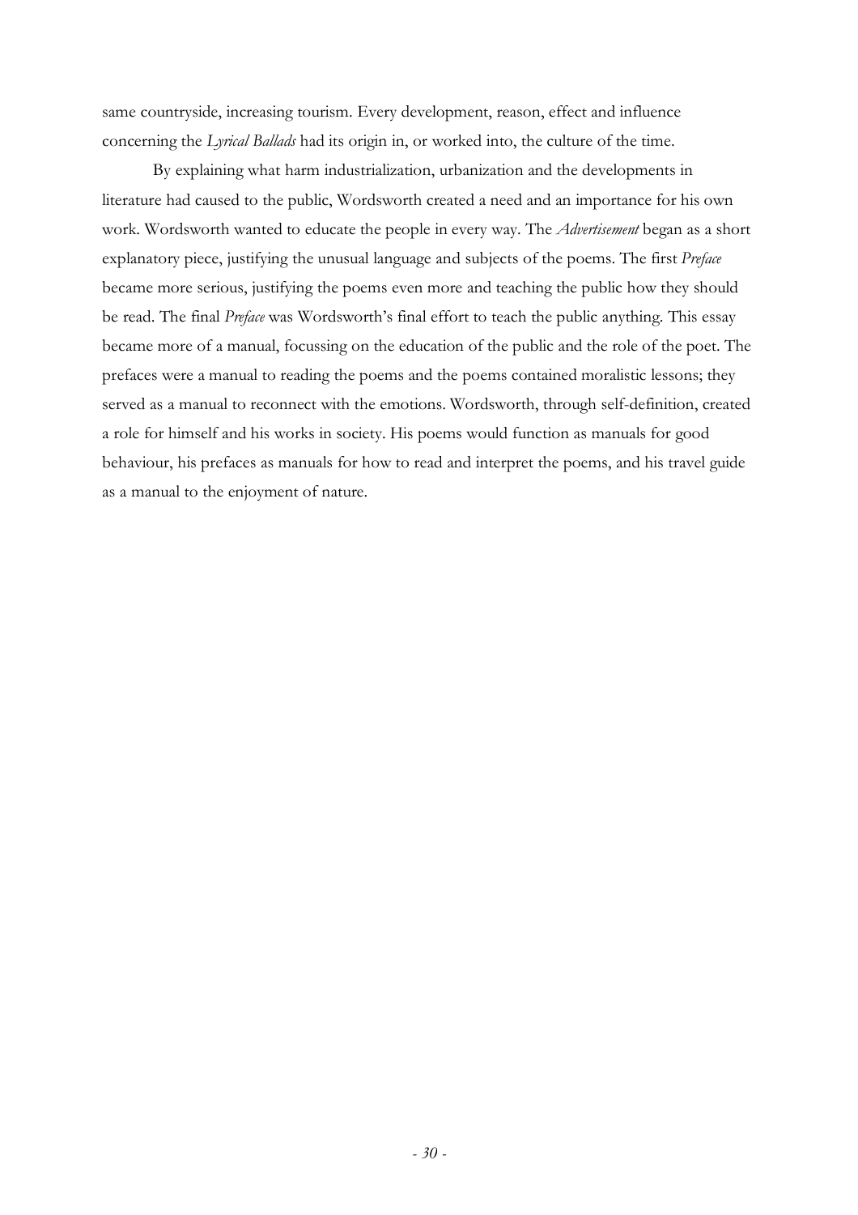same countryside, increasing tourism. Every development, reason, effect and influence concerning the *Lyrical Ballads* had its origin in, or worked into, the culture of the time.

By explaining what harm industrialization, urbanization and the developments in literature had caused to the public, Wordsworth created a need and an importance for his own work. Wordsworth wanted to educate the people in every way. The *Advertisement* began as a short explanatory piece, justifying the unusual language and subjects of the poems. The first *Preface* became more serious, justifying the poems even more and teaching the public how they should be read. The final *Preface* was Wordsworth's final effort to teach the public anything. This essay became more of a manual, focussing on the education of the public and the role of the poet. The prefaces were a manual to reading the poems and the poems contained moralistic lessons; they served as a manual to reconnect with the emotions. Wordsworth, through self-definition, created a role for himself and his works in society. His poems would function as manuals for good behaviour, his prefaces as manuals for how to read and interpret the poems, and his travel guide as a manual to the enjoyment of nature.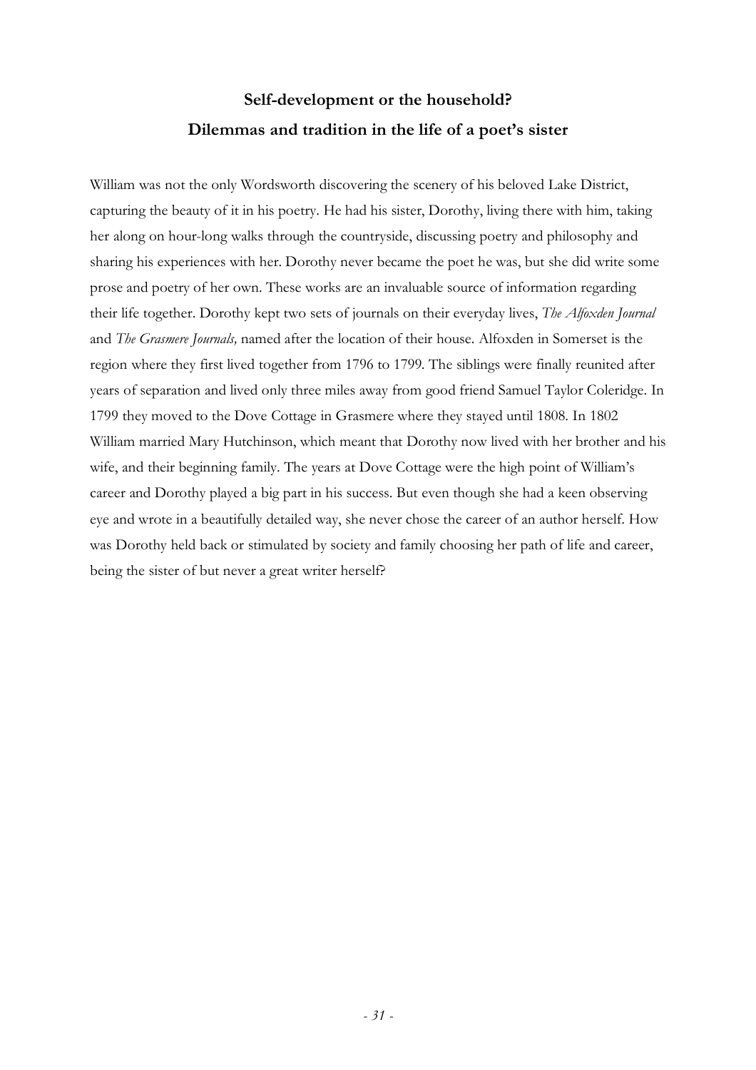# Self-development or the household?
# Dilemmas and tradition in the life of a poet's sister

William was not the only Wordsworth discovering the scenery of his beloved Lake District, capturing the beauty of it in his poetry. He had his sister, Dorothy, living there with him, taking her along on hour-long walks through the countryside, discussing poetry and philosophy and sharing his experiences with her. Dorothy never became the poet he was, but she did write some prose and poetry of her own. These works are an invaluable source of information regarding their life together. Dorothy kept two sets of journals on their everyday lives, *The Alfoxden Journal* and *The Grasmere Journals,* named after the location of their house. Alfoxden in Somerset is the region where they first lived together from 1796 to 1799. The siblings were finally reunited after years of separation and lived only three miles away from good friend Samuel Taylor Coleridge. In 1799 they moved to the Dove Cottage in Grasmere where they stayed until 1808. In 1802 William married Mary Hutchinson, which meant that Dorothy now lived with her brother and his wife, and their beginning family. The years at Dove Cottage were the high point of William's career and Dorothy played a big part in his success. But even though she had a keen observing eye and wrote in a beautifully detailed way, she never chose the career of an author herself. How was Dorothy held back or stimulated by society and family choosing her path of life and career, being the sister of but never a great writer herself?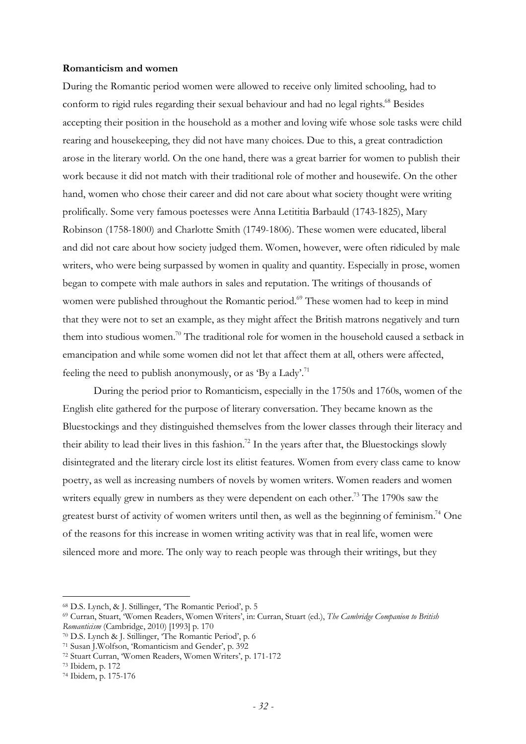**Romanticism and women**

During the Romantic period women were allowed to receive only limited schooling, had to conform to rigid rules regarding their sexual behaviour and had no legal rights.[68] Besides accepting their position in the household as a mother and loving wife whose sole tasks were child rearing and housekeeping, they did not have many choices. Due to this, a great contradiction arose in the literary world. On the one hand, there was a great barrier for women to publish their work because it did not match with their traditional role of mother and housewife. On the other hand, women who chose their career and did not care about what society thought were writing prolifically. Some very famous poetesses were Anna Letititia Barbauld (1743-1825), Mary Robinson (1758-1800) and Charlotte Smith (1749-1806). These women were educated, liberal and did not care about how society judged them. Women, however, were often ridiculed by male writers, who were being surpassed by women in quality and quantity. Especially in prose, women began to compete with male authors in sales and reputation. The writings of thousands of women were published throughout the Romantic period.[69] These women had to keep in mind that they were not to set an example, as they might affect the British matrons negatively and turn them into studious women.[70] The traditional role for women in the household caused a setback in emancipation and while some women did not let that affect them at all, others were affected, feeling the need to publish anonymously, or as 'By a Lady'.[71]

During the period prior to Romanticism, especially in the 1750s and 1760s, women of the English elite gathered for the purpose of literary conversation. They became known as the Bluestockings and they distinguished themselves from the lower classes through their literacy and their ability to lead their lives in this fashion.[72] In the years after that, the Bluestockings slowly disintegrated and the literary circle lost its elitist features. Women from every class came to know poetry, as well as increasing numbers of novels by women writers. Women readers and women writers equally grew in numbers as they were dependent on each other.[73] The 1790s saw the greatest burst of activity of women writers until then, as well as the beginning of feminism.[74] One of the reasons for this increase in women writing activity was that in real life, women were silenced more and more. The only way to reach people was through their writings, but they

---

[68] D.S. Lynch, & J. Stillinger, 'The Romantic Period', p. 5

[69] Curran, Stuart, 'Women Readers, Women Writers', in: Curran, Stuart (ed.), *The Cambridge Companion to British Romanticism* (Cambridge, 2010) [1993] p. 170

[70] D.S. Lynch & J. Stillinger, 'The Romantic Period', p. 6

[71] Susan J.Wolfson, 'Romanticism and Gender', p. 392

[72] Stuart Curran, 'Women Readers, Women Writers', p. 171-172

[73] Ibidem, p. 172

[74] Ibidem, p. 175-176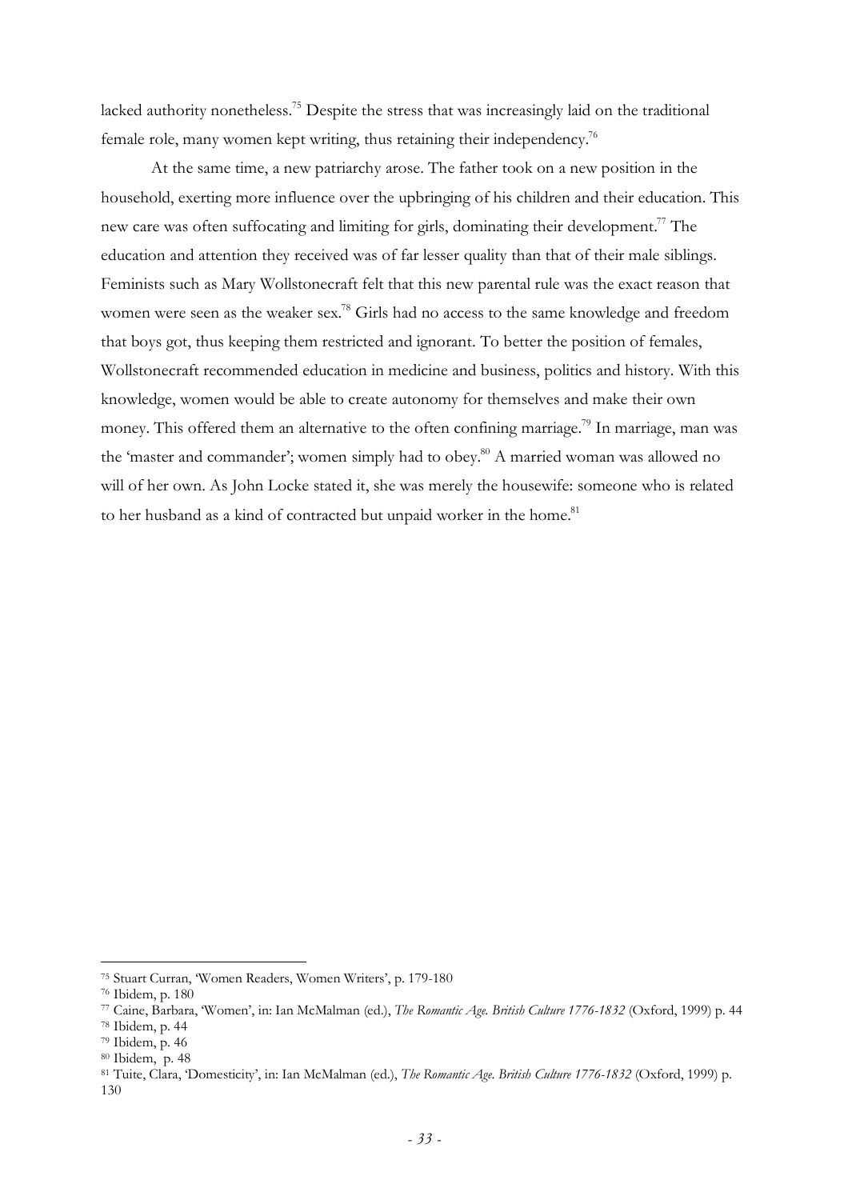lacked authority nonetheless.[75] Despite the stress that was increasingly laid on the traditional female role, many women kept writing, thus retaining their independency.[76]

At the same time, a new patriarchy arose. The father took on a new position in the household, exerting more influence over the upbringing of his children and their education. This new care was often suffocating and limiting for girls, dominating their development.[77] The education and attention they received was of far lesser quality than that of their male siblings. Feminists such as Mary Wollstonecraft felt that this new parental rule was the exact reason that women were seen as the weaker sex.[78] Girls had no access to the same knowledge and freedom that boys got, thus keeping them restricted and ignorant. To better the position of females, Wollstonecraft recommended education in medicine and business, politics and history. With this knowledge, women would be able to create autonomy for themselves and make their own money. This offered them an alternative to the often confining marriage.[79] In marriage, man was the 'master and commander'; women simply had to obey.[80] A married woman was allowed no will of her own. As John Locke stated it, she was merely the housewife: someone who is related to her husband as a kind of contracted but unpaid worker in the home.[81]

---

[75] Stuart Curran, 'Women Readers, Women Writers', p. 179-180

[76] Ibidem, p. 180

[77] Caine, Barbara, 'Women', in: Ian McMalman (ed.), *The Romantic Age. British Culture 1776-1832* (Oxford, 1999) p. 44

[78] Ibidem, p. 44

[79] Ibidem, p. 46

[80] Ibidem, p. 48

[81] Tuite, Clara, 'Domesticity', in: Ian McMalman (ed.), *The Romantic Age. British Culture 1776-1832* (Oxford, 1999) p. 130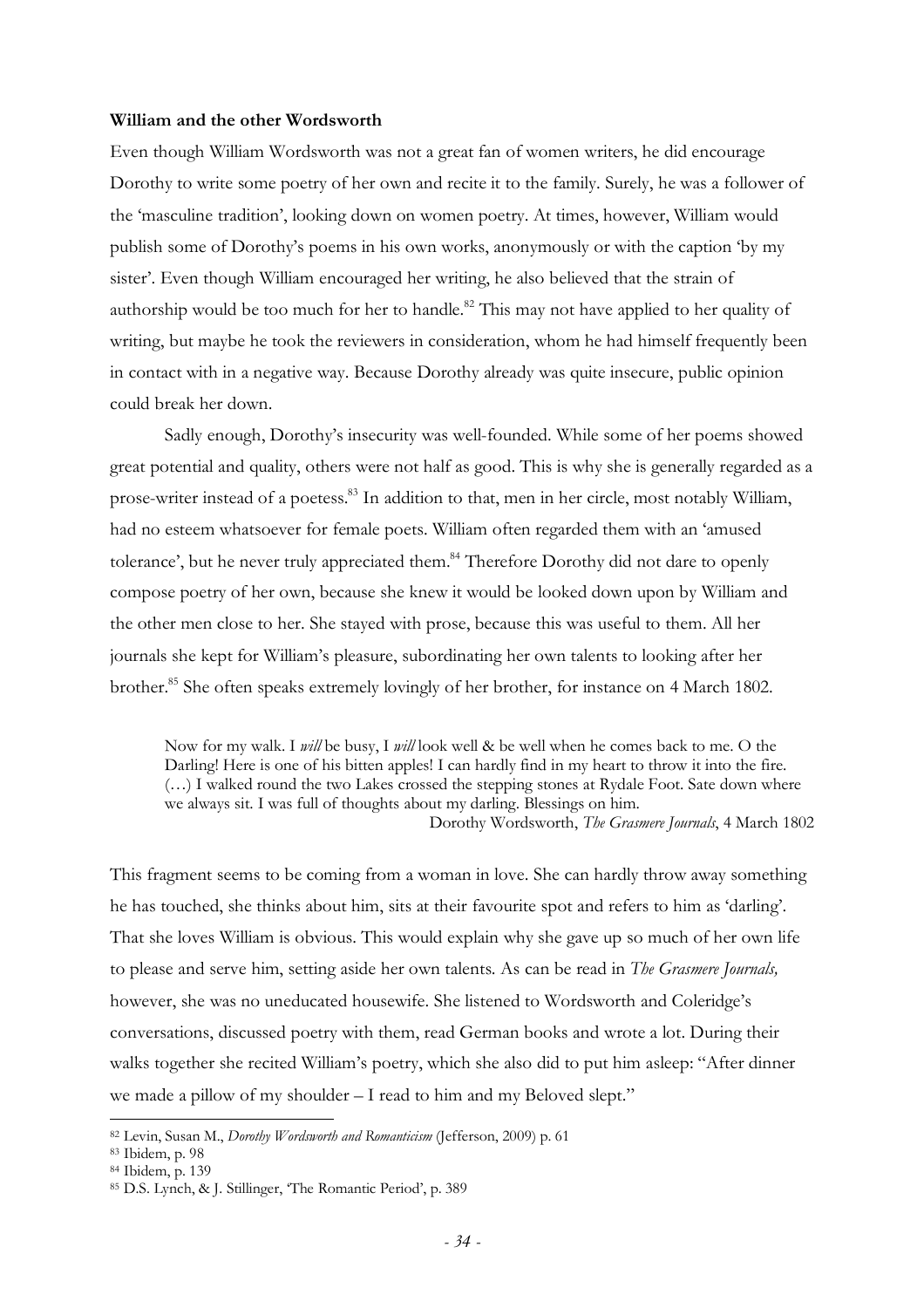**William and the other Wordsworth**

Even though William Wordsworth was not a great fan of women writers, he did encourage Dorothy to write some poetry of her own and recite it to the family. Surely, he was a follower of the 'masculine tradition', looking down on women poetry. At times, however, William would publish some of Dorothy's poems in his own works, anonymously or with the caption 'by my sister'. Even though William encouraged her writing, he also believed that the strain of authorship would be too much for her to handle.[82] This may not have applied to her quality of writing, but maybe he took the reviewers in consideration, whom he had himself frequently been in contact with in a negative way. Because Dorothy already was quite insecure, public opinion could break her down.

Sadly enough, Dorothy's insecurity was well-founded. While some of her poems showed great potential and quality, others were not half as good. This is why she is generally regarded as a prose-writer instead of a poetess.[83] In addition to that, men in her circle, most notably William, had no esteem whatsoever for female poets. William often regarded them with an 'amused tolerance', but he never truly appreciated them.[84] Therefore Dorothy did not dare to openly compose poetry of her own, because she knew it would be looked down upon by William and the other men close to her. She stayed with prose, because this was useful to them. All her journals she kept for William's pleasure, subordinating her own talents to looking after her brother.[85] She often speaks extremely lovingly of her brother, for instance on 4 March 1802.

> Now for my walk. I *will* be busy, I *will* look well & be well when he comes back to me. O the Darling! Here is one of his bitten apples! I can hardly find in my heart to throw it into the fire. (…) I walked round the two Lakes crossed the stepping stones at Rydale Foot. Sate down where we always sit. I was full of thoughts about my darling. Blessings on him.
>
> Dorothy Wordsworth, *The Grasmere Journals*, 4 March 1802

This fragment seems to be coming from a woman in love. She can hardly throw away something he has touched, she thinks about him, sits at their favourite spot and refers to him as 'darling'. That she loves William is obvious. This would explain why she gave up so much of her own life to please and serve him, setting aside her own talents. As can be read in *The Grasmere Journals,* however, she was no uneducated housewife. She listened to Wordsworth and Coleridge's conversations, discussed poetry with them, read German books and wrote a lot. During their walks together she recited William's poetry, which she also did to put him asleep: "After dinner we made a pillow of my shoulder – I read to him and my Beloved slept."

---

[82] Levin, Susan M., *Dorothy Wordsworth and Romanticism* (Jefferson, 2009) p. 61

[83] Ibidem, p. 98

[84] Ibidem, p. 139

[85] D.S. Lynch, & J. Stillinger, 'The Romantic Period', p. 389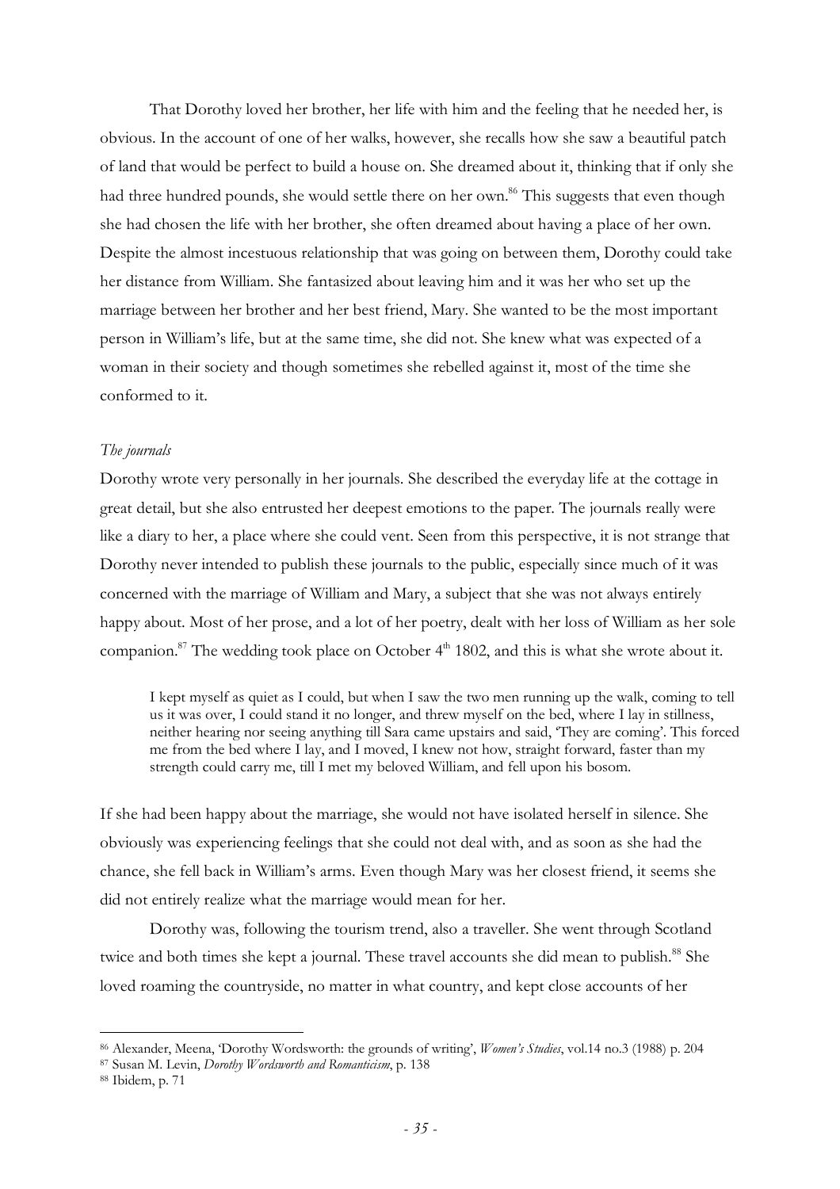That Dorothy loved her brother, her life with him and the feeling that he needed her, is obvious. In the account of one of her walks, however, she recalls how she saw a beautiful patch of land that would be perfect to build a house on. She dreamed about it, thinking that if only she had three hundred pounds, she would settle there on her own.[86] This suggests that even though she had chosen the life with her brother, she often dreamed about having a place of her own. Despite the almost incestuous relationship that was going on between them, Dorothy could take her distance from William. She fantasized about leaving him and it was her who set up the marriage between her brother and her best friend, Mary. She wanted to be the most important person in William's life, but at the same time, she did not. She knew what was expected of a woman in their society and though sometimes she rebelled against it, most of the time she conformed to it.

*The journals*

Dorothy wrote very personally in her journals. She described the everyday life at the cottage in great detail, but she also entrusted her deepest emotions to the paper. The journals really were like a diary to her, a place where she could vent. Seen from this perspective, it is not strange that Dorothy never intended to publish these journals to the public, especially since much of it was concerned with the marriage of William and Mary, a subject that she was not always entirely happy about. Most of her prose, and a lot of her poetry, dealt with her loss of William as her sole companion.[87] The wedding took place on October 4th 1802, and this is what she wrote about it.

> I kept myself as quiet as I could, but when I saw the two men running up the walk, coming to tell us it was over, I could stand it no longer, and threw myself on the bed, where I lay in stillness, neither hearing nor seeing anything till Sara came upstairs and said, 'They are coming'. This forced me from the bed where I lay, and I moved, I knew not how, straight forward, faster than my strength could carry me, till I met my beloved William, and fell upon his bosom.

If she had been happy about the marriage, she would not have isolated herself in silence. She obviously was experiencing feelings that she could not deal with, and as soon as she had the chance, she fell back in William's arms. Even though Mary was her closest friend, it seems she did not entirely realize what the marriage would mean for her.

Dorothy was, following the tourism trend, also a traveller. She went through Scotland twice and both times she kept a journal. These travel accounts she did mean to publish.[88] She loved roaming the countryside, no matter in what country, and kept close accounts of her

---

[86] Alexander, Meena, 'Dorothy Wordsworth: the grounds of writing', *Women's Studies*, vol.14 no.3 (1988) p. 204

[87] Susan M. Levin, *Dorothy Wordsworth and Romanticism*, p. 138

[88] Ibidem, p. 71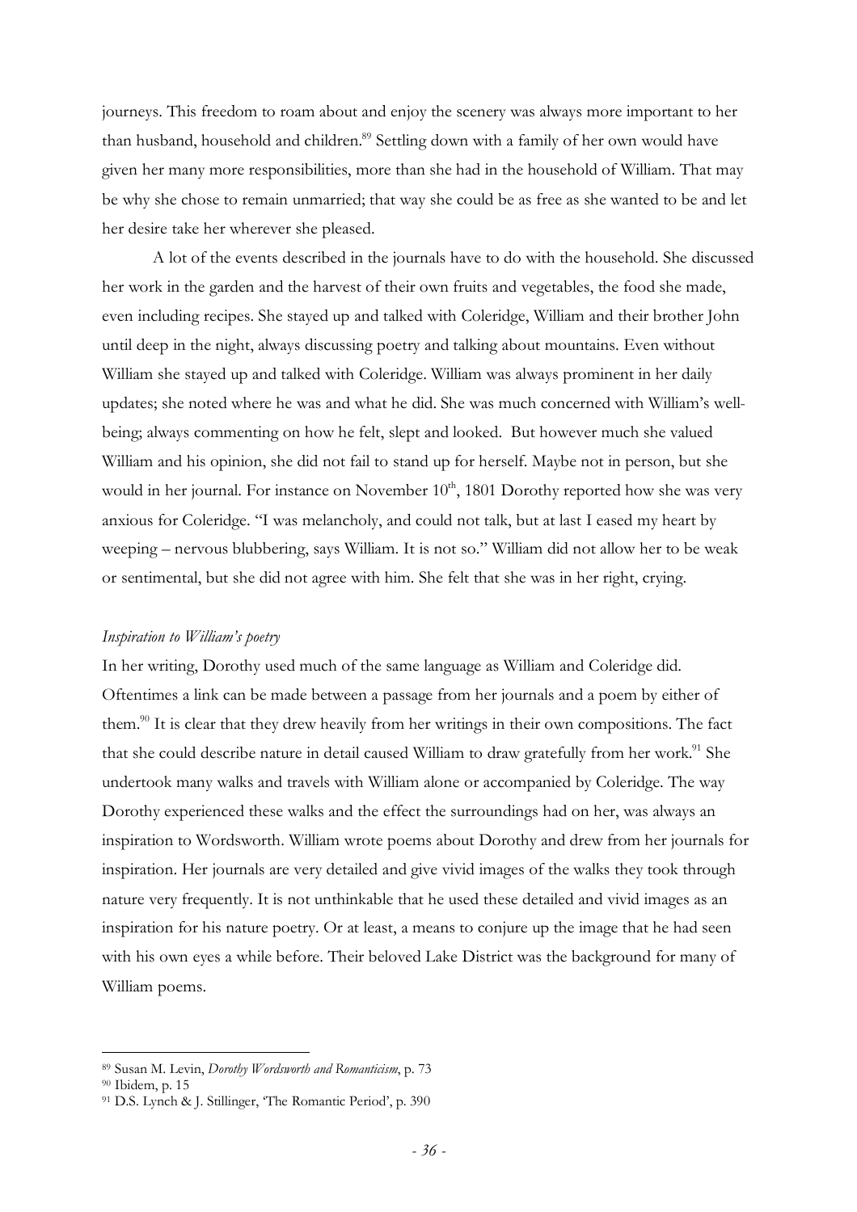journeys. This freedom to roam about and enjoy the scenery was always more important to her than husband, household and children.[89] Settling down with a family of her own would have given her many more responsibilities, more than she had in the household of William. That may be why she chose to remain unmarried; that way she could be as free as she wanted to be and let her desire take her wherever she pleased.

A lot of the events described in the journals have to do with the household. She discussed her work in the garden and the harvest of their own fruits and vegetables, the food she made, even including recipes. She stayed up and talked with Coleridge, William and their brother John until deep in the night, always discussing poetry and talking about mountains. Even without William she stayed up and talked with Coleridge. William was always prominent in her daily updates; she noted where he was and what he did. She was much concerned with William's well-being; always commenting on how he felt, slept and looked. But however much she valued William and his opinion, she did not fail to stand up for herself. Maybe not in person, but she would in her journal. For instance on November 10th, 1801 Dorothy reported how she was very anxious for Coleridge. "I was melancholy, and could not talk, but at last I eased my heart by weeping – nervous blubbering, says William. It is not so." William did not allow her to be weak or sentimental, but she did not agree with him. She felt that she was in her right, crying.

*Inspiration to William's poetry*

In her writing, Dorothy used much of the same language as William and Coleridge did. Oftentimes a link can be made between a passage from her journals and a poem by either of them.[90] It is clear that they drew heavily from her writings in their own compositions. The fact that she could describe nature in detail caused William to draw gratefully from her work.[91] She undertook many walks and travels with William alone or accompanied by Coleridge. The way Dorothy experienced these walks and the effect the surroundings had on her, was always an inspiration to Wordsworth. William wrote poems about Dorothy and drew from her journals for inspiration. Her journals are very detailed and give vivid images of the walks they took through nature very frequently. It is not unthinkable that he used these detailed and vivid images as an inspiration for his nature poetry. Or at least, a means to conjure up the image that he had seen with his own eyes a while before. Their beloved Lake District was the background for many of William poems.

---

[89] Susan M. Levin, *Dorothy Wordsworth and Romanticism*, p. 73

[90] Ibidem, p. 15

[91] D.S. Lynch & J. Stillinger, 'The Romantic Period', p. 390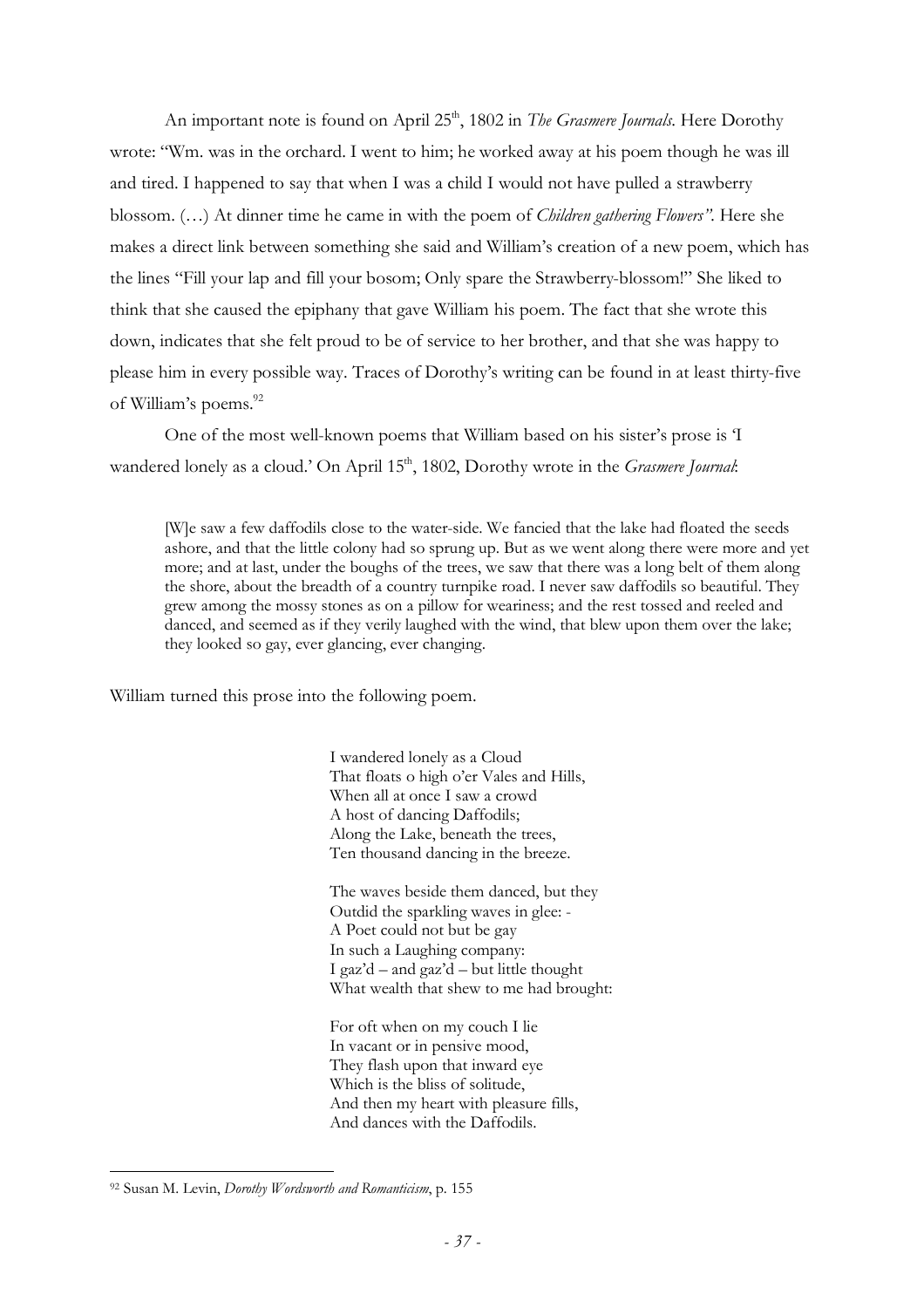An important note is found on April 25th, 1802 in *The Grasmere Journals*. Here Dorothy wrote: "Wm. was in the orchard. I went to him; he worked away at his poem though he was ill and tired. I happened to say that when I was a child I would not have pulled a strawberry blossom. (…) At dinner time he came in with the poem of *Children gathering Flowers"*. Here she makes a direct link between something she said and William's creation of a new poem, which has the lines "Fill your lap and fill your bosom; Only spare the Strawberry-blossom!" She liked to think that she caused the epiphany that gave William his poem. The fact that she wrote this down, indicates that she felt proud to be of service to her brother, and that she was happy to please him in every possible way. Traces of Dorothy's writing can be found in at least thirty-five of William's poems.[92]

One of the most well-known poems that William based on his sister's prose is 'I wandered lonely as a cloud.' On April 15th, 1802, Dorothy wrote in the *Grasmere Journal*:

> [W]e saw a few daffodils close to the water-side. We fancied that the lake had floated the seeds ashore, and that the little colony had so sprung up. But as we went along there were more and yet more; and at last, under the boughs of the trees, we saw that there was a long belt of them along the shore, about the breadth of a country turnpike road. I never saw daffodils so beautiful. They grew among the mossy stones as on a pillow for weariness; and the rest tossed and reeled and danced, and seemed as if they verily laughed with the wind, that blew upon them over the lake; they looked so gay, ever glancing, ever changing.

William turned this prose into the following poem.

> I wandered lonely as a Cloud
> That floats o high o'er Vales and Hills,
> When all at once I saw a crowd
> A host of dancing Daffodils;
> Along the Lake, beneath the trees,
> Ten thousand dancing in the breeze.
>
> The waves beside them danced, but they
> Outdid the sparkling waves in glee: -
> A Poet could not but be gay
> In such a Laughing company:
> I gaz'd – and gaz'd – but little thought
> What wealth that shew to me had brought:
>
> For oft when on my couch I lie
> In vacant or in pensive mood,
> They flash upon that inward eye
> Which is the bliss of solitude,
> And then my heart with pleasure fills,
> And dances with the Daffodils.

---

[92] Susan M. Levin, *Dorothy Wordsworth and Romanticism*, p. 155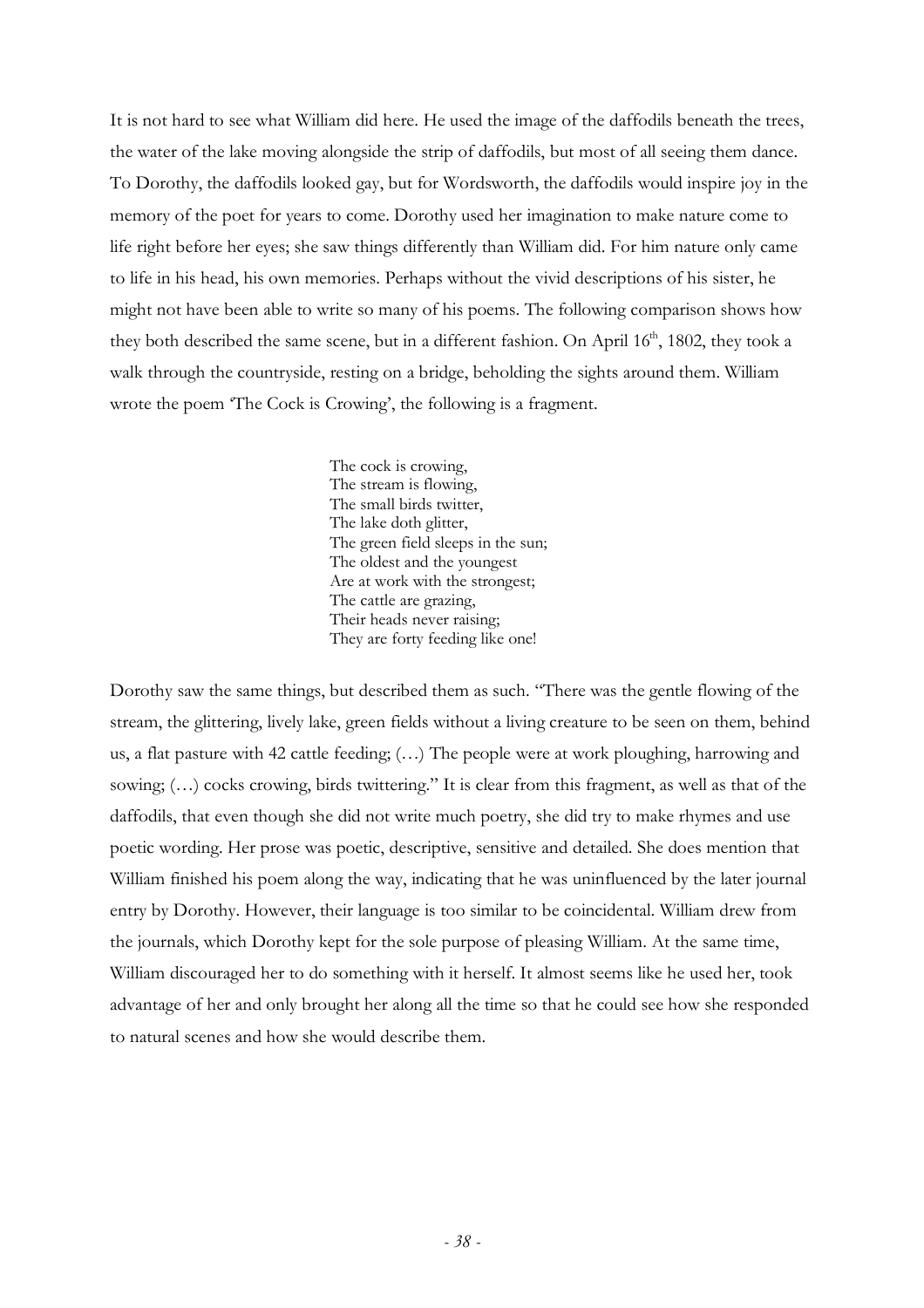It is not hard to see what William did here. He used the image of the daffodils beneath the trees, the water of the lake moving alongside the strip of daffodils, but most of all seeing them dance. To Dorothy, the daffodils looked gay, but for Wordsworth, the daffodils would inspire joy in the memory of the poet for years to come. Dorothy used her imagination to make nature come to life right before her eyes; she saw things differently than William did. For him nature only came to life in his head, his own memories. Perhaps without the vivid descriptions of his sister, he might not have been able to write so many of his poems. The following comparison shows how they both described the same scene, but in a different fashion. On April 16th, 1802, they took a walk through the countryside, resting on a bridge, beholding the sights around them. William wrote the poem 'The Cock is Crowing', the following is a fragment.

> The cock is crowing,  
> The stream is flowing,  
> The small birds twitter,  
> The lake doth glitter,  
> The green field sleeps in the sun;  
> The oldest and the youngest  
> Are at work with the strongest;  
> The cattle are grazing,  
> Their heads never raising;  
> They are forty feeding like one!

Dorothy saw the same things, but described them as such. "There was the gentle flowing of the stream, the glittering, lively lake, green fields without a living creature to be seen on them, behind us, a flat pasture with 42 cattle feeding; (…) The people were at work ploughing, harrowing and sowing; (…) cocks crowing, birds twittering." It is clear from this fragment, as well as that of the daffodils, that even though she did not write much poetry, she did try to make rhymes and use poetic wording. Her prose was poetic, descriptive, sensitive and detailed. She does mention that William finished his poem along the way, indicating that he was uninfluenced by the later journal entry by Dorothy. However, their language is too similar to be coincidental. William drew from the journals, which Dorothy kept for the sole purpose of pleasing William. At the same time, William discouraged her to do something with it herself. It almost seems like he used her, took advantage of her and only brought her along all the time so that he could see how she responded to natural scenes and how she would describe them.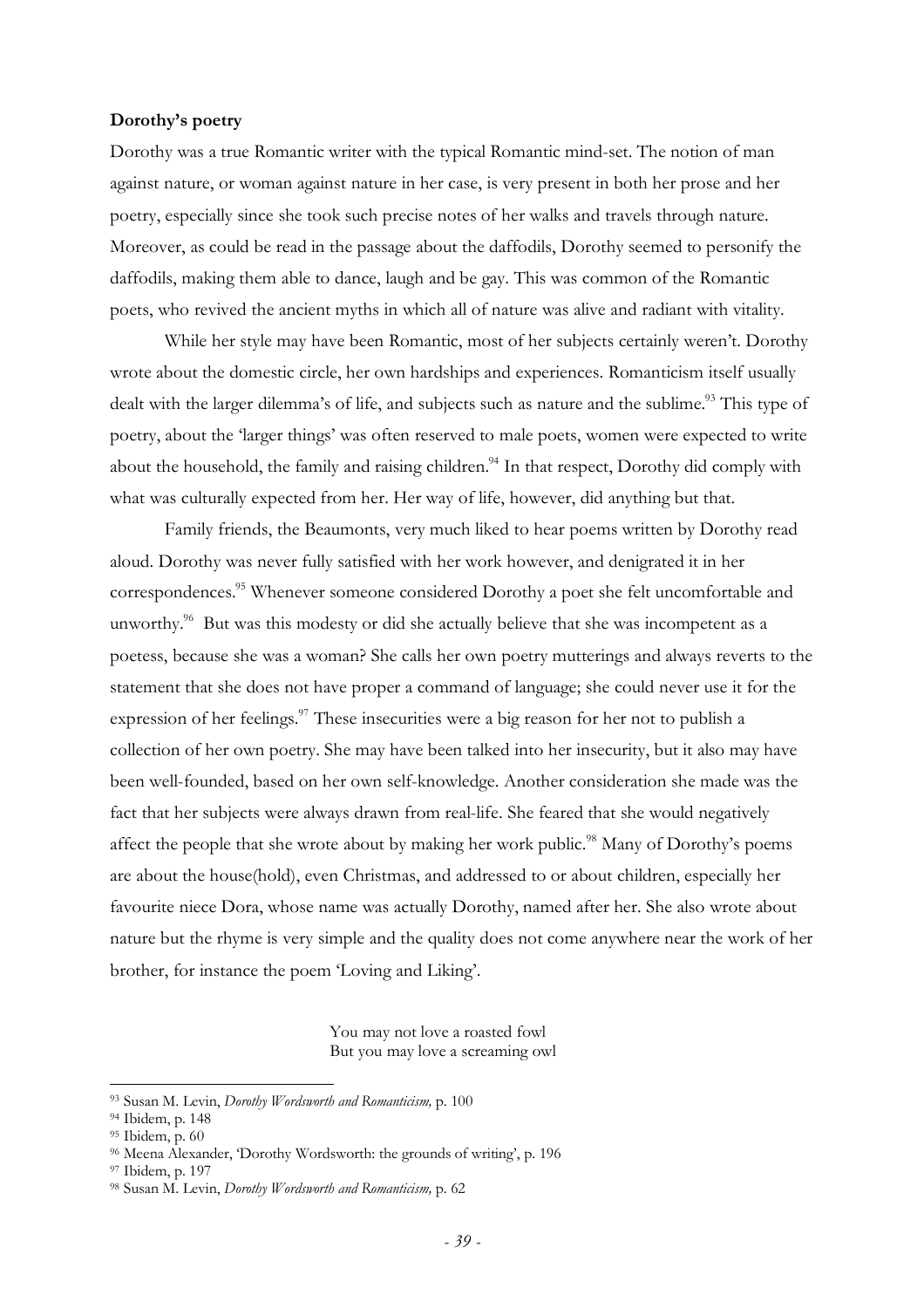**Dorothy's poetry**

Dorothy was a true Romantic writer with the typical Romantic mind-set. The notion of man against nature, or woman against nature in her case, is very present in both her prose and her poetry, especially since she took such precise notes of her walks and travels through nature. Moreover, as could be read in the passage about the daffodils, Dorothy seemed to personify the daffodils, making them able to dance, laugh and be gay. This was common of the Romantic poets, who revived the ancient myths in which all of nature was alive and radiant with vitality.

While her style may have been Romantic, most of her subjects certainly weren't. Dorothy wrote about the domestic circle, her own hardships and experiences. Romanticism itself usually dealt with the larger dilemma's of life, and subjects such as nature and the sublime.[93] This type of poetry, about the 'larger things' was often reserved to male poets, women were expected to write about the household, the family and raising children.[94] In that respect, Dorothy did comply with what was culturally expected from her. Her way of life, however, did anything but that.

Family friends, the Beaumonts, very much liked to hear poems written by Dorothy read aloud. Dorothy was never fully satisfied with her work however, and denigrated it in her correspondences.[95] Whenever someone considered Dorothy a poet she felt uncomfortable and unworthy.[96] But was this modesty or did she actually believe that she was incompetent as a poetess, because she was a woman? She calls her own poetry mutterings and always reverts to the statement that she does not have proper a command of language; she could never use it for the expression of her feelings.[97] These insecurities were a big reason for her not to publish a collection of her own poetry. She may have been talked into her insecurity, but it also may have been well-founded, based on her own self-knowledge. Another consideration she made was the fact that her subjects were always drawn from real-life. She feared that she would negatively affect the people that she wrote about by making her work public.[98] Many of Dorothy's poems are about the house(hold), even Christmas, and addressed to or about children, especially her favourite niece Dora, whose name was actually Dorothy, named after her. She also wrote about nature but the rhyme is very simple and the quality does not come anywhere near the work of her brother, for instance the poem 'Loving and Liking'.

> You may not love a roasted fowl
> But you may love a screaming owl

---

[93] Susan M. Levin, *Dorothy Wordsworth and Romanticism,* p. 100

[94] Ibidem, p. 148

[95] Ibidem, p. 60

[96] Meena Alexander, 'Dorothy Wordsworth: the grounds of writing', p. 196

[97] Ibidem, p. 197

[98] Susan M. Levin, *Dorothy Wordsworth and Romanticism,* p. 62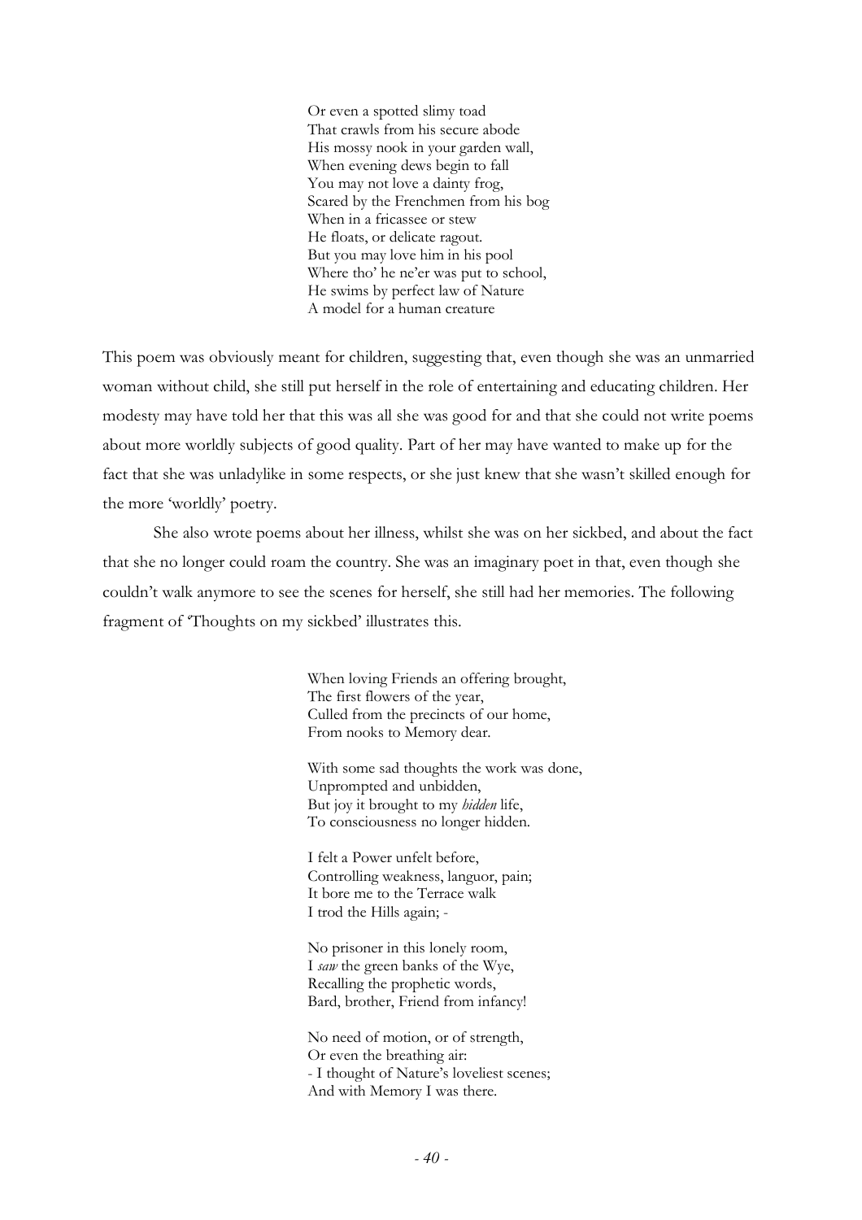Or even a spotted slimy toad  
That crawls from his secure abode  
His mossy nook in your garden wall,  
When evening dews begin to fall  
You may not love a dainty frog,  
Scared by the Frenchmen from his bog  
When in a fricassee or stew  
He floats, or delicate ragout.  
But you may love him in his pool  
Where tho' he ne'er was put to school,  
He swims by perfect law of Nature  
A model for a human creature

This poem was obviously meant for children, suggesting that, even though she was an unmarried woman without child, she still put herself in the role of entertaining and educating children. Her modesty may have told her that this was all she was good for and that she could not write poems about more worldly subjects of good quality. Part of her may have wanted to make up for the fact that she was unladylike in some respects, or she just knew that she wasn't skilled enough for the more 'worldly' poetry.

She also wrote poems about her illness, whilst she was on her sickbed, and about the fact that she no longer could roam the country. She was an imaginary poet in that, even though she couldn't walk anymore to see the scenes for herself, she still had her memories. The following fragment of 'Thoughts on my sickbed' illustrates this.

When loving Friends an offering brought,  
The first flowers of the year,  
Culled from the precincts of our home,  
From nooks to Memory dear.

With some sad thoughts the work was done,  
Unprompted and unbidden,  
But joy it brought to my *hidden* life,  
To consciousness no longer hidden.

I felt a Power unfelt before,  
Controlling weakness, languor, pain;  
It bore me to the Terrace walk  
I trod the Hills again; -

No prisoner in this lonely room,  
I *saw* the green banks of the Wye,  
Recalling the prophetic words,  
Bard, brother, Friend from infancy!

No need of motion, or of strength,  
Or even the breathing air:  
- I thought of Nature's loveliest scenes;  
And with Memory I was there.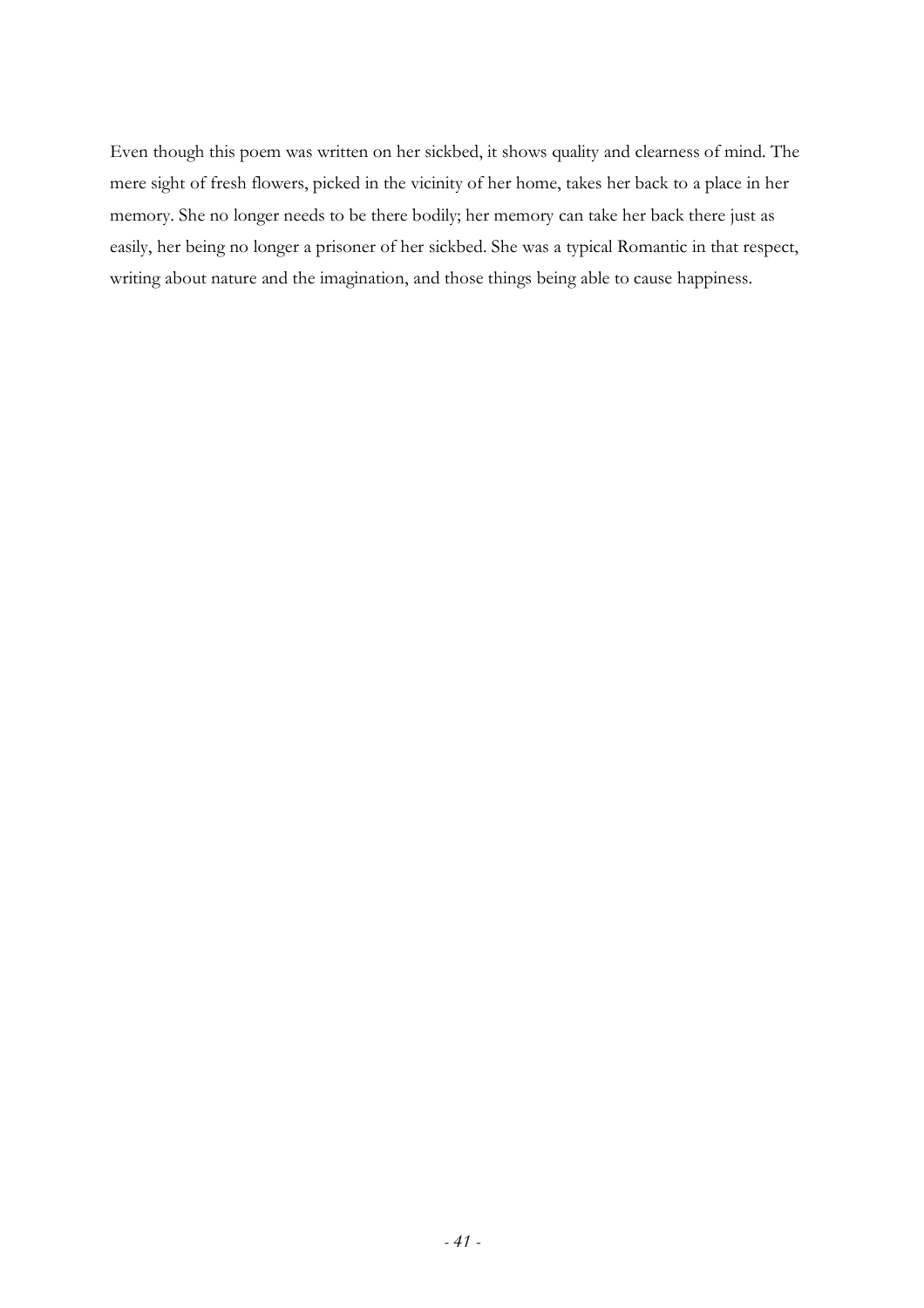Even though this poem was written on her sickbed, it shows quality and clearness of mind. The mere sight of fresh flowers, picked in the vicinity of her home, takes her back to a place in her memory. She no longer needs to be there bodily; her memory can take her back there just as easily, her being no longer a prisoner of her sickbed. She was a typical Romantic in that respect, writing about nature and the imagination, and those things being able to cause happiness.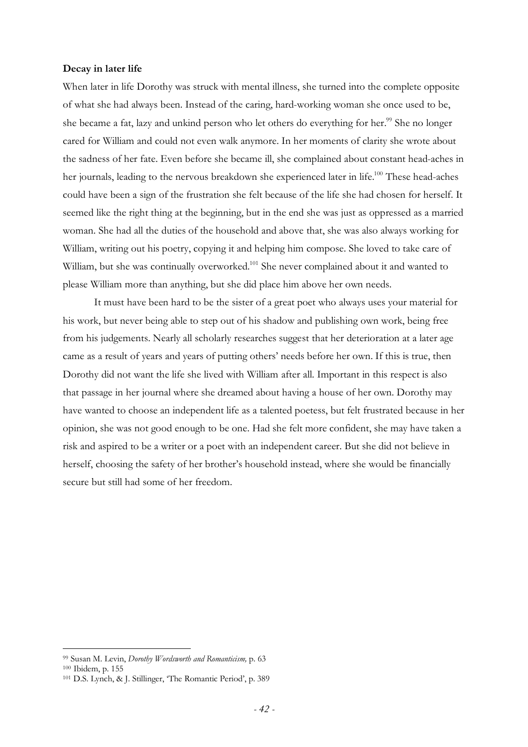**Decay in later life**

When later in life Dorothy was struck with mental illness, she turned into the complete opposite of what she had always been. Instead of the caring, hard-working woman she once used to be, she became a fat, lazy and unkind person who let others do everything for her.[99] She no longer cared for William and could not even walk anymore. In her moments of clarity she wrote about the sadness of her fate. Even before she became ill, she complained about constant head-aches in her journals, leading to the nervous breakdown she experienced later in life.[100] These head-aches could have been a sign of the frustration she felt because of the life she had chosen for herself. It seemed like the right thing at the beginning, but in the end she was just as oppressed as a married woman. She had all the duties of the household and above that, she was also always working for William, writing out his poetry, copying it and helping him compose. She loved to take care of William, but she was continually overworked.[101] She never complained about it and wanted to please William more than anything, but she did place him above her own needs.

It must have been hard to be the sister of a great poet who always uses your material for his work, but never being able to step out of his shadow and publishing own work, being free from his judgements. Nearly all scholarly researches suggest that her deterioration at a later age came as a result of years and years of putting others' needs before her own. If this is true, then Dorothy did not want the life she lived with William after all. Important in this respect is also that passage in her journal where she dreamed about having a house of her own. Dorothy may have wanted to choose an independent life as a talented poetess, but felt frustrated because in her opinion, she was not good enough to be one. Had she felt more confident, she may have taken a risk and aspired to be a writer or a poet with an independent career. But she did not believe in herself, choosing the safety of her brother's household instead, where she would be financially secure but still had some of her freedom.

---

[99] Susan M. Levin, *Dorothy Wordsworth and Romanticism,* p. 63

[100] Ibidem, p. 155

[101] D.S. Lynch, & J. Stillinger, 'The Romantic Period', p. 389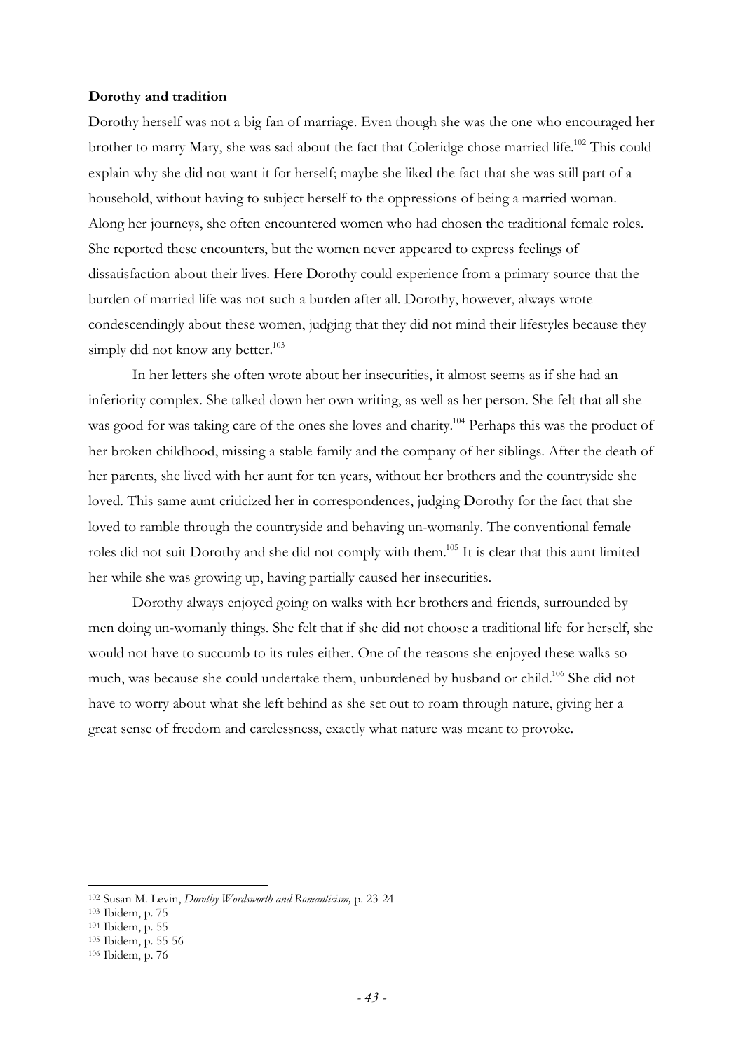**Dorothy and tradition**

Dorothy herself was not a big fan of marriage. Even though she was the one who encouraged her brother to marry Mary, she was sad about the fact that Coleridge chose married life.[102] This could explain why she did not want it for herself; maybe she liked the fact that she was still part of a household, without having to subject herself to the oppressions of being a married woman. Along her journeys, she often encountered women who had chosen the traditional female roles. She reported these encounters, but the women never appeared to express feelings of dissatisfaction about their lives. Here Dorothy could experience from a primary source that the burden of married life was not such a burden after all. Dorothy, however, always wrote condescendingly about these women, judging that they did not mind their lifestyles because they simply did not know any better.[103]

In her letters she often wrote about her insecurities, it almost seems as if she had an inferiority complex. She talked down her own writing, as well as her person. She felt that all she was good for was taking care of the ones she loves and charity.[104] Perhaps this was the product of her broken childhood, missing a stable family and the company of her siblings. After the death of her parents, she lived with her aunt for ten years, without her brothers and the countryside she loved. This same aunt criticized her in correspondences, judging Dorothy for the fact that she loved to ramble through the countryside and behaving un-womanly. The conventional female roles did not suit Dorothy and she did not comply with them.[105] It is clear that this aunt limited her while she was growing up, having partially caused her insecurities.

Dorothy always enjoyed going on walks with her brothers and friends, surrounded by men doing un-womanly things. She felt that if she did not choose a traditional life for herself, she would not have to succumb to its rules either. One of the reasons she enjoyed these walks so much, was because she could undertake them, unburdened by husband or child.[106] She did not have to worry about what she left behind as she set out to roam through nature, giving her a great sense of freedom and carelessness, exactly what nature was meant to provoke.

---

[102] Susan M. Levin, *Dorothy Wordsworth and Romanticism,* p. 23-24

[103] Ibidem, p. 75

[104] Ibidem, p. 55

[105] Ibidem, p. 55-56

[106] Ibidem, p. 76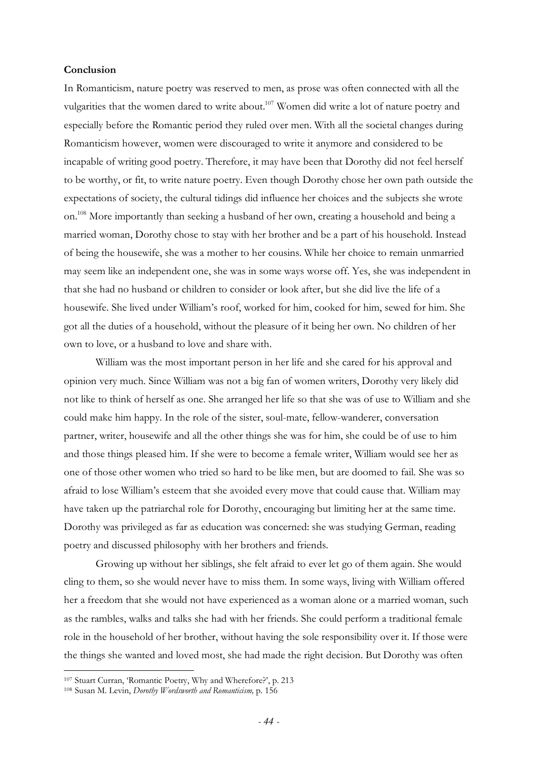**Conclusion**

In Romanticism, nature poetry was reserved to men, as prose was often connected with all the vulgarities that the women dared to write about.[107] Women did write a lot of nature poetry and especially before the Romantic period they ruled over men. With all the societal changes during Romanticism however, women were discouraged to write it anymore and considered to be incapable of writing good poetry. Therefore, it may have been that Dorothy did not feel herself to be worthy, or fit, to write nature poetry. Even though Dorothy chose her own path outside the expectations of society, the cultural tidings did influence her choices and the subjects she wrote on.[108] More importantly than seeking a husband of her own, creating a household and being a married woman, Dorothy chose to stay with her brother and be a part of his household. Instead of being the housewife, she was a mother to her cousins. While her choice to remain unmarried may seem like an independent one, she was in some ways worse off. Yes, she was independent in that she had no husband or children to consider or look after, but she did live the life of a housewife. She lived under William's roof, worked for him, cooked for him, sewed for him. She got all the duties of a household, without the pleasure of it being her own. No children of her own to love, or a husband to love and share with.

William was the most important person in her life and she cared for his approval and opinion very much. Since William was not a big fan of women writers, Dorothy very likely did not like to think of herself as one. She arranged her life so that she was of use to William and she could make him happy. In the role of the sister, soul-mate, fellow-wanderer, conversation partner, writer, housewife and all the other things she was for him, she could be of use to him and those things pleased him. If she were to become a female writer, William would see her as one of those other women who tried so hard to be like men, but are doomed to fail. She was so afraid to lose William's esteem that she avoided every move that could cause that. William may have taken up the patriarchal role for Dorothy, encouraging but limiting her at the same time. Dorothy was privileged as far as education was concerned: she was studying German, reading poetry and discussed philosophy with her brothers and friends.

Growing up without her siblings, she felt afraid to ever let go of them again. She would cling to them, so she would never have to miss them. In some ways, living with William offered her a freedom that she would not have experienced as a woman alone or a married woman, such as the rambles, walks and talks she had with her friends. She could perform a traditional female role in the household of her brother, without having the sole responsibility over it. If those were the things she wanted and loved most, she had made the right decision. But Dorothy was often

[107] Stuart Curran, 'Romantic Poetry, Why and Wherefore?', p. 213

[108] Susan M. Levin, *Dorothy Wordsworth and Romanticism,* p. 156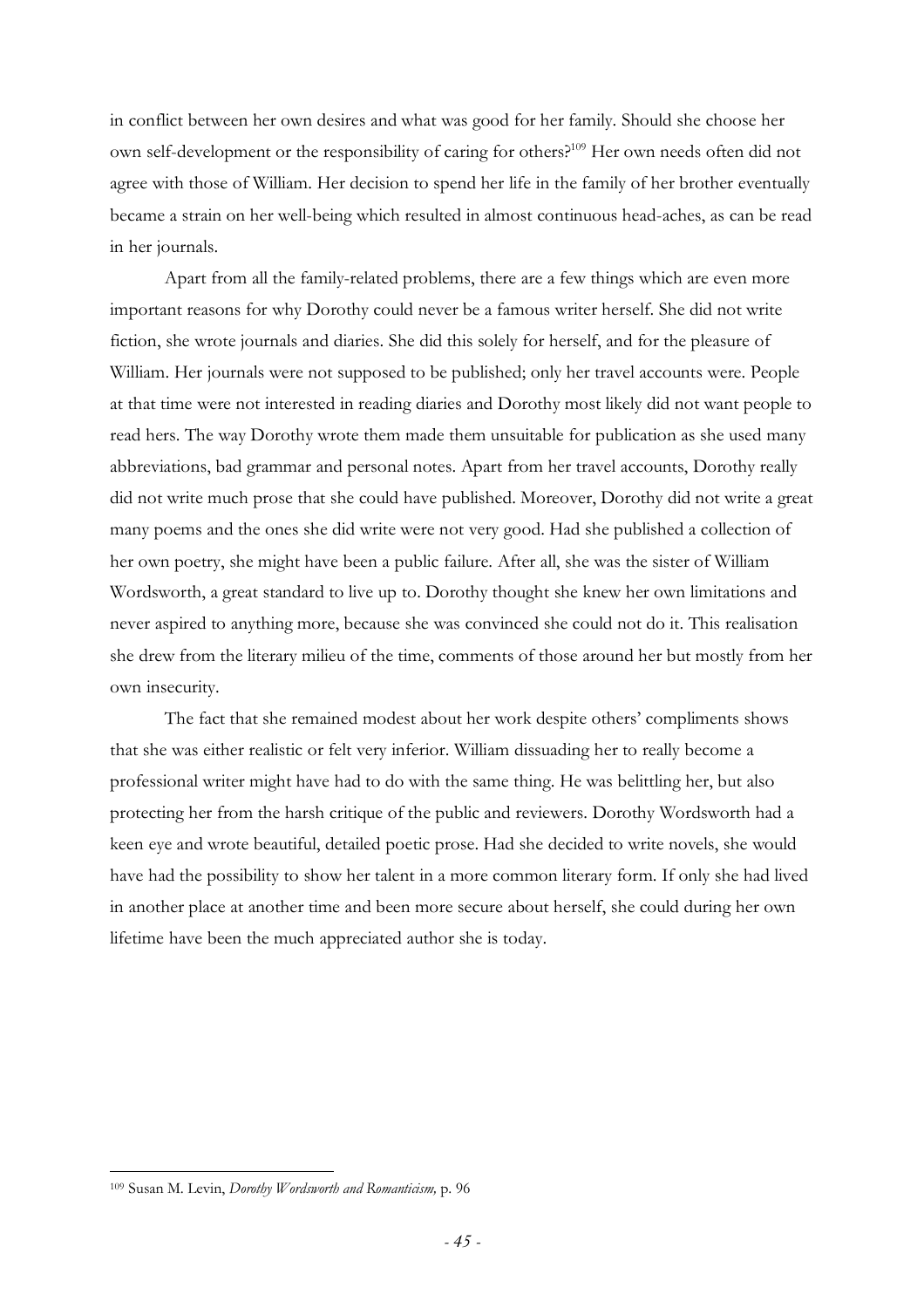in conflict between her own desires and what was good for her family. Should she choose her own self-development or the responsibility of caring for others?[109] Her own needs often did not agree with those of William. Her decision to spend her life in the family of her brother eventually became a strain on her well-being which resulted in almost continuous head-aches, as can be read in her journals.

Apart from all the family-related problems, there are a few things which are even more important reasons for why Dorothy could never be a famous writer herself. She did not write fiction, she wrote journals and diaries. She did this solely for herself, and for the pleasure of William. Her journals were not supposed to be published; only her travel accounts were. People at that time were not interested in reading diaries and Dorothy most likely did not want people to read hers. The way Dorothy wrote them made them unsuitable for publication as she used many abbreviations, bad grammar and personal notes. Apart from her travel accounts, Dorothy really did not write much prose that she could have published. Moreover, Dorothy did not write a great many poems and the ones she did write were not very good. Had she published a collection of her own poetry, she might have been a public failure. After all, she was the sister of William Wordsworth, a great standard to live up to. Dorothy thought she knew her own limitations and never aspired to anything more, because she was convinced she could not do it. This realisation she drew from the literary milieu of the time, comments of those around her but mostly from her own insecurity.

The fact that she remained modest about her work despite others' compliments shows that she was either realistic or felt very inferior. William dissuading her to really become a professional writer might have had to do with the same thing. He was belittling her, but also protecting her from the harsh critique of the public and reviewers. Dorothy Wordsworth had a keen eye and wrote beautiful, detailed poetic prose. Had she decided to write novels, she would have had the possibility to show her talent in a more common literary form. If only she had lived in another place at another time and been more secure about herself, she could during her own lifetime have been the much appreciated author she is today.

---

[109] Susan M. Levin, *Dorothy Wordsworth and Romanticism,* p. 96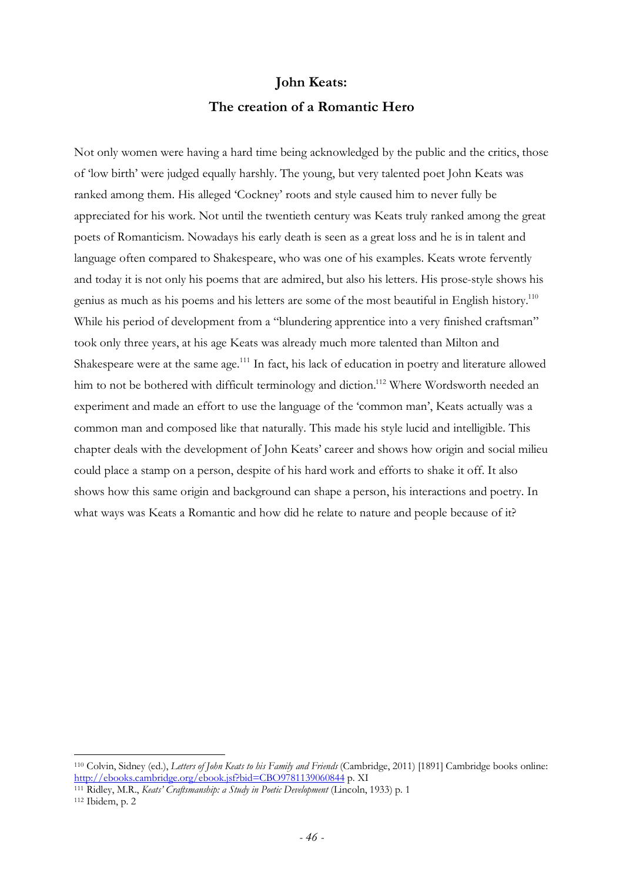# John Keats:
# The creation of a Romantic Hero

Not only women were having a hard time being acknowledged by the public and the critics, those of 'low birth' were judged equally harshly. The young, but very talented poet John Keats was ranked among them. His alleged 'Cockney' roots and style caused him to never fully be appreciated for his work. Not until the twentieth century was Keats truly ranked among the great poets of Romanticism. Nowadays his early death is seen as a great loss and he is in talent and language often compared to Shakespeare, who was one of his examples. Keats wrote fervently and today it is not only his poems that are admired, but also his letters. His prose-style shows his genius as much as his poems and his letters are some of the most beautiful in English history.[110] While his period of development from a "blundering apprentice into a very finished craftsman" took only three years, at his age Keats was already much more talented than Milton and Shakespeare were at the same age.[111] In fact, his lack of education in poetry and literature allowed him to not be bothered with difficult terminology and diction.[112] Where Wordsworth needed an experiment and made an effort to use the language of the 'common man', Keats actually was a common man and composed like that naturally. This made his style lucid and intelligible. This chapter deals with the development of John Keats' career and shows how origin and social milieu could place a stamp on a person, despite of his hard work and efforts to shake it off. It also shows how this same origin and background can shape a person, his interactions and poetry. In what ways was Keats a Romantic and how did he relate to nature and people because of it?

---

[110] Colvin, Sidney (ed.), *Letters of John Keats to his Family and Friends* (Cambridge, 2011) [1891] Cambridge books online: http://ebooks.cambridge.org/ebook.jsf?bid=CBO9781139060844 p. XI

[111] Ridley, M.R., *Keats' Craftsmanship: a Study in Poetic Development* (Lincoln, 1933) p. 1

[112] Ibidem, p. 2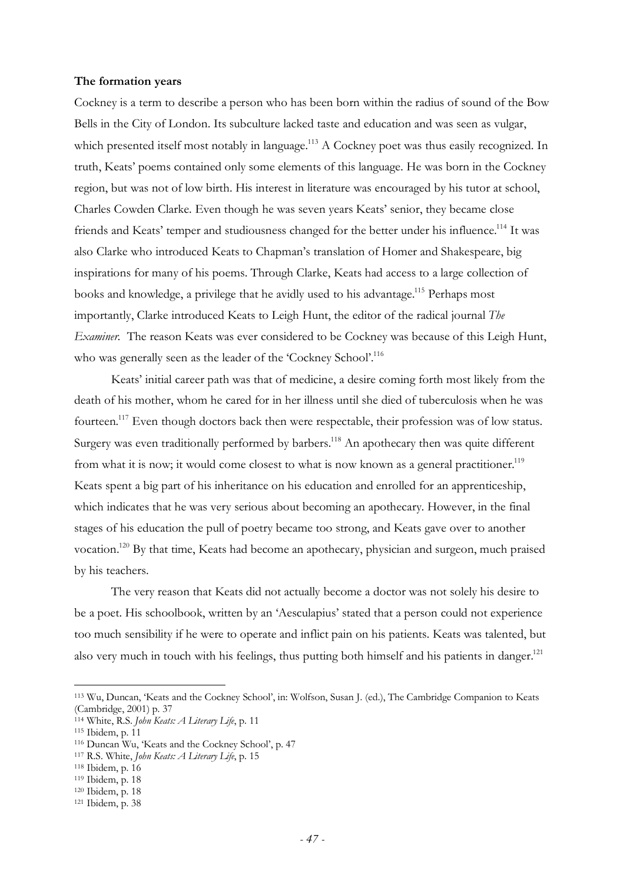**The formation years**

Cockney is a term to describe a person who has been born within the radius of sound of the Bow Bells in the City of London. Its subculture lacked taste and education and was seen as vulgar, which presented itself most notably in language.[113] A Cockney poet was thus easily recognized. In truth, Keats' poems contained only some elements of this language. He was born in the Cockney region, but was not of low birth. His interest in literature was encouraged by his tutor at school, Charles Cowden Clarke. Even though he was seven years Keats' senior, they became close friends and Keats' temper and studiousness changed for the better under his influence.[114] It was also Clarke who introduced Keats to Chapman's translation of Homer and Shakespeare, big inspirations for many of his poems. Through Clarke, Keats had access to a large collection of books and knowledge, a privilege that he avidly used to his advantage.[115] Perhaps most importantly, Clarke introduced Keats to Leigh Hunt, the editor of the radical journal *The Examiner*. The reason Keats was ever considered to be Cockney was because of this Leigh Hunt, who was generally seen as the leader of the 'Cockney School'.[116]

Keats' initial career path was that of medicine, a desire coming forth most likely from the death of his mother, whom he cared for in her illness until she died of tuberculosis when he was fourteen.[117] Even though doctors back then were respectable, their profession was of low status. Surgery was even traditionally performed by barbers.[118] An apothecary then was quite different from what it is now; it would come closest to what is now known as a general practitioner.[119] Keats spent a big part of his inheritance on his education and enrolled for an apprenticeship, which indicates that he was very serious about becoming an apothecary. However, in the final stages of his education the pull of poetry became too strong, and Keats gave over to another vocation.[120] By that time, Keats had become an apothecary, physician and surgeon, much praised by his teachers.

The very reason that Keats did not actually become a doctor was not solely his desire to be a poet. His schoolbook, written by an 'Aesculapius' stated that a person could not experience too much sensibility if he were to operate and inflict pain on his patients. Keats was talented, but also very much in touch with his feelings, thus putting both himself and his patients in danger.[121]

---

[113] Wu, Duncan, 'Keats and the Cockney School', in: Wolfson, Susan J. (ed.), The Cambridge Companion to Keats (Cambridge, 2001) p. 37

[114] White, R.S. *John Keats: A Literary Life*, p. 11

[115] Ibidem, p. 11

[116] Duncan Wu, 'Keats and the Cockney School', p. 47

[117] R.S. White, *John Keats: A Literary Life*, p. 15

[118] Ibidem, p. 16

[119] Ibidem, p. 18

[120] Ibidem, p. 18

[121] Ibidem, p. 38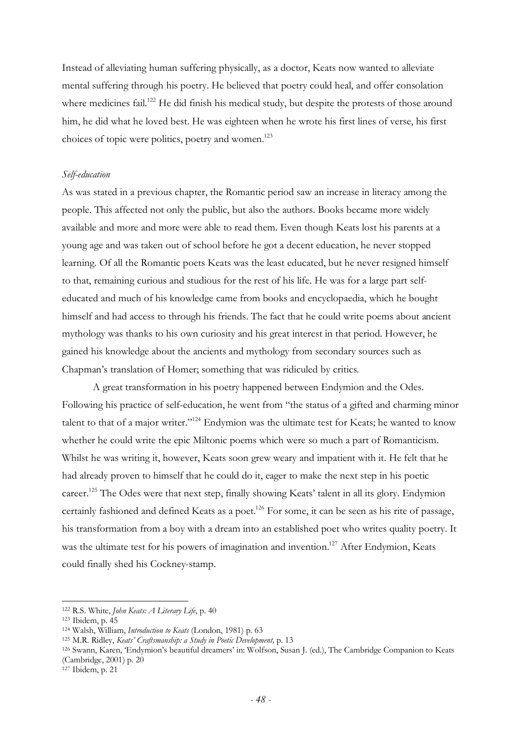Instead of alleviating human suffering physically, as a doctor, Keats now wanted to alleviate mental suffering through his poetry. He believed that poetry could heal, and offer consolation where medicines fail.[122] He did finish his medical study, but despite the protests of those around him, he did what he loved best. He was eighteen when he wrote his first lines of verse, his first choices of topic were politics, poetry and women.[123]

*Self-education*

As was stated in a previous chapter, the Romantic period saw an increase in literacy among the people. This affected not only the public, but also the authors. Books became more widely available and more and more were able to read them. Even though Keats lost his parents at a young age and was taken out of school before he got a decent education, he never stopped learning. Of all the Romantic poets Keats was the least educated, but he never resigned himself to that, remaining curious and studious for the rest of his life. He was for a large part self-educated and much of his knowledge came from books and encyclopaedia, which he bought himself and had access to through his friends. The fact that he could write poems about ancient mythology was thanks to his own curiosity and his great interest in that period. However, he gained his knowledge about the ancients and mythology from secondary sources such as Chapman's translation of Homer; something that was ridiculed by critics.

A great transformation in his poetry happened between Endymion and the Odes. Following his practice of self-education, he went from "the status of a gifted and charming minor talent to that of a major writer."[124] Endymion was the ultimate test for Keats; he wanted to know whether he could write the epic Miltonic poems which were so much a part of Romanticism. Whilst he was writing it, however, Keats soon grew weary and impatient with it. He felt that he had already proven to himself that he could do it, eager to make the next step in his poetic career.[125] The Odes were that next step, finally showing Keats' talent in all its glory. Endymion certainly fashioned and defined Keats as a poet.[126] For some, it can be seen as his rite of passage, his transformation from a boy with a dream into an established poet who writes quality poetry. It was the ultimate test for his powers of imagination and invention.[127] After Endymion, Keats could finally shed his Cockney-stamp.

---

[122] R.S. White, *John Keats: A Literary Life*, p. 40

[123] Ibidem, p. 45

[124] Walsh, William, *Introduction to Keats* (London, 1981) p. 63

[125] M.R. Ridley, *Keats' Craftsmanship: a Study in Poetic Development,* p. 13

[126] Swann, Karen, 'Endymion's beautiful dreamers' in: Wolfson, Susan J. (ed.), The Cambridge Companion to Keats (Cambridge, 2001) p. 20

[127] Ibidem, p. 21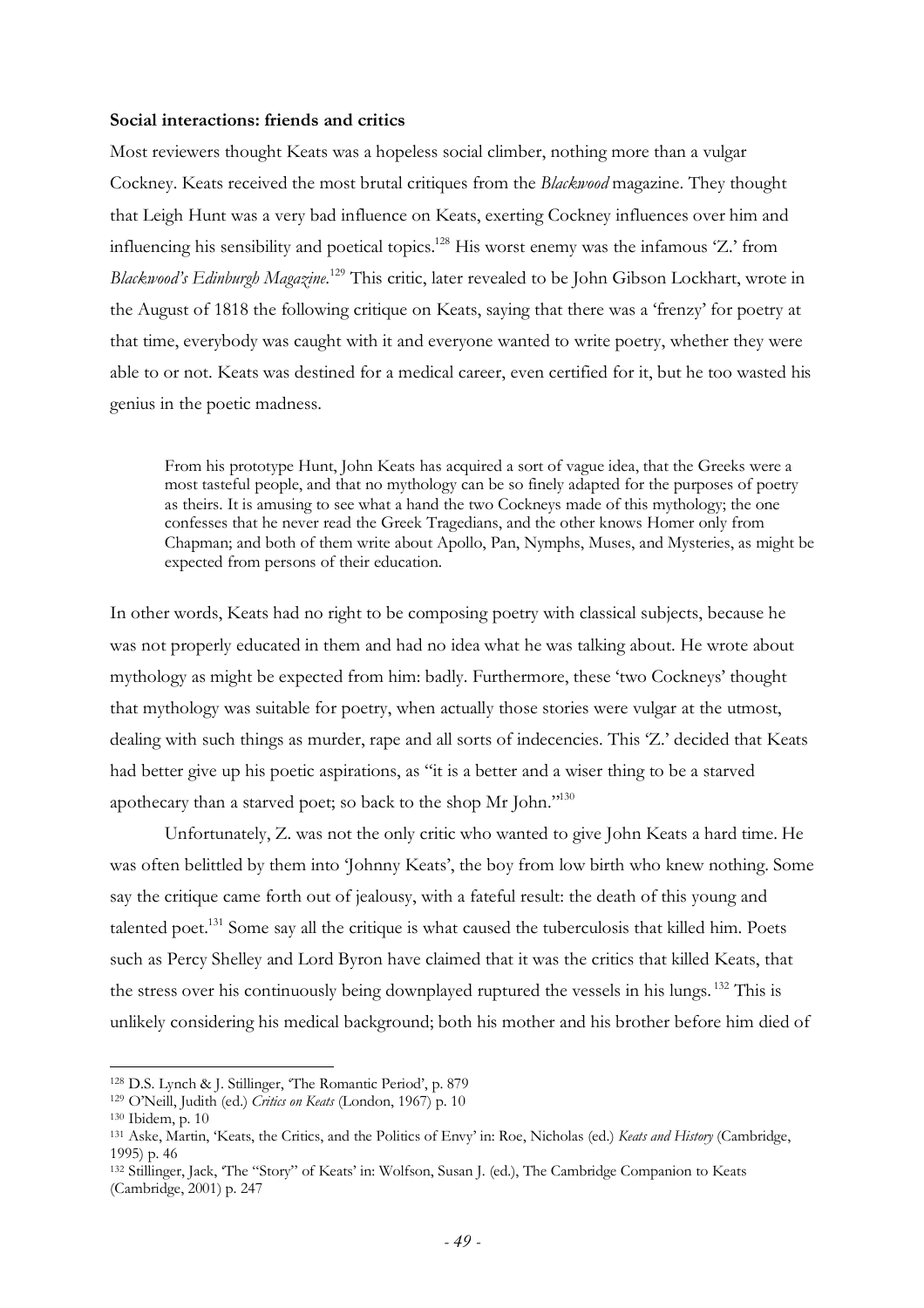**Social interactions: friends and critics**

Most reviewers thought Keats was a hopeless social climber, nothing more than a vulgar Cockney. Keats received the most brutal critiques from the *Blackwood* magazine. They thought that Leigh Hunt was a very bad influence on Keats, exerting Cockney influences over him and influencing his sensibility and poetical topics.[128] His worst enemy was the infamous 'Z.' from *Blackwood's Edinburgh Magazine*.[129] This critic, later revealed to be John Gibson Lockhart, wrote in the August of 1818 the following critique on Keats, saying that there was a 'frenzy' for poetry at that time, everybody was caught with it and everyone wanted to write poetry, whether they were able to or not. Keats was destined for a medical career, even certified for it, but he too wasted his genius in the poetic madness.

> From his prototype Hunt, John Keats has acquired a sort of vague idea, that the Greeks were a most tasteful people, and that no mythology can be so finely adapted for the purposes of poetry as theirs. It is amusing to see what a hand the two Cockneys made of this mythology; the one confesses that he never read the Greek Tragedians, and the other knows Homer only from Chapman; and both of them write about Apollo, Pan, Nymphs, Muses, and Mysteries, as might be expected from persons of their education.

In other words, Keats had no right to be composing poetry with classical subjects, because he was not properly educated in them and had no idea what he was talking about. He wrote about mythology as might be expected from him: badly. Furthermore, these 'two Cockneys' thought that mythology was suitable for poetry, when actually those stories were vulgar at the utmost, dealing with such things as murder, rape and all sorts of indecencies. This 'Z.' decided that Keats had better give up his poetic aspirations, as "it is a better and a wiser thing to be a starved apothecary than a starved poet; so back to the shop Mr John."[130]

Unfortunately, Z. was not the only critic who wanted to give John Keats a hard time. He was often belittled by them into 'Johnny Keats', the boy from low birth who knew nothing. Some say the critique came forth out of jealousy, with a fateful result: the death of this young and talented poet.[131] Some say all the critique is what caused the tuberculosis that killed him. Poets such as Percy Shelley and Lord Byron have claimed that it was the critics that killed Keats, that the stress over his continuously being downplayed ruptured the vessels in his lungs.[132] This is unlikely considering his medical background; both his mother and his brother before him died of

---

[128] D.S. Lynch & J. Stillinger, 'The Romantic Period', p. 879

[129] O'Neill, Judith (ed.) *Critics on Keats* (London, 1967) p. 10

[130] Ibidem, p. 10

[131] Aske, Martin, 'Keats, the Critics, and the Politics of Envy' in: Roe, Nicholas (ed.) *Keats and History* (Cambridge, 1995) p. 46

[132] Stillinger, Jack, 'The "Story" of Keats' in: Wolfson, Susan J. (ed.), The Cambridge Companion to Keats (Cambridge, 2001) p. 247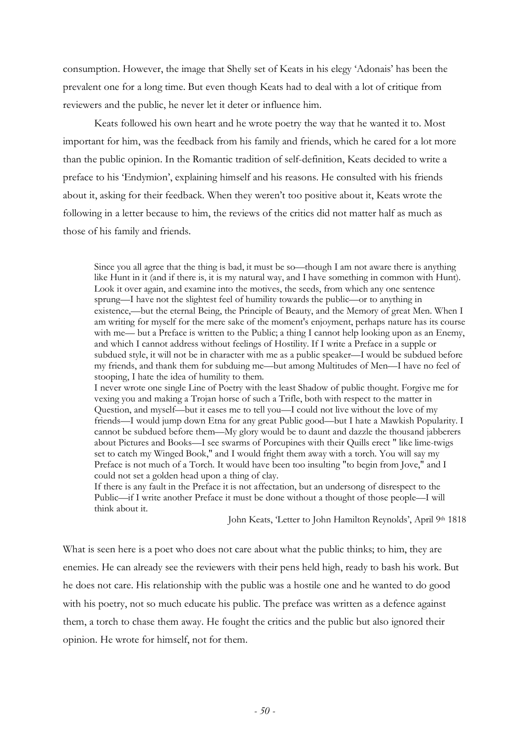consumption. However, the image that Shelly set of Keats in his elegy 'Adonais' has been the prevalent one for a long time. But even though Keats had to deal with a lot of critique from reviewers and the public, he never let it deter or influence him.

Keats followed his own heart and he wrote poetry the way that he wanted it to. Most important for him, was the feedback from his family and friends, which he cared for a lot more than the public opinion. In the Romantic tradition of self-definition, Keats decided to write a preface to his 'Endymion', explaining himself and his reasons. He consulted with his friends about it, asking for their feedback. When they weren't too positive about it, Keats wrote the following in a letter because to him, the reviews of the critics did not matter half as much as those of his family and friends.

> Since you all agree that the thing is bad, it must be so—though I am not aware there is anything like Hunt in it (and if there is, it is my natural way, and I have something in common with Hunt). Look it over again, and examine into the motives, the seeds, from which any one sentence sprung—I have not the slightest feel of humility towards the public—or to anything in existence,—but the eternal Being, the Principle of Beauty, and the Memory of great Men. When I am writing for myself for the mere sake of the moment's enjoyment, perhaps nature has its course with me— but a Preface is written to the Public; a thing I cannot help looking upon as an Enemy, and which I cannot address without feelings of Hostility. If I write a Preface in a supple or subdued style, it will not be in character with me as a public speaker—I would be subdued before my friends, and thank them for subduing me—but among Multitudes of Men—I have no feel of stooping, I hate the idea of humility to them.
> I never wrote one single Line of Poetry with the least Shadow of public thought. Forgive me for vexing you and making a Trojan horse of such a Trifle, both with respect to the matter in Question, and myself—but it eases me to tell you—I could not live without the love of my friends—I would jump down Etna for any great Public good—but I hate a Mawkish Popularity. I cannot be subdued before them—My glory would be to daunt and dazzle the thousand jabberers about Pictures and Books—I see swarms of Porcupines with their Quills erect " like lime-twigs set to catch my Winged Book," and I would fright them away with a torch. You will say my Preface is not much of a Torch. It would have been too insulting "to begin from Jove," and I could not set a golden head upon a thing of clay.
> If there is any fault in the Preface it is not affectation, but an undersong of disrespect to the Public—if I write another Preface it must be done without a thought of those people—I will think about it.
>
> John Keats, 'Letter to John Hamilton Reynolds', April 9th 1818

What is seen here is a poet who does not care about what the public thinks; to him, they are enemies. He can already see the reviewers with their pens held high, ready to bash his work. But he does not care. His relationship with the public was a hostile one and he wanted to do good with his poetry, not so much educate his public. The preface was written as a defence against them, a torch to chase them away. He fought the critics and the public but also ignored their opinion. He wrote for himself, not for them.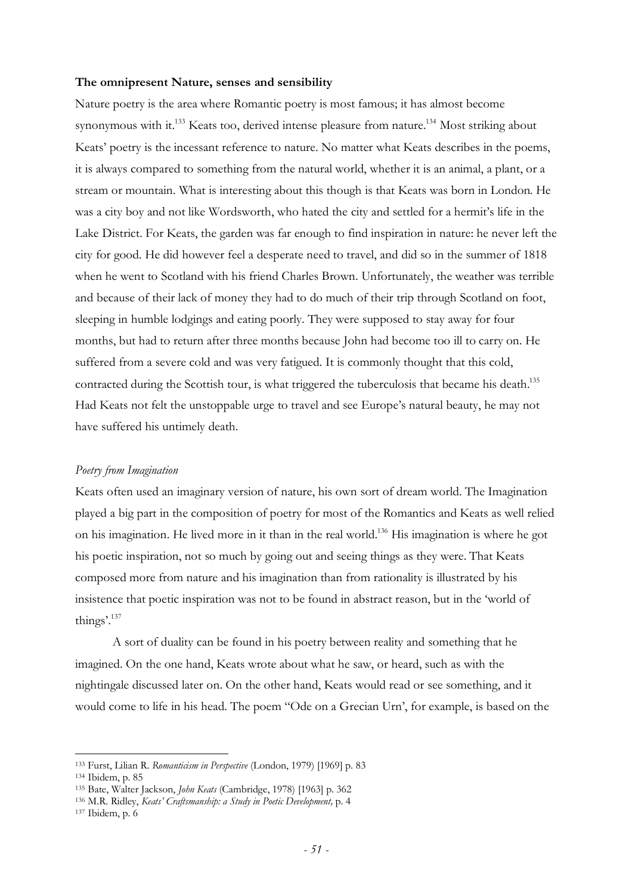**The omnipresent Nature, senses and sensibility**

Nature poetry is the area where Romantic poetry is most famous; it has almost become synonymous with it.[133] Keats too, derived intense pleasure from nature.[134] Most striking about Keats' poetry is the incessant reference to nature. No matter what Keats describes in the poems, it is always compared to something from the natural world, whether it is an animal, a plant, or a stream or mountain. What is interesting about this though is that Keats was born in London. He was a city boy and not like Wordsworth, who hated the city and settled for a hermit's life in the Lake District. For Keats, the garden was far enough to find inspiration in nature: he never left the city for good. He did however feel a desperate need to travel, and did so in the summer of 1818 when he went to Scotland with his friend Charles Brown. Unfortunately, the weather was terrible and because of their lack of money they had to do much of their trip through Scotland on foot, sleeping in humble lodgings and eating poorly. They were supposed to stay away for four months, but had to return after three months because John had become too ill to carry on. He suffered from a severe cold and was very fatigued. It is commonly thought that this cold, contracted during the Scottish tour, is what triggered the tuberculosis that became his death.[135] Had Keats not felt the unstoppable urge to travel and see Europe's natural beauty, he may not have suffered his untimely death.

*Poetry from Imagination*

Keats often used an imaginary version of nature, his own sort of dream world. The Imagination played a big part in the composition of poetry for most of the Romantics and Keats as well relied on his imagination. He lived more in it than in the real world.[136] His imagination is where he got his poetic inspiration, not so much by going out and seeing things as they were. That Keats composed more from nature and his imagination than from rationality is illustrated by his insistence that poetic inspiration was not to be found in abstract reason, but in the 'world of things'.[137]

A sort of duality can be found in his poetry between reality and something that he imagined. On the one hand, Keats wrote about what he saw, or heard, such as with the nightingale discussed later on. On the other hand, Keats would read or see something, and it would come to life in his head. The poem "Ode on a Grecian Urn', for example, is based on the

---

[133] Furst, Lilian R. *Romanticism in Perspective* (London, 1979) [1969] p. 83

[134] Ibidem, p. 85

[135] Bate, Walter Jackson, *John Keats* (Cambridge, 1978) [1963] p. 362

[136] M.R. Ridley, *Keats' Craftsmanship: a Study in Poetic Development,* p. 4

[137] Ibidem, p. 6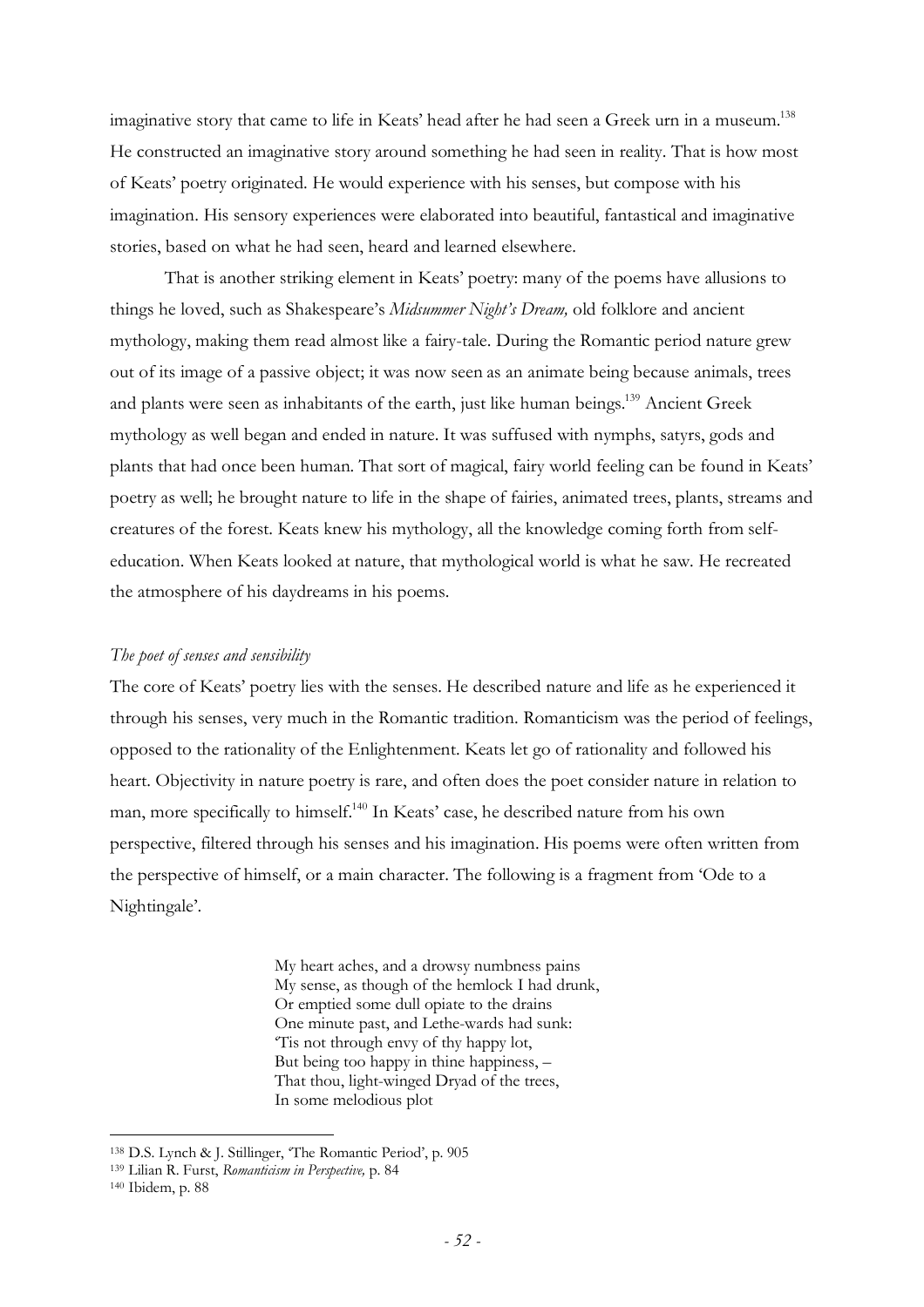imaginative story that came to life in Keats' head after he had seen a Greek urn in a museum.[138] He constructed an imaginative story around something he had seen in reality. That is how most of Keats' poetry originated. He would experience with his senses, but compose with his imagination. His sensory experiences were elaborated into beautiful, fantastical and imaginative stories, based on what he had seen, heard and learned elsewhere.

That is another striking element in Keats' poetry: many of the poems have allusions to things he loved, such as Shakespeare's *Midsummer Night's Dream,* old folklore and ancient mythology, making them read almost like a fairy-tale. During the Romantic period nature grew out of its image of a passive object; it was now seen as an animate being because animals, trees and plants were seen as inhabitants of the earth, just like human beings.[139] Ancient Greek mythology as well began and ended in nature. It was suffused with nymphs, satyrs, gods and plants that had once been human. That sort of magical, fairy world feeling can be found in Keats' poetry as well; he brought nature to life in the shape of fairies, animated trees, plants, streams and creatures of the forest. Keats knew his mythology, all the knowledge coming forth from self-education. When Keats looked at nature, that mythological world is what he saw. He recreated the atmosphere of his daydreams in his poems.

*The poet of senses and sensibility*

The core of Keats' poetry lies with the senses. He described nature and life as he experienced it through his senses, very much in the Romantic tradition. Romanticism was the period of feelings, opposed to the rationality of the Enlightenment. Keats let go of rationality and followed his heart. Objectivity in nature poetry is rare, and often does the poet consider nature in relation to man, more specifically to himself.[140] In Keats' case, he described nature from his own perspective, filtered through his senses and his imagination. His poems were often written from the perspective of himself, or a main character. The following is a fragment from 'Ode to a Nightingale'.

> My heart aches, and a drowsy numbness pains
> My sense, as though of the hemlock I had drunk,
> Or emptied some dull opiate to the drains
> One minute past, and Lethe-wards had sunk:
> 'Tis not through envy of thy happy lot,
> But being too happy in thine happiness, –
> That thou, light-wingèd Dryad of the trees,
> In some melodious plot

---

[138] D.S. Lynch & J. Stillinger, 'The Romantic Period', p. 905

[139] Lilian R. Furst, *Romanticism in Perspective,* p. 84

[140] Ibidem, p. 88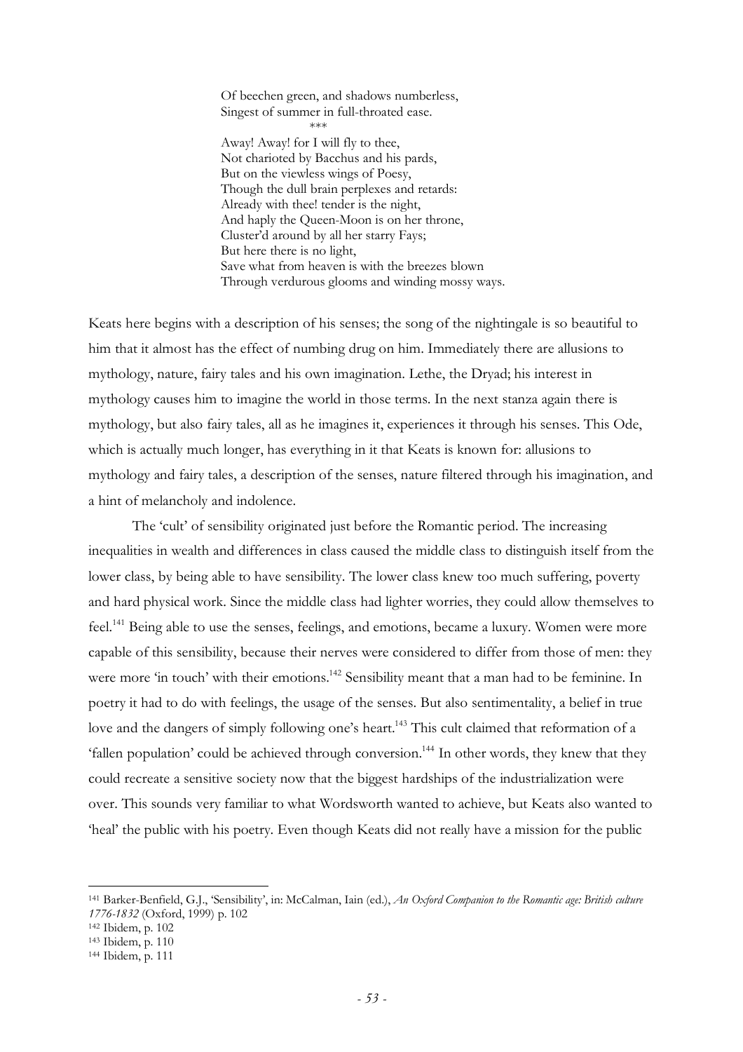> Of beechen green, and shadows numberless,
> Singest of summer in full-throated ease.
>
> \*\*\*
>
> Away! Away! for I will fly to thee,
> Not charioted by Bacchus and his pards,
> But on the viewless wings of Poesy,
> Though the dull brain perplexes and retards:
> Already with thee! tender is the night,
> And haply the Queen-Moon is on her throne,
> Cluster'd around by all her starry Fays;
> But here there is no light,
> Save what from heaven is with the breezes blown
> Through verdurous glooms and winding mossy ways.

Keats here begins with a description of his senses; the song of the nightingale is so beautiful to him that it almost has the effect of numbing drug on him. Immediately there are allusions to mythology, nature, fairy tales and his own imagination. Lethe, the Dryad; his interest in mythology causes him to imagine the world in those terms. In the next stanza again there is mythology, but also fairy tales, all as he imagines it, experiences it through his senses. This Ode, which is actually much longer, has everything in it that Keats is known for: allusions to mythology and fairy tales, a description of the senses, nature filtered through his imagination, and a hint of melancholy and indolence.

The 'cult' of sensibility originated just before the Romantic period. The increasing inequalities in wealth and differences in class caused the middle class to distinguish itself from the lower class, by being able to have sensibility. The lower class knew too much suffering, poverty and hard physical work. Since the middle class had lighter worries, they could allow themselves to feel.[141] Being able to use the senses, feelings, and emotions, became a luxury. Women were more capable of this sensibility, because their nerves were considered to differ from those of men: they were more 'in touch' with their emotions.[142] Sensibility meant that a man had to be feminine. In poetry it had to do with feelings, the usage of the senses. But also sentimentality, a belief in true love and the dangers of simply following one's heart.[143] This cult claimed that reformation of a 'fallen population' could be achieved through conversion.[144] In other words, they knew that they could recreate a sensitive society now that the biggest hardships of the industrialization were over. This sounds very familiar to what Wordsworth wanted to achieve, but Keats also wanted to 'heal' the public with his poetry. Even though Keats did not really have a mission for the public

---

[141] Barker-Benfield, G.J., 'Sensibility', in: McCalman, Iain (ed.), *An Oxford Companion to the Romantic age: British culture 1776-1832* (Oxford, 1999) p. 102

[142] Ibidem, p. 102

[143] Ibidem, p. 110

[144] Ibidem, p. 111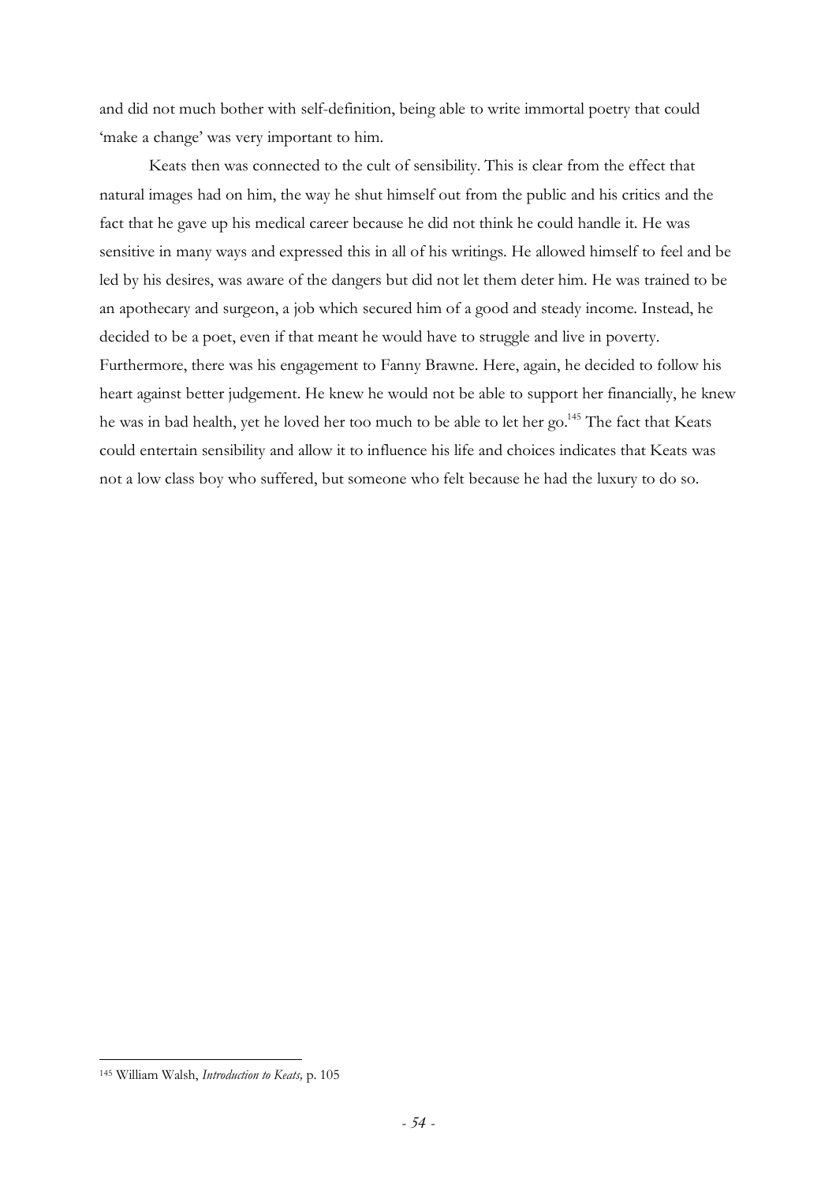and did not much bother with self-definition, being able to write immortal poetry that could 'make a change' was very important to him.

Keats then was connected to the cult of sensibility. This is clear from the effect that natural images had on him, the way he shut himself out from the public and his critics and the fact that he gave up his medical career because he did not think he could handle it. He was sensitive in many ways and expressed this in all of his writings. He allowed himself to feel and be led by his desires, was aware of the dangers but did not let them deter him. He was trained to be an apothecary and surgeon, a job which secured him of a good and steady income. Instead, he decided to be a poet, even if that meant he would have to struggle and live in poverty. Furthermore, there was his engagement to Fanny Brawne. Here, again, he decided to follow his heart against better judgement. He knew he would not be able to support her financially, he knew he was in bad health, yet he loved her too much to be able to let her go.[145] The fact that Keats could entertain sensibility and allow it to influence his life and choices indicates that Keats was not a low class boy who suffered, but someone who felt because he had the luxury to do so.

---

[145] William Walsh, *Introduction to Keats,* p. 105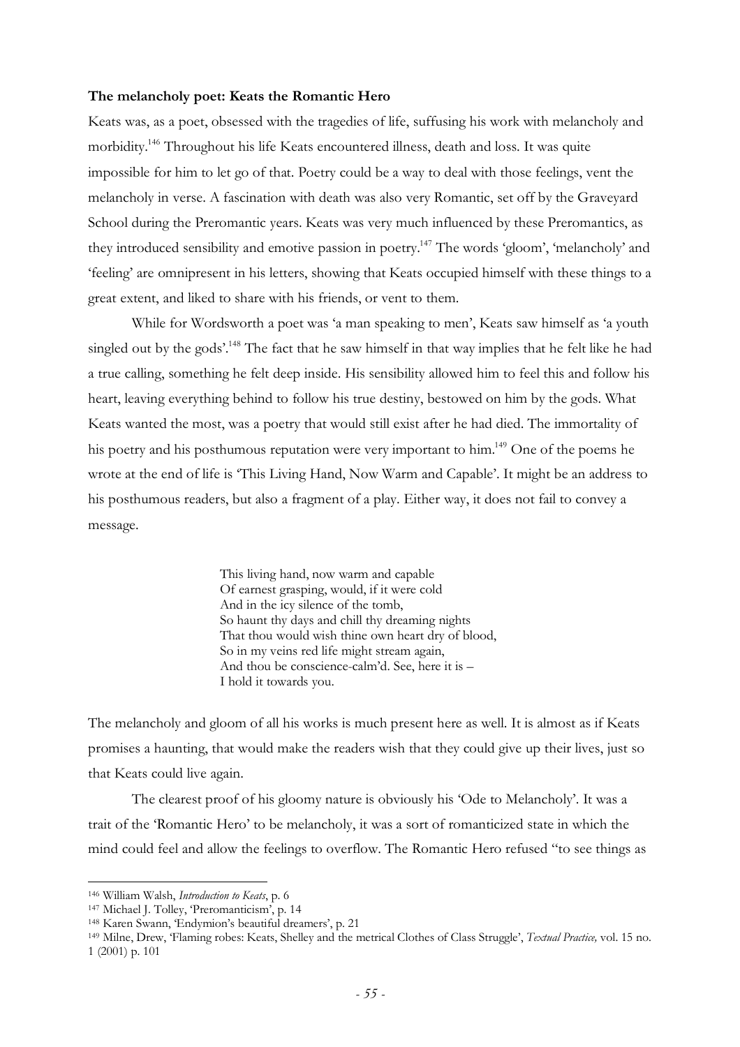**The melancholy poet: Keats the Romantic Hero**

Keats was, as a poet, obsessed with the tragedies of life, suffusing his work with melancholy and morbidity.[146] Throughout his life Keats encountered illness, death and loss. It was quite impossible for him to let go of that. Poetry could be a way to deal with those feelings, vent the melancholy in verse. A fascination with death was also very Romantic, set off by the Graveyard School during the Preromantic years. Keats was very much influenced by these Preromantics, as they introduced sensibility and emotive passion in poetry.[147] The words 'gloom', 'melancholy' and 'feeling' are omnipresent in his letters, showing that Keats occupied himself with these things to a great extent, and liked to share with his friends, or vent to them.

While for Wordsworth a poet was 'a man speaking to men', Keats saw himself as 'a youth singled out by the gods'.[148] The fact that he saw himself in that way implies that he felt like he had a true calling, something he felt deep inside. His sensibility allowed him to feel this and follow his heart, leaving everything behind to follow his true destiny, bestowed on him by the gods. What Keats wanted the most, was a poetry that would still exist after he had died. The immortality of his poetry and his posthumous reputation were very important to him.[149] One of the poems he wrote at the end of life is 'This Living Hand, Now Warm and Capable'. It might be an address to his posthumous readers, but also a fragment of a play. Either way, it does not fail to convey a message.

> This living hand, now warm and capable
> Of earnest grasping, would, if it were cold
> And in the icy silence of the tomb,
> So haunt thy days and chill thy dreaming nights
> That thou would wish thine own heart dry of blood,
> So in my veins red life might stream again,
> And thou be conscience-calm'd. See, here it is –
> I hold it towards you.

The melancholy and gloom of all his works is much present here as well. It is almost as if Keats promises a haunting, that would make the readers wish that they could give up their lives, just so that Keats could live again.

The clearest proof of his gloomy nature is obviously his 'Ode to Melancholy'. It was a trait of the 'Romantic Hero' to be melancholy, it was a sort of romanticized state in which the mind could feel and allow the feelings to overflow. The Romantic Hero refused "to see things as

---

146 William Walsh, *Introduction to Keats*, p. 6

147 Michael J. Tolley, 'Preromanticism', p. 14

148 Karen Swann, 'Endymion's beautiful dreamers', p. 21

149 Milne, Drew, 'Flaming robes: Keats, Shelley and the metrical Clothes of Class Struggle', *Textual Practice,* vol. 15 no. 1 (2001) p. 101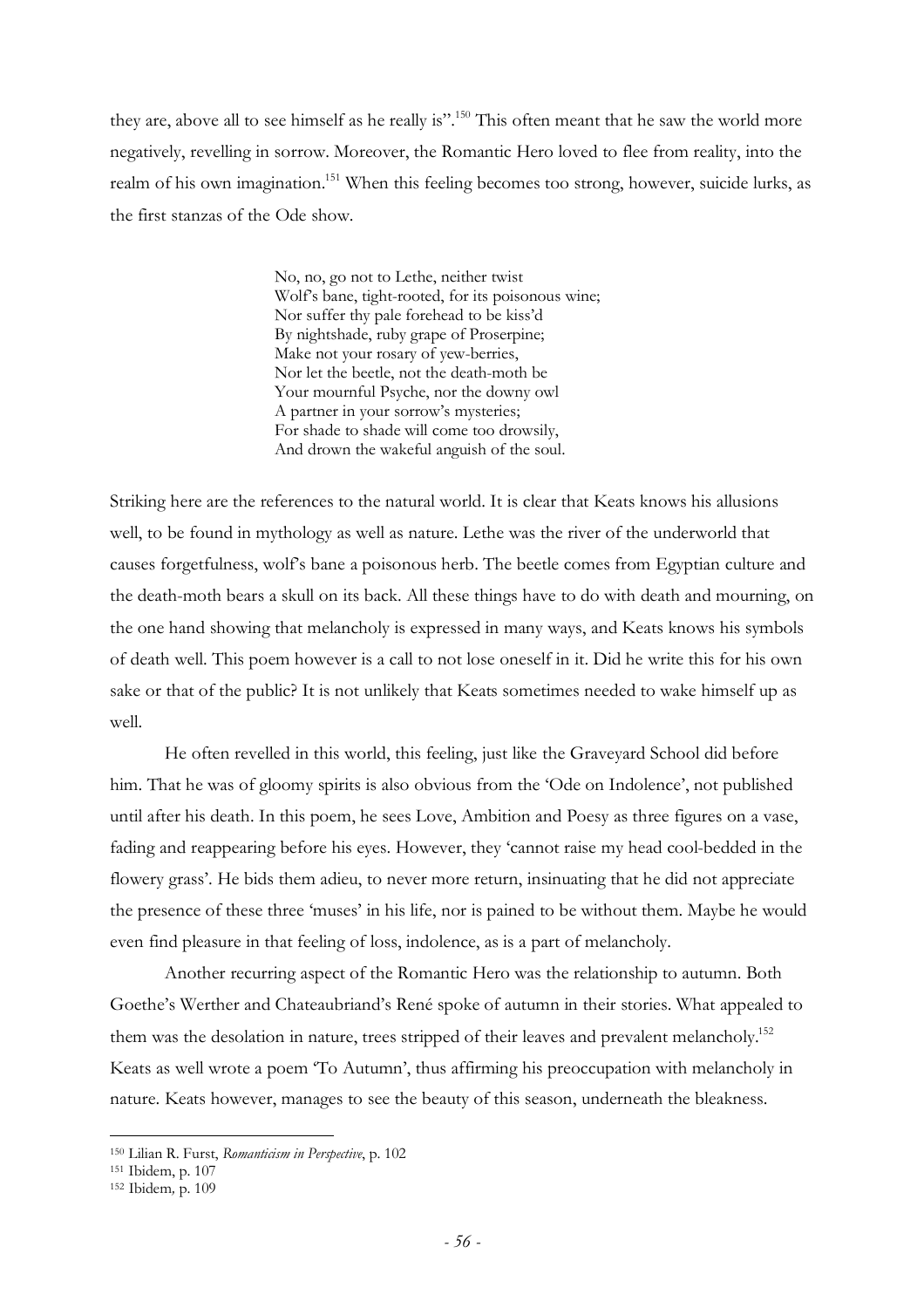they are, above all to see himself as he really is".[150] This often meant that he saw the world more negatively, revelling in sorrow. Moreover, the Romantic Hero loved to flee from reality, into the realm of his own imagination.[151] When this feeling becomes too strong, however, suicide lurks, as the first stanzas of the Ode show.

> No, no, go not to Lethe, neither twist  
> Wolf's bane, tight-rooted, for its poisonous wine;  
> Nor suffer thy pale forehead to be kiss'd  
> By nightshade, ruby grape of Proserpine;  
> Make not your rosary of yew-berries,  
> Nor let the beetle, not the death-moth be  
> Your mournful Psyche, nor the downy owl  
> A partner in your sorrow's mysteries;  
> For shade to shade will come too drowsily,  
> And drown the wakeful anguish of the soul.

Striking here are the references to the natural world. It is clear that Keats knows his allusions well, to be found in mythology as well as nature. Lethe was the river of the underworld that causes forgetfulness, wolf's bane a poisonous herb. The beetle comes from Egyptian culture and the death-moth bears a skull on its back. All these things have to do with death and mourning, on the one hand showing that melancholy is expressed in many ways, and Keats knows his symbols of death well. This poem however is a call to not lose oneself in it. Did he write this for his own sake or that of the public? It is not unlikely that Keats sometimes needed to wake himself up as well.

He often revelled in this world, this feeling, just like the Graveyard School did before him. That he was of gloomy spirits is also obvious from the 'Ode on Indolence', not published until after his death. In this poem, he sees Love, Ambition and Poesy as three figures on a vase, fading and reappearing before his eyes. However, they 'cannot raise my head cool-bedded in the flowery grass'. He bids them adieu, to never more return, insinuating that he did not appreciate the presence of these three 'muses' in his life, nor is pained to be without them. Maybe he would even find pleasure in that feeling of loss, indolence, as is a part of melancholy.

Another recurring aspect of the Romantic Hero was the relationship to autumn. Both Goethe's Werther and Chateaubriand's René spoke of autumn in their stories. What appealed to them was the desolation in nature, trees stripped of their leaves and prevalent melancholy.[152] Keats as well wrote a poem 'To Autumn', thus affirming his preoccupation with melancholy in nature. Keats however, manages to see the beauty of this season, underneath the bleakness.

---

[150] Lilian R. Furst, *Romanticism in Perspective*, p. 102

[151] Ibidem, p. 107

[152] Ibidem, p. 109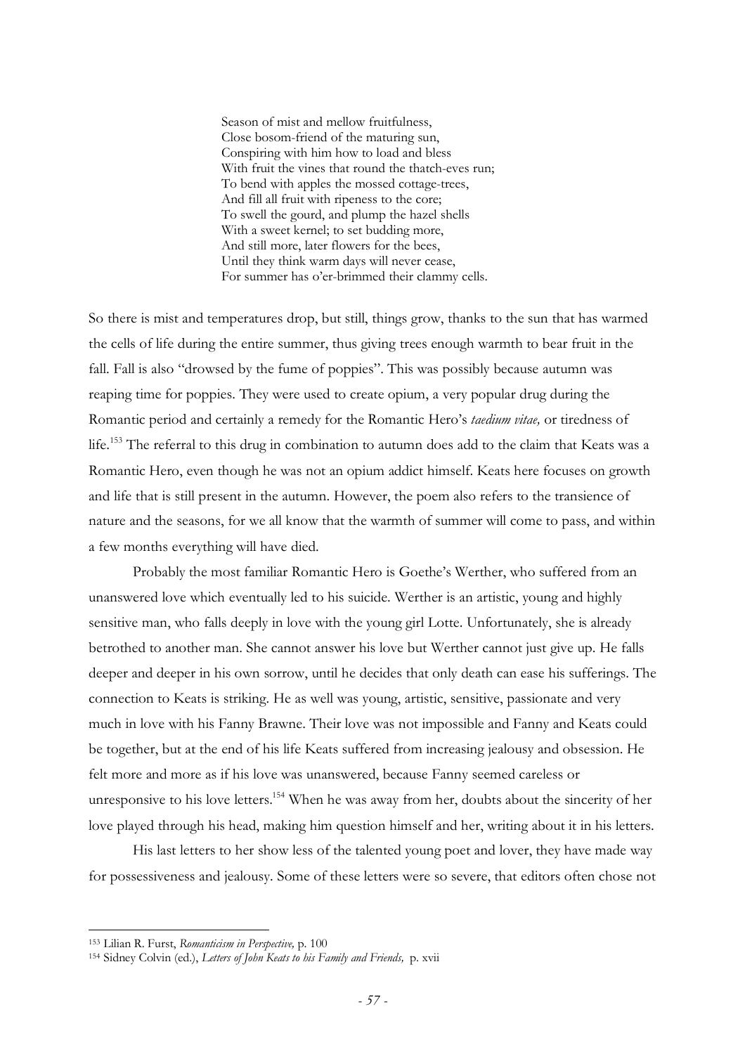> Season of mist and mellow fruitfulness,
> Close bosom-friend of the maturing sun,
> Conspiring with him how to load and bless
> With fruit the vines that round the thatch-eves run;
> To bend with apples the mossed cottage-trees,
> And fill all fruit with ripeness to the core;
> To swell the gourd, and plump the hazel shells
> With a sweet kernel; to set budding more,
> And still more, later flowers for the bees,
> Until they think warm days will never cease,
> For summer has o'er-brimmed their clammy cells.

So there is mist and temperatures drop, but still, things grow, thanks to the sun that has warmed the cells of life during the entire summer, thus giving trees enough warmth to bear fruit in the fall. Fall is also "drowsed by the fume of poppies". This was possibly because autumn was reaping time for poppies. They were used to create opium, a very popular drug during the Romantic period and certainly a remedy for the Romantic Hero's *taedium vitae,* or tiredness of life.[153] The referral to this drug in combination to autumn does add to the claim that Keats was a Romantic Hero, even though he was not an opium addict himself. Keats here focuses on growth and life that is still present in the autumn. However, the poem also refers to the transience of nature and the seasons, for we all know that the warmth of summer will come to pass, and within a few months everything will have died.

Probably the most familiar Romantic Hero is Goethe's Werther, who suffered from an unanswered love which eventually led to his suicide. Werther is an artistic, young and highly sensitive man, who falls deeply in love with the young girl Lotte. Unfortunately, she is already betrothed to another man. She cannot answer his love but Werther cannot just give up. He falls deeper and deeper in his own sorrow, until he decides that only death can ease his sufferings. The connection to Keats is striking. He as well was young, artistic, sensitive, passionate and very much in love with his Fanny Brawne. Their love was not impossible and Fanny and Keats could be together, but at the end of his life Keats suffered from increasing jealousy and obsession. He felt more and more as if his love was unanswered, because Fanny seemed careless or unresponsive to his love letters.[154] When he was away from her, doubts about the sincerity of her love played through his head, making him question himself and her, writing about it in his letters.

His last letters to her show less of the talented young poet and lover, they have made way for possessiveness and jealousy. Some of these letters were so severe, that editors often chose not

---

[153] Lilian R. Furst, *Romanticism in Perspective,* p. 100

[154] Sidney Colvin (ed.), *Letters of John Keats to his Family and Friends,* p. xvii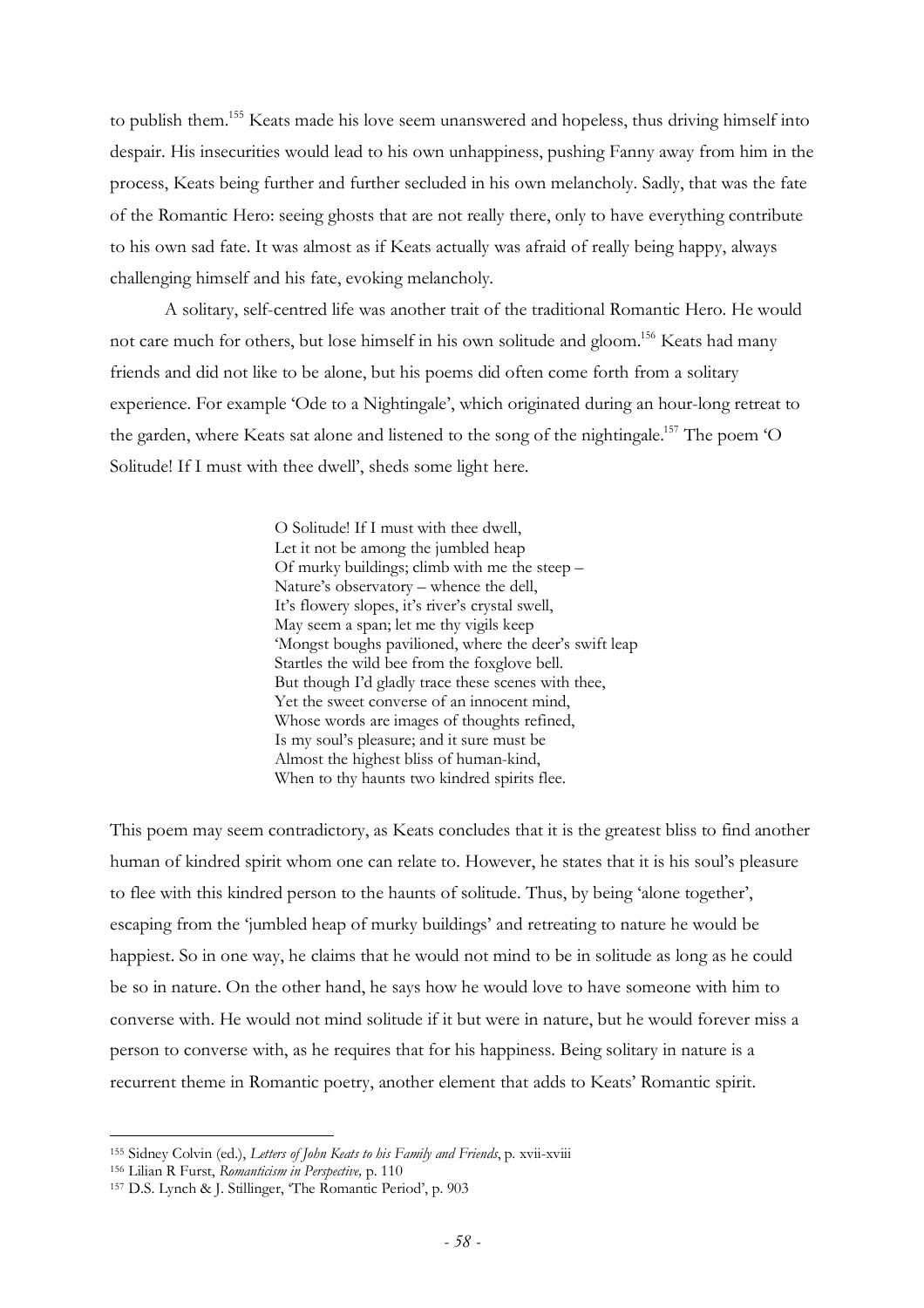to publish them.[155] Keats made his love seem unanswered and hopeless, thus driving himself into despair. His insecurities would lead to his own unhappiness, pushing Fanny away from him in the process, Keats being further and further secluded in his own melancholy. Sadly, that was the fate of the Romantic Hero: seeing ghosts that are not really there, only to have everything contribute to his own sad fate. It was almost as if Keats actually was afraid of really being happy, always challenging himself and his fate, evoking melancholy.

A solitary, self-centred life was another trait of the traditional Romantic Hero. He would not care much for others, but lose himself in his own solitude and gloom.[156] Keats had many friends and did not like to be alone, but his poems did often come forth from a solitary experience. For example 'Ode to a Nightingale', which originated during an hour-long retreat to the garden, where Keats sat alone and listened to the song of the nightingale.[157] The poem 'O Solitude! If I must with thee dwell', sheds some light here.

> O Solitude! If I must with thee dwell,  
> Let it not be among the jumbled heap  
> Of murky buildings; climb with me the steep –  
> Nature's observatory – whence the dell,  
> It's flowery slopes, it's river's crystal swell,  
> May seem a span; let me thy vigils keep  
> 'Mongst boughs pavilioned, where the deer's swift leap  
> Startles the wild bee from the foxglove bell.  
> But though I'd gladly trace these scenes with thee,  
> Yet the sweet converse of an innocent mind,  
> Whose words are images of thoughts refined,  
> Is my soul's pleasure; and it sure must be  
> Almost the highest bliss of human-kind,  
> When to thy haunts two kindred spirits flee.

This poem may seem contradictory, as Keats concludes that it is the greatest bliss to find another human of kindred spirit whom one can relate to. However, he states that it is his soul's pleasure to flee with this kindred person to the haunts of solitude. Thus, by being 'alone together', escaping from the 'jumbled heap of murky buildings' and retreating to nature he would be happiest. So in one way, he claims that he would not mind to be in solitude as long as he could be so in nature. On the other hand, he says how he would love to have someone with him to converse with. He would not mind solitude if it but were in nature, but he would forever miss a person to converse with, as he requires that for his happiness. Being solitary in nature is a recurrent theme in Romantic poetry, another element that adds to Keats' Romantic spirit.

---

[155] Sidney Colvin (ed.), *Letters of John Keats to his Family and Friends*, p. xvii-xviii  
[156] Lilian R Furst, *Romanticism in Perspective,* p. 110  
[157] D.S. Lynch & J. Stillinger, 'The Romantic Period', p. 903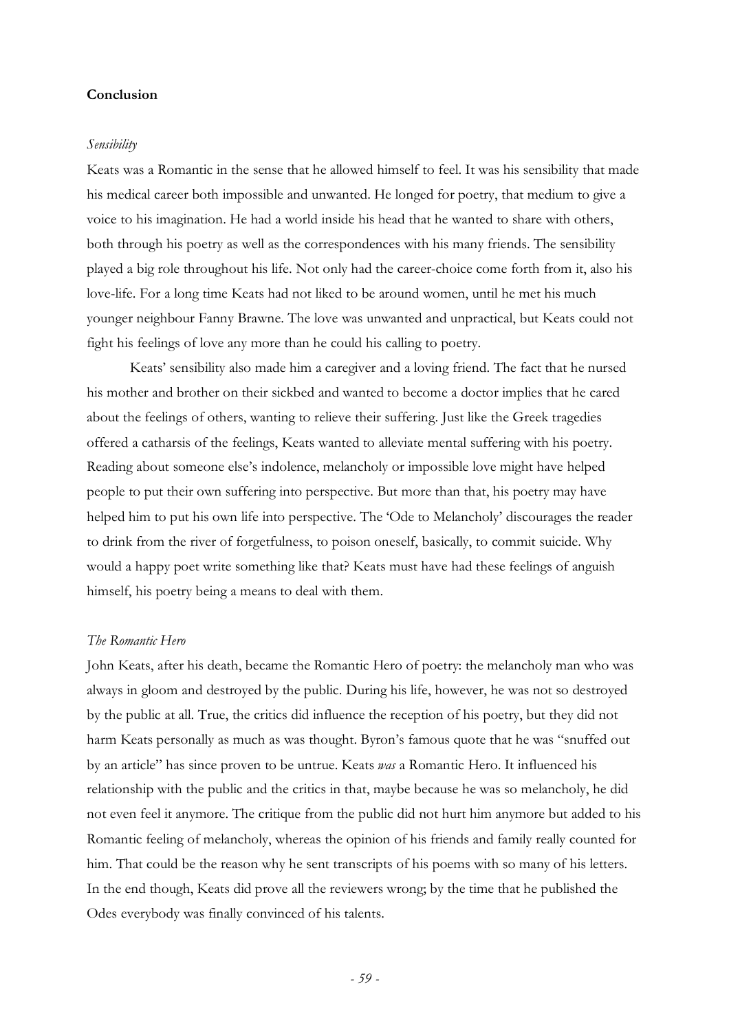## Conclusion

### *Sensibility*

Keats was a Romantic in the sense that he allowed himself to feel. It was his sensibility that made his medical career both impossible and unwanted. He longed for poetry, that medium to give a voice to his imagination. He had a world inside his head that he wanted to share with others, both through his poetry as well as the correspondences with his many friends. The sensibility played a big role throughout his life. Not only had the career-choice come forth from it, also his love-life. For a long time Keats had not liked to be around women, until he met his much younger neighbour Fanny Brawne. The love was unwanted and unpractical, but Keats could not fight his feelings of love any more than he could his calling to poetry.

Keats' sensibility also made him a caregiver and a loving friend. The fact that he nursed his mother and brother on their sickbed and wanted to become a doctor implies that he cared about the feelings of others, wanting to relieve their suffering. Just like the Greek tragedies offered a catharsis of the feelings, Keats wanted to alleviate mental suffering with his poetry. Reading about someone else's indolence, melancholy or impossible love might have helped people to put their own suffering into perspective. But more than that, his poetry may have helped him to put his own life into perspective. The 'Ode to Melancholy' discourages the reader to drink from the river of forgetfulness, to poison oneself, basically, to commit suicide. Why would a happy poet write something like that? Keats must have had these feelings of anguish himself, his poetry being a means to deal with them.

### *The Romantic Hero*

John Keats, after his death, became the Romantic Hero of poetry: the melancholy man who was always in gloom and destroyed by the public. During his life, however, he was not so destroyed by the public at all. True, the critics did influence the reception of his poetry, but they did not harm Keats personally as much as was thought. Byron's famous quote that he was "snuffed out by an article" has since proven to be untrue. Keats *was* a Romantic Hero. It influenced his relationship with the public and the critics in that, maybe because he was so melancholy, he did not even feel it anymore. The critique from the public did not hurt him anymore but added to his Romantic feeling of melancholy, whereas the opinion of his friends and family really counted for him. That could be the reason why he sent transcripts of his poems with so many of his letters. In the end though, Keats did prove all the reviewers wrong; by the time that he published the Odes everybody was finally convinced of his talents.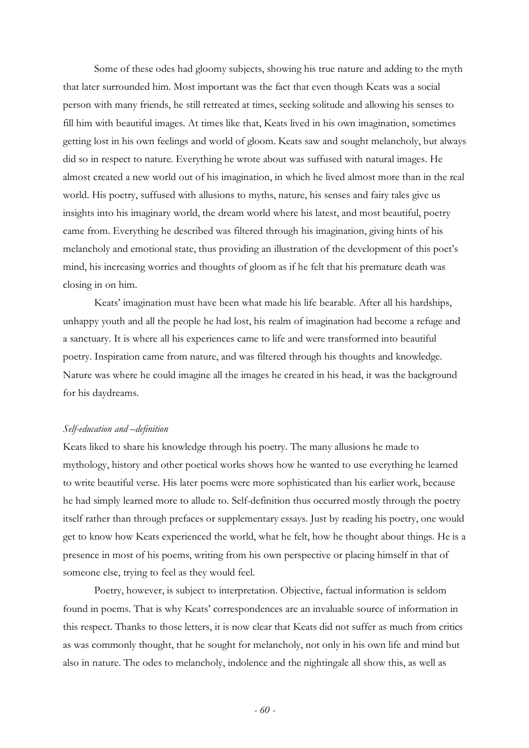Some of these odes had gloomy subjects, showing his true nature and adding to the myth that later surrounded him. Most important was the fact that even though Keats was a social person with many friends, he still retreated at times, seeking solitude and allowing his senses to fill him with beautiful images. At times like that, Keats lived in his own imagination, sometimes getting lost in his own feelings and world of gloom. Keats saw and sought melancholy, but always did so in respect to nature. Everything he wrote about was suffused with natural images. He almost created a new world out of his imagination, in which he lived almost more than in the real world. His poetry, suffused with allusions to myths, nature, his senses and fairy tales give us insights into his imaginary world, the dream world where his latest, and most beautiful, poetry came from. Everything he described was filtered through his imagination, giving hints of his melancholy and emotional state, thus providing an illustration of the development of this poet's mind, his increasing worries and thoughts of gloom as if he felt that his premature death was closing in on him.

Keats' imagination must have been what made his life bearable. After all his hardships, unhappy youth and all the people he had lost, his realm of imagination had become a refuge and a sanctuary. It is where all his experiences came to life and were transformed into beautiful poetry. Inspiration came from nature, and was filtered through his thoughts and knowledge. Nature was where he could imagine all the images he created in his head, it was the background for his daydreams.

*Self-education and –definition*

Keats liked to share his knowledge through his poetry. The many allusions he made to mythology, history and other poetical works shows how he wanted to use everything he learned to write beautiful verse. His later poems were more sophisticated than his earlier work, because he had simply learned more to allude to. Self-definition thus occurred mostly through the poetry itself rather than through prefaces or supplementary essays. Just by reading his poetry, one would get to know how Keats experienced the world, what he felt, how he thought about things. He is a presence in most of his poems, writing from his own perspective or placing himself in that of someone else, trying to feel as they would feel.

Poetry, however, is subject to interpretation. Objective, factual information is seldom found in poems. That is why Keats' correspondences are an invaluable source of information in this respect. Thanks to those letters, it is now clear that Keats did not suffer as much from critics as was commonly thought, that he sought for melancholy, not only in his own life and mind but also in nature. The odes to melancholy, indolence and the nightingale all show this, as well as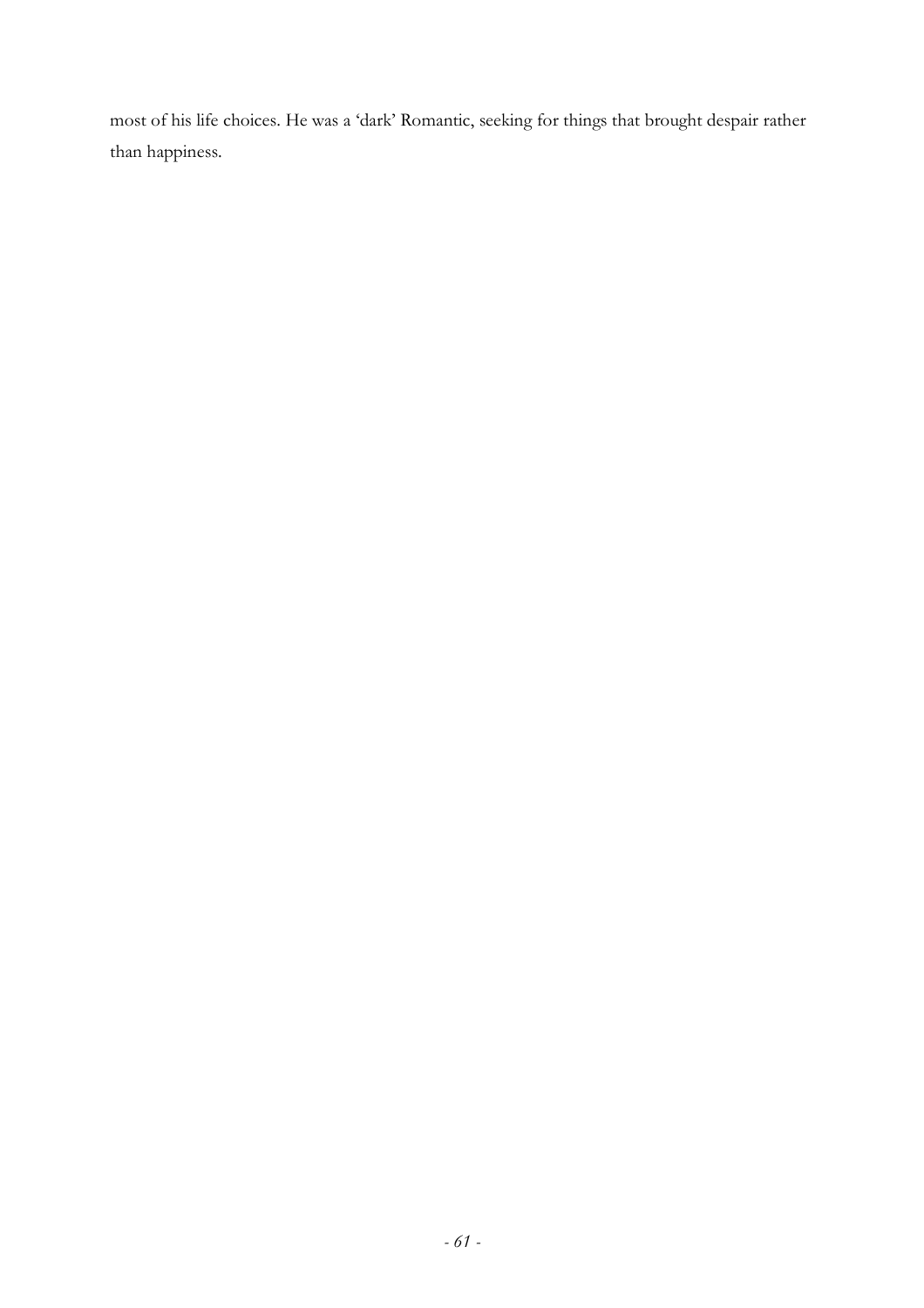most of his life choices. He was a 'dark' Romantic, seeking for things that brought despair rather than happiness.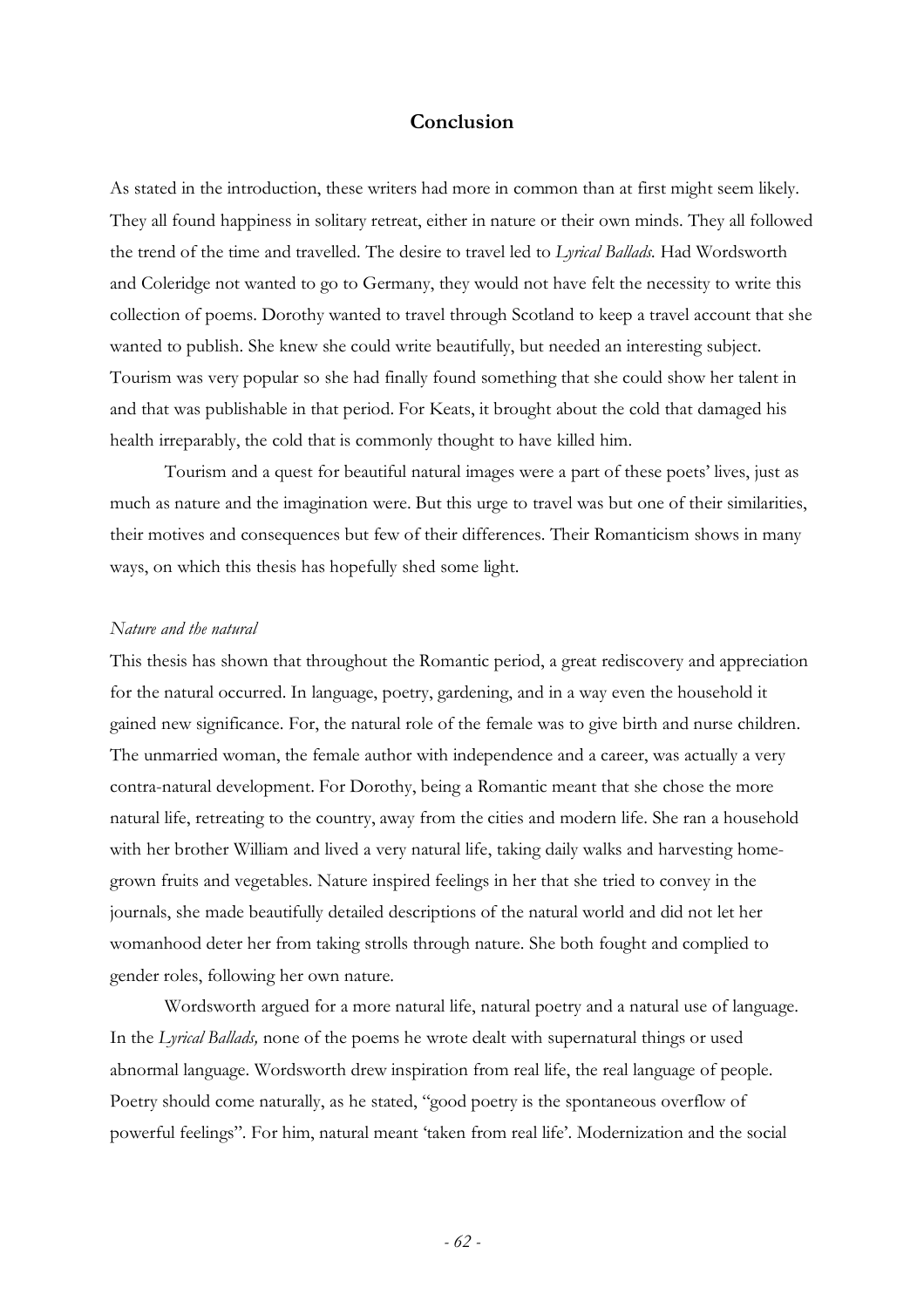# Conclusion

As stated in the introduction, these writers had more in common than at first might seem likely. They all found happiness in solitary retreat, either in nature or their own minds. They all followed the trend of the time and travelled. The desire to travel led to *Lyrical Ballads.* Had Wordsworth and Coleridge not wanted to go to Germany, they would not have felt the necessity to write this collection of poems. Dorothy wanted to travel through Scotland to keep a travel account that she wanted to publish. She knew she could write beautifully, but needed an interesting subject. Tourism was very popular so she had finally found something that she could show her talent in and that was publishable in that period. For Keats, it brought about the cold that damaged his health irreparably, the cold that is commonly thought to have killed him.

Tourism and a quest for beautiful natural images were a part of these poets' lives, just as much as nature and the imagination were. But this urge to travel was but one of their similarities, their motives and consequences but few of their differences. Their Romanticism shows in many ways, on which this thesis has hopefully shed some light.

*Nature and the natural*

This thesis has shown that throughout the Romantic period, a great rediscovery and appreciation for the natural occurred. In language, poetry, gardening, and in a way even the household it gained new significance. For, the natural role of the female was to give birth and nurse children. The unmarried woman, the female author with independence and a career, was actually a very contra-natural development. For Dorothy, being a Romantic meant that she chose the more natural life, retreating to the country, away from the cities and modern life. She ran a household with her brother William and lived a very natural life, taking daily walks and harvesting home-grown fruits and vegetables. Nature inspired feelings in her that she tried to convey in the journals, she made beautifully detailed descriptions of the natural world and did not let her womanhood deter her from taking strolls through nature. She both fought and complied to gender roles, following her own nature.

Wordsworth argued for a more natural life, natural poetry and a natural use of language. In the *Lyrical Ballads,* none of the poems he wrote dealt with supernatural things or used abnormal language. Wordsworth drew inspiration from real life, the real language of people. Poetry should come naturally, as he stated, "good poetry is the spontaneous overflow of powerful feelings". For him, natural meant 'taken from real life'. Modernization and the social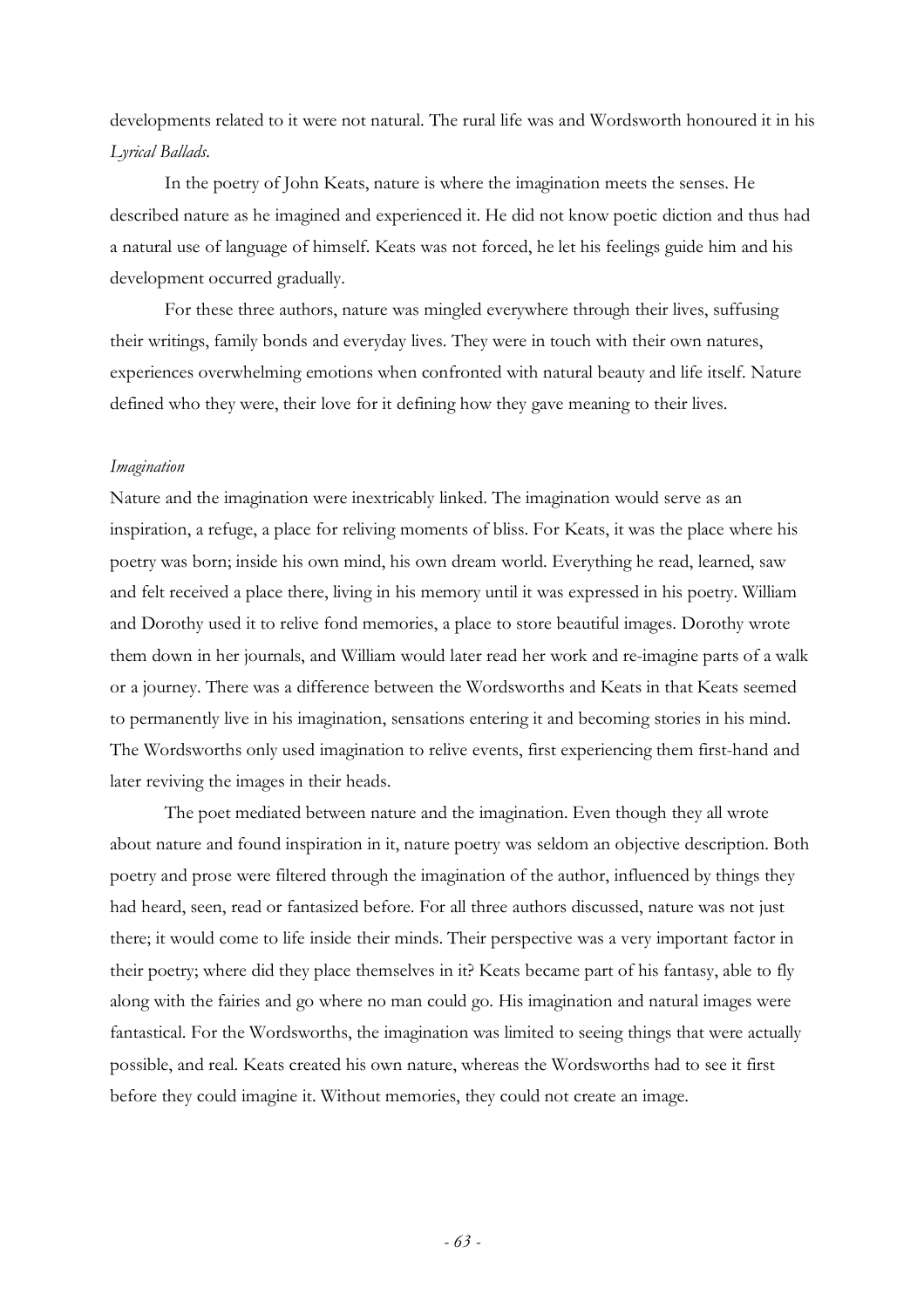developments related to it were not natural. The rural life was and Wordsworth honoured it in his *Lyrical Ballads*.

In the poetry of John Keats, nature is where the imagination meets the senses. He described nature as he imagined and experienced it. He did not know poetic diction and thus had a natural use of language of himself. Keats was not forced, he let his feelings guide him and his development occurred gradually.

For these three authors, nature was mingled everywhere through their lives, suffusing their writings, family bonds and everyday lives. They were in touch with their own natures, experiences overwhelming emotions when confronted with natural beauty and life itself. Nature defined who they were, their love for it defining how they gave meaning to their lives.

*Imagination*

Nature and the imagination were inextricably linked. The imagination would serve as an inspiration, a refuge, a place for reliving moments of bliss. For Keats, it was the place where his poetry was born; inside his own mind, his own dream world. Everything he read, learned, saw and felt received a place there, living in his memory until it was expressed in his poetry. William and Dorothy used it to relive fond memories, a place to store beautiful images. Dorothy wrote them down in her journals, and William would later read her work and re-imagine parts of a walk or a journey. There was a difference between the Wordsworths and Keats in that Keats seemed to permanently live in his imagination, sensations entering it and becoming stories in his mind. The Wordsworths only used imagination to relive events, first experiencing them first-hand and later reviving the images in their heads.

The poet mediated between nature and the imagination. Even though they all wrote about nature and found inspiration in it, nature poetry was seldom an objective description. Both poetry and prose were filtered through the imagination of the author, influenced by things they had heard, seen, read or fantasized before. For all three authors discussed, nature was not just there; it would come to life inside their minds. Their perspective was a very important factor in their poetry; where did they place themselves in it? Keats became part of his fantasy, able to fly along with the fairies and go where no man could go. His imagination and natural images were fantastical. For the Wordsworths, the imagination was limited to seeing things that were actually possible, and real. Keats created his own nature, whereas the Wordsworths had to see it first before they could imagine it. Without memories, they could not create an image.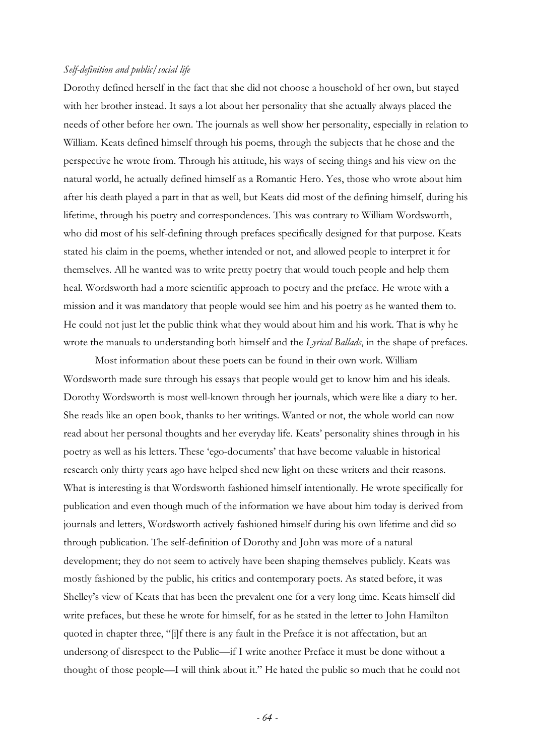*Self-definition and public/social life*

Dorothy defined herself in the fact that she did not choose a household of her own, but stayed with her brother instead. It says a lot about her personality that she actually always placed the needs of other before her own. The journals as well show her personality, especially in relation to William. Keats defined himself through his poems, through the subjects that he chose and the perspective he wrote from. Through his attitude, his ways of seeing things and his view on the natural world, he actually defined himself as a Romantic Hero. Yes, those who wrote about him after his death played a part in that as well, but Keats did most of the defining himself, during his lifetime, through his poetry and correspondences. This was contrary to William Wordsworth, who did most of his self-defining through prefaces specifically designed for that purpose. Keats stated his claim in the poems, whether intended or not, and allowed people to interpret it for themselves. All he wanted was to write pretty poetry that would touch people and help them heal. Wordsworth had a more scientific approach to poetry and the preface. He wrote with a mission and it was mandatory that people would see him and his poetry as he wanted them to. He could not just let the public think what they would about him and his work. That is why he wrote the manuals to understanding both himself and the *Lyrical Ballads*, in the shape of prefaces.

Most information about these poets can be found in their own work. William Wordsworth made sure through his essays that people would get to know him and his ideals. Dorothy Wordsworth is most well-known through her journals, which were like a diary to her. She reads like an open book, thanks to her writings. Wanted or not, the whole world can now read about her personal thoughts and her everyday life. Keats' personality shines through in his poetry as well as his letters. These 'ego-documents' that have become valuable in historical research only thirty years ago have helped shed new light on these writers and their reasons. What is interesting is that Wordsworth fashioned himself intentionally. He wrote specifically for publication and even though much of the information we have about him today is derived from journals and letters, Wordsworth actively fashioned himself during his own lifetime and did so through publication. The self-definition of Dorothy and John was more of a natural development; they do not seem to actively have been shaping themselves publicly. Keats was mostly fashioned by the public, his critics and contemporary poets. As stated before, it was Shelley's view of Keats that has been the prevalent one for a very long time. Keats himself did write prefaces, but these he wrote for himself, for as he stated in the letter to John Hamilton quoted in chapter three, "[i]f there is any fault in the Preface it is not affectation, but an undersong of disrespect to the Public—if I write another Preface it must be done without a thought of those people—I will think about it." He hated the public so much that he could not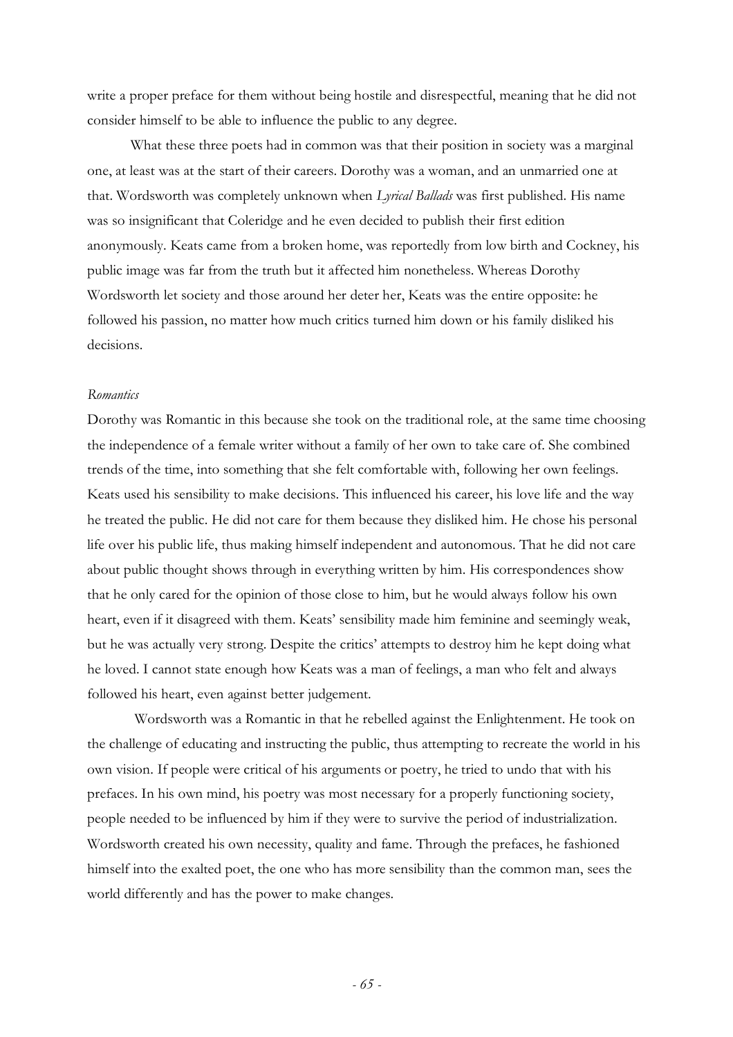write a proper preface for them without being hostile and disrespectful, meaning that he did not consider himself to be able to influence the public to any degree.

What these three poets had in common was that their position in society was a marginal one, at least was at the start of their careers. Dorothy was a woman, and an unmarried one at that. Wordsworth was completely unknown when *Lyrical Ballads* was first published. His name was so insignificant that Coleridge and he even decided to publish their first edition anonymously. Keats came from a broken home, was reportedly from low birth and Cockney, his public image was far from the truth but it affected him nonetheless. Whereas Dorothy Wordsworth let society and those around her deter her, Keats was the entire opposite: he followed his passion, no matter how much critics turned him down or his family disliked his decisions.

*Romantics*

Dorothy was Romantic in this because she took on the traditional role, at the same time choosing the independence of a female writer without a family of her own to take care of. She combined trends of the time, into something that she felt comfortable with, following her own feelings. Keats used his sensibility to make decisions. This influenced his career, his love life and the way he treated the public. He did not care for them because they disliked him. He chose his personal life over his public life, thus making himself independent and autonomous. That he did not care about public thought shows through in everything written by him. His correspondences show that he only cared for the opinion of those close to him, but he would always follow his own heart, even if it disagreed with them. Keats' sensibility made him feminine and seemingly weak, but he was actually very strong. Despite the critics' attempts to destroy him he kept doing what he loved. I cannot state enough how Keats was a man of feelings, a man who felt and always followed his heart, even against better judgement.

Wordsworth was a Romantic in that he rebelled against the Enlightenment. He took on the challenge of educating and instructing the public, thus attempting to recreate the world in his own vision. If people were critical of his arguments or poetry, he tried to undo that with his prefaces. In his own mind, his poetry was most necessary for a properly functioning society, people needed to be influenced by him if they were to survive the period of industrialization. Wordsworth created his own necessity, quality and fame. Through the prefaces, he fashioned himself into the exalted poet, the one who has more sensibility than the common man, sees the world differently and has the power to make changes.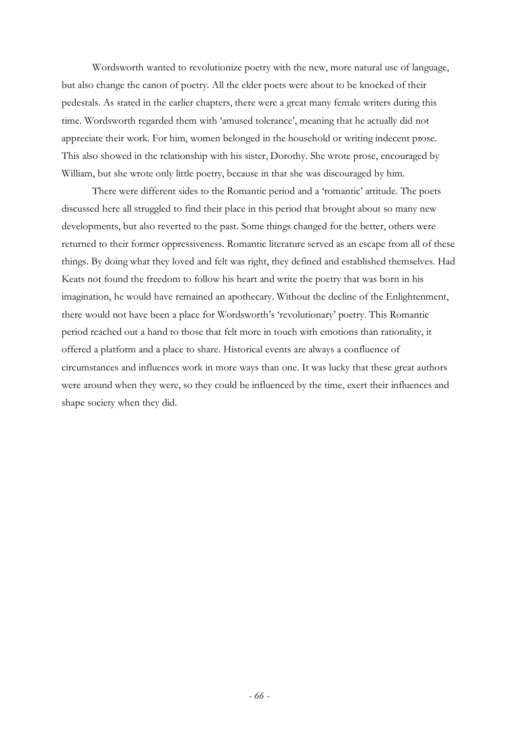Wordsworth wanted to revolutionize poetry with the new, more natural use of language, but also change the canon of poetry. All the elder poets were about to be knocked of their pedestals. As stated in the earlier chapters, there were a great many female writers during this time. Wordsworth regarded them with 'amused tolerance', meaning that he actually did not appreciate their work. For him, women belonged in the household or writing indecent prose. This also showed in the relationship with his sister, Dorothy. She wrote prose, encouraged by William, but she wrote only little poetry, because in that she was discouraged by him.

There were different sides to the Romantic period and a 'romantic' attitude. The poets discussed here all struggled to find their place in this period that brought about so many new developments, but also reverted to the past. Some things changed for the better, others were returned to their former oppressiveness. Romantic literature served as an escape from all of these things. By doing what they loved and felt was right, they defined and established themselves. Had Keats not found the freedom to follow his heart and write the poetry that was born in his imagination, he would have remained an apothecary. Without the decline of the Enlightenment, there would not have been a place for Wordsworth's 'revolutionary' poetry. This Romantic period reached out a hand to those that felt more in touch with emotions than rationality, it offered a platform and a place to share. Historical events are always a confluence of circumstances and influences work in more ways than one. It was lucky that these great authors were around when they were, so they could be influenced by the time, exert their influences and shape society when they did.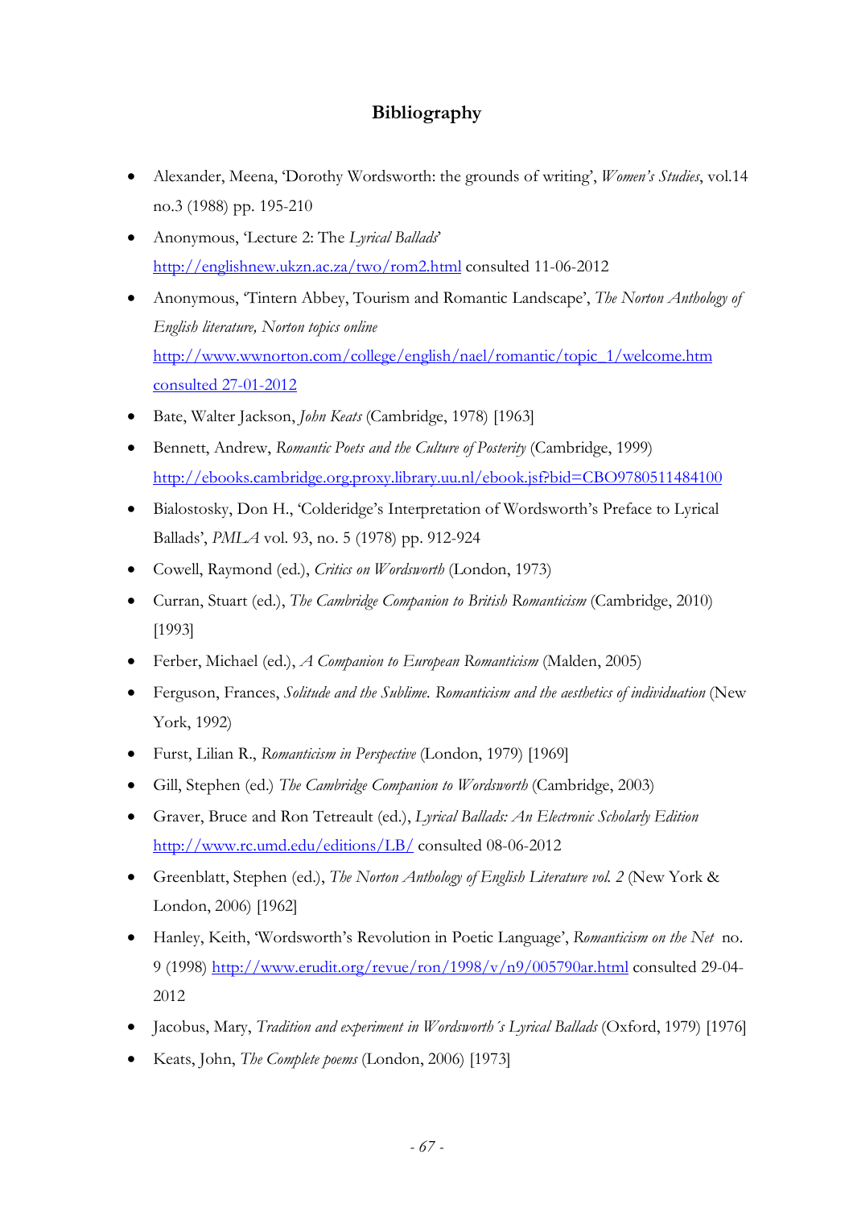## Bibliography

- Alexander, Meena, 'Dorothy Wordsworth: the grounds of writing', *Women's Studies*, vol.14 no.3 (1988) pp. 195-210
- Anonymous, 'Lecture 2: The *Lyrical Ballads*' http://englishnew.ukzn.ac.za/two/rom2.html consulted 11-06-2012
- Anonymous, 'Tintern Abbey, Tourism and Romantic Landscape', *The Norton Anthology of English literature, Norton topics online* http://www.wwnorton.com/college/english/nael/romantic/topic_1/welcome.htm consulted 27-01-2012
- Bate, Walter Jackson, *John Keats* (Cambridge, 1978) [1963]
- Bennett, Andrew, *Romantic Poets and the Culture of Posterity* (Cambridge, 1999) http://ebooks.cambridge.org.proxy.library.uu.nl/ebook.jsf?bid=CBO9780511484100
- Bialostosky, Don H., 'Colderidge's Interpretation of Wordsworth's Preface to Lyrical Ballads', *PMLA* vol. 93, no. 5 (1978) pp. 912-924
- Cowell, Raymond (ed.), *Critics on Wordsworth* (London, 1973)
- Curran, Stuart (ed.), *The Cambridge Companion to British Romanticism* (Cambridge, 2010) [1993]
- Ferber, Michael (ed.), *A Companion to European Romanticism* (Malden, 2005)
- Ferguson, Frances, *Solitude and the Sublime. Romanticism and the aesthetics of individuation* (New York, 1992)
- Furst, Lilian R., *Romanticism in Perspective* (London, 1979) [1969]
- Gill, Stephen (ed.) *The Cambridge Companion to Wordsworth* (Cambridge, 2003)
- Graver, Bruce and Ron Tetreault (ed.), *Lyrical Ballads: An Electronic Scholarly Edition* http://www.rc.umd.edu/editions/LB/ consulted 08-06-2012
- Greenblatt, Stephen (ed.), *The Norton Anthology of English Literature vol. 2* (New York & London, 2006) [1962]
- Hanley, Keith, 'Wordsworth's Revolution in Poetic Language', *Romanticism on the Net* no. 9 (1998) http://www.erudit.org/revue/ron/1998/v/n9/005790ar.html consulted 29-04-2012
- Jacobus, Mary, *Tradition and experiment in Wordsworth´s Lyrical Ballads* (Oxford, 1979) [1976]
- Keats, John, *The Complete poems* (London, 2006) [1973]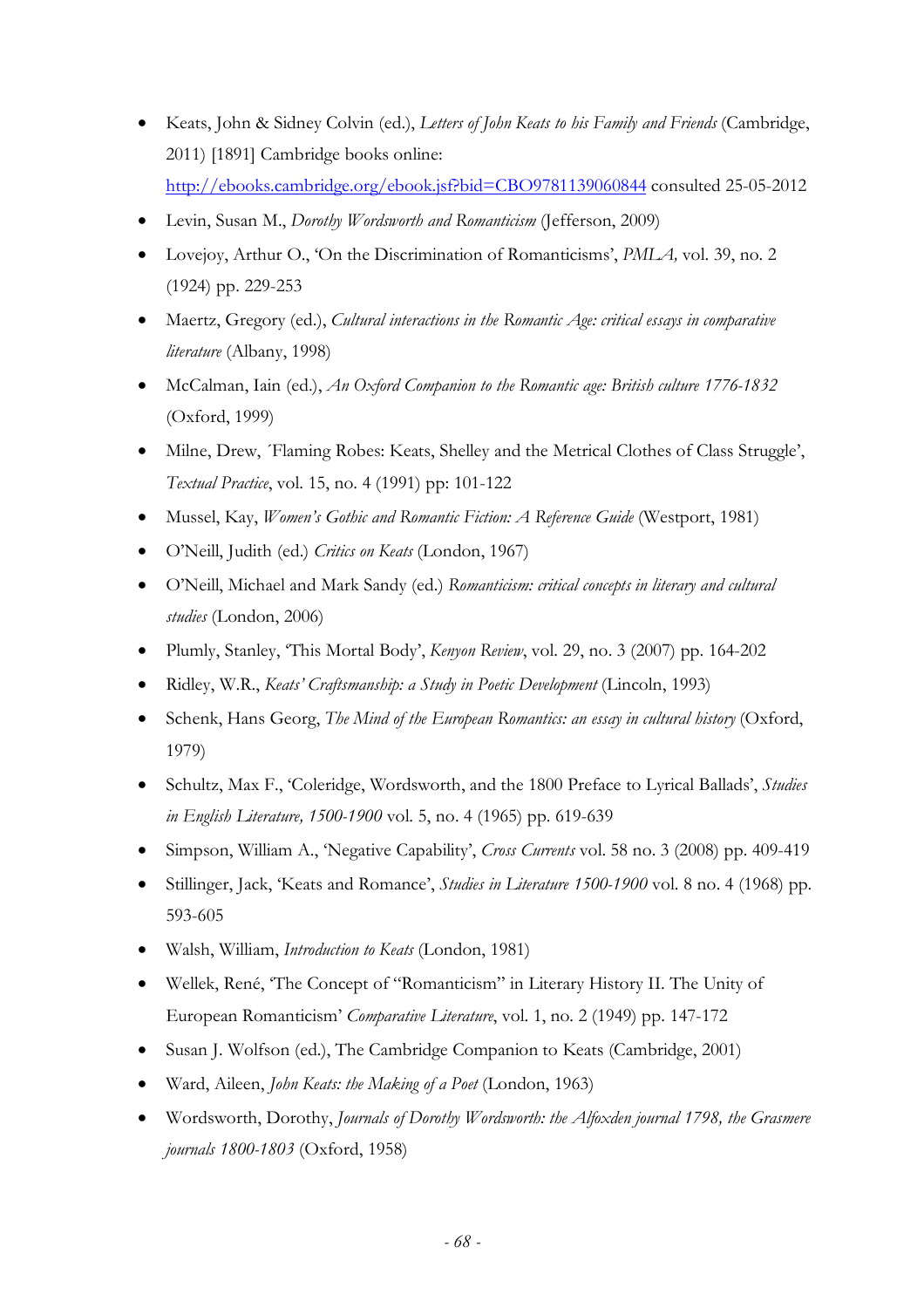- Keats, John & Sidney Colvin (ed.), *Letters of John Keats to his Family and Friends* (Cambridge, 2011) [1891] Cambridge books online: http://ebooks.cambridge.org/ebook.jsf?bid=CBO9781139060844 consulted 25-05-2012
- Levin, Susan M., *Dorothy Wordsworth and Romanticism* (Jefferson, 2009)
- Lovejoy, Arthur O., 'On the Discrimination of Romanticisms', *PMLA,* vol. 39, no. 2 (1924) pp. 229-253
- Maertz, Gregory (ed.), *Cultural interactions in the Romantic Age: critical essays in comparative literature* (Albany, 1998)
- McCalman, Iain (ed.), *An Oxford Companion to the Romantic age: British culture 1776-1832* (Oxford, 1999)
- Milne, Drew, ´Flaming Robes: Keats, Shelley and the Metrical Clothes of Class Struggle', *Textual Practice*, vol. 15, no. 4 (1991) pp: 101-122
- Mussel, Kay, *Women's Gothic and Romantic Fiction: A Reference Guide* (Westport, 1981)
- O'Neill, Judith (ed.) *Critics on Keats* (London, 1967)
- O'Neill, Michael and Mark Sandy (ed.) *Romanticism: critical concepts in literary and cultural studies* (London, 2006)
- Plumly, Stanley, 'This Mortal Body', *Kenyon Review*, vol. 29, no. 3 (2007) pp. 164-202
- Ridley, W.R., *Keats' Craftsmanship: a Study in Poetic Development* (Lincoln, 1993)
- Schenk, Hans Georg, *The Mind of the European Romantics: an essay in cultural history* (Oxford, 1979)
- Schultz, Max F., 'Coleridge, Wordsworth, and the 1800 Preface to Lyrical Ballads', *Studies in English Literature, 1500-1900* vol. 5, no. 4 (1965) pp. 619-639
- Simpson, William A., 'Negative Capability', *Cross Currents* vol. 58 no. 3 (2008) pp. 409-419
- Stillinger, Jack, 'Keats and Romance', *Studies in Literature 1500-1900* vol. 8 no. 4 (1968) pp. 593-605
- Walsh, William, *Introduction to Keats* (London, 1981)
- Wellek, René, 'The Concept of "Romanticism" in Literary History II. The Unity of European Romanticism' *Comparative Literature*, vol. 1, no. 2 (1949) pp. 147-172
- Susan J. Wolfson (ed.), The Cambridge Companion to Keats (Cambridge, 2001)
- Ward, Aileen, *John Keats: the Making of a Poet* (London, 1963)
- Wordsworth, Dorothy, *Journals of Dorothy Wordsworth: the Alfoxden journal 1798, the Grasmere journals 1800-1803* (Oxford, 1958)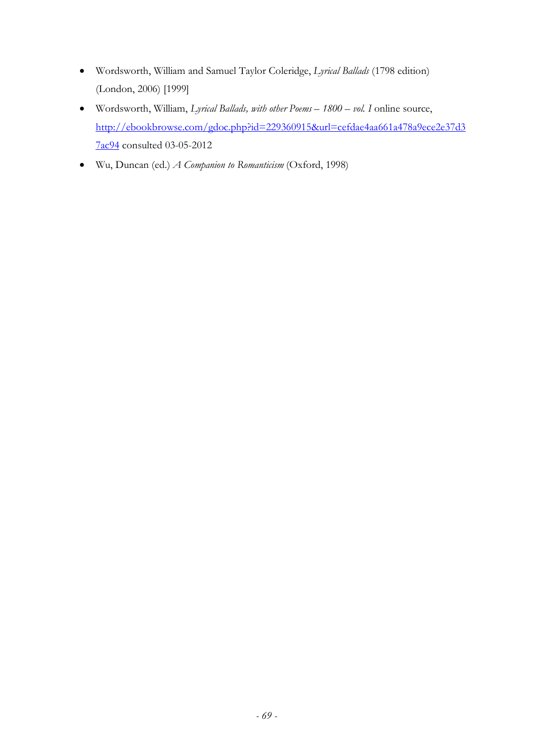- Wordsworth, William and Samuel Taylor Coleridge, *Lyrical Ballads* (1798 edition) (London, 2006) [1999]
- Wordsworth, William, *Lyrical Ballads, with other Poems – 1800 – vol. I* online source, http://ebookbrowse.com/gdoc.php?id=229360915&url=cefdae4aa661a478a9ece2e37d37ac94 consulted 03-05-2012
- Wu, Duncan (ed.) *A Companion to Romanticism* (Oxford, 1998)